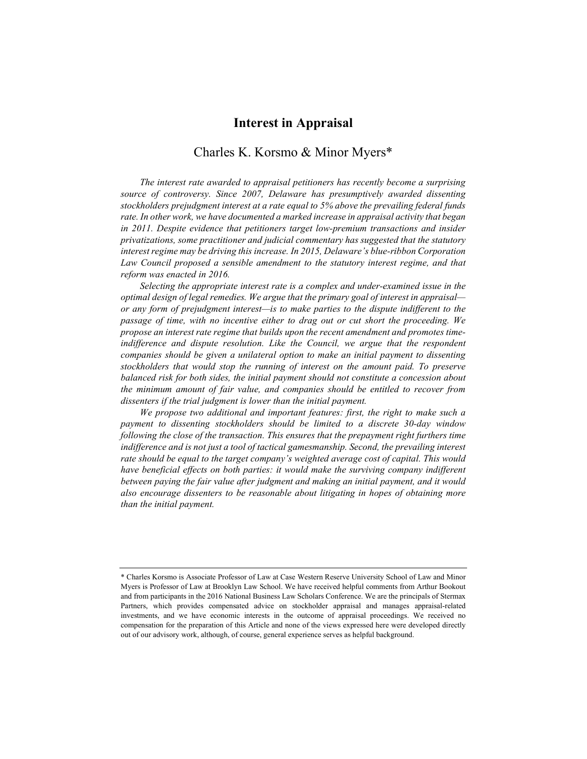# Interest in Appraisal

## Charles K. Korsmo & Minor Myers*

*The interest rate awarded to appraisal petitioners has recently become a surprising source of controversy. Since 2007, Delaware has presumptively awarded dissenting stockholders prejudgment interest at a rate equal to 5% above the prevailing federal funds rate. In other work, we have documented a marked increase in appraisal activity that began in 2011. Despite evidence that petitioners target low-premium transactions and insider privatizations, some practitioner and judicial commentary has suggested that the statutory interest regime may be driving this increase. In 2015, Delaware's blue-ribbon Corporation Law Council proposed a sensible amendment to the statutory interest regime, and that reform was enacted in 2016.*

*Selecting the appropriate interest rate is a complex and under-examined issue in the optimal design of legal remedies. We argue that the primary goal of interest in appraisal—or any form of prejudgment interest—is to make parties to the dispute indifferent to the passage of time, with no incentive either to drag out or cut short the proceeding. We propose an interest rate regime that builds upon the recent amendment and promotes time-indifference and dispute resolution. Like the Council, we argue that the respondent companies should be given a unilateral option to make an initial payment to dissenting stockholders that would stop the running of interest on the amount paid. To preserve balanced risk for both sides, the initial payment should not constitute a concession about the minimum amount of fair value, and companies should be entitled to recover from dissenters if the trial judgment is lower than the initial payment.*

*We propose two additional and important features: first, the right to make such a payment to dissenting stockholders should be limited to a discrete 30-day window following the close of the transaction. This ensures that the prepayment right furthers time indifference and is not just a tool of tactical gamesmanship. Second, the prevailing interest rate should be equal to the target company's weighted average cost of capital. This would have beneficial effects on both parties: it would make the surviving company indifferent between paying the fair value after judgment and making an initial payment, and it would also encourage dissenters to be reasonable about litigating in hopes of obtaining more than the initial payment.*

---

\* Charles Korsmo is Associate Professor of Law at Case Western Reserve University School of Law and Minor Myers is Professor of Law at Brooklyn Law School. We have received helpful comments from Arthur Bookout and from participants in the 2016 National Business Law Scholars Conference. We are the principals of Stermax Partners, which provides compensated advice on stockholder appraisal and manages appraisal-related investments, and we have economic interests in the outcome of appraisal proceedings. We received no compensation for the preparation of this Article and none of the views expressed here were developed directly out of our advisory work, although, of course, general experience serves as helpful background.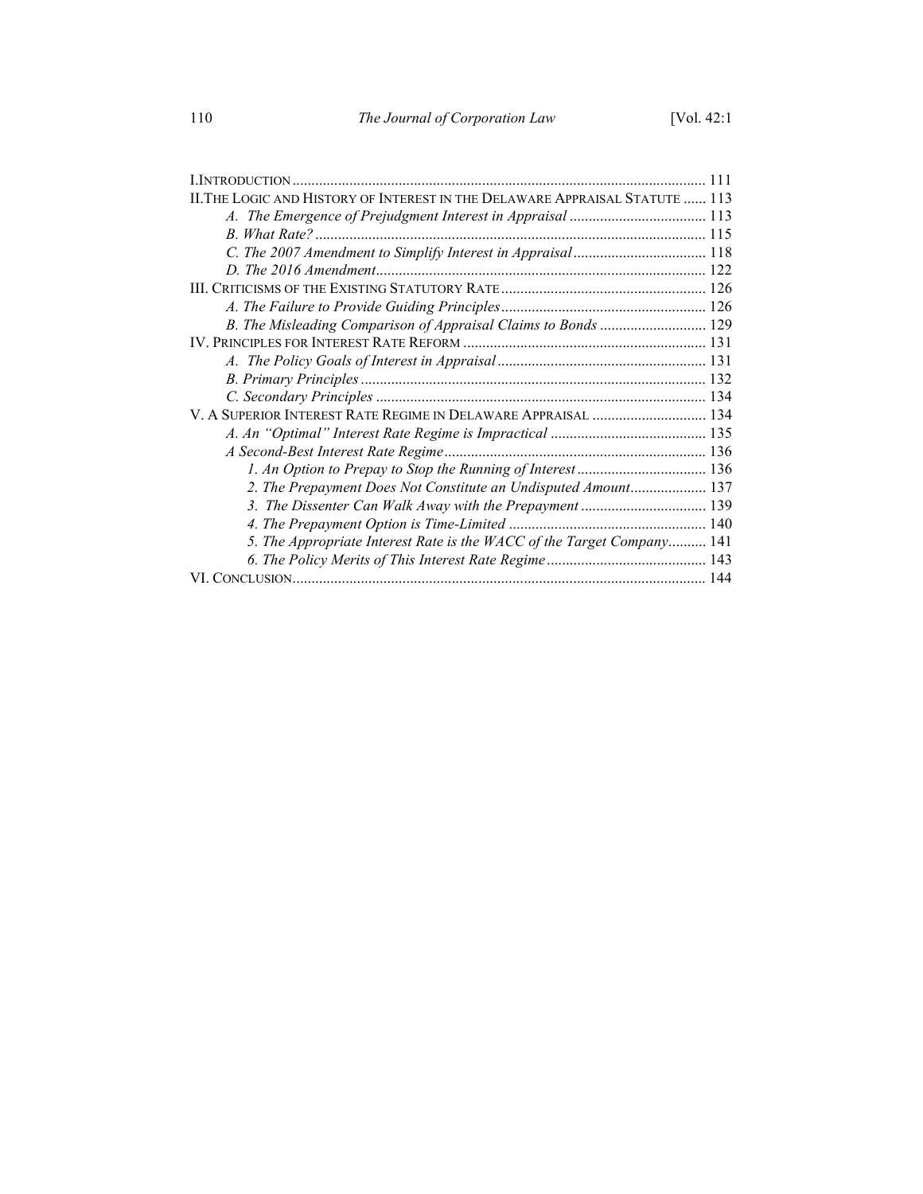I. INTRODUCTION ........ 111

II. THE LOGIC AND HISTORY OF INTEREST IN THE DELAWARE APPRAISAL STATUTE ........ 113

- *A. The Emergence of Prejudgment Interest in Appraisal* ........ 113
- *B. What Rate?* ........ 115
- *C. The 2007 Amendment to Simplify Interest in Appraisal* ........ 118
- *D. The 2016 Amendment* ........ 122

III. CRITICISMS OF THE EXISTING STATUTORY RATE ........ 126

- *A. The Failure to Provide Guiding Principles* ........ 126
- *B. The Misleading Comparison of Appraisal Claims to Bonds* ........ 129

IV. PRINCIPLES FOR INTEREST RATE REFORM ........ 131

- *A. The Policy Goals of Interest in Appraisal* ........ 131
- *B. Primary Principles* ........ 132
- *C. Secondary Principles* ........ 134

V. A SUPERIOR INTEREST RATE REGIME IN DELAWARE APPRAISAL ........ 134

- *A. An "Optimal" Interest Rate Regime is Impractical* ........ 135
- *A Second-Best Interest Rate Regime* ........ 136
  - *1. An Option to Prepay to Stop the Running of Interest* ........ 136
  - *2. The Prepayment Does Not Constitute an Undisputed Amount* ........ 137
  - *3. The Dissenter Can Walk Away with the Prepayment* ........ 139
  - *4. The Prepayment Option is Time-Limited* ........ 140
  - *5. The Appropriate Interest Rate is the WACC of the Target Company* ........ 141
  - *6. The Policy Merits of This Interest Rate Regime* ........ 143

VI. CONCLUSION ........ 144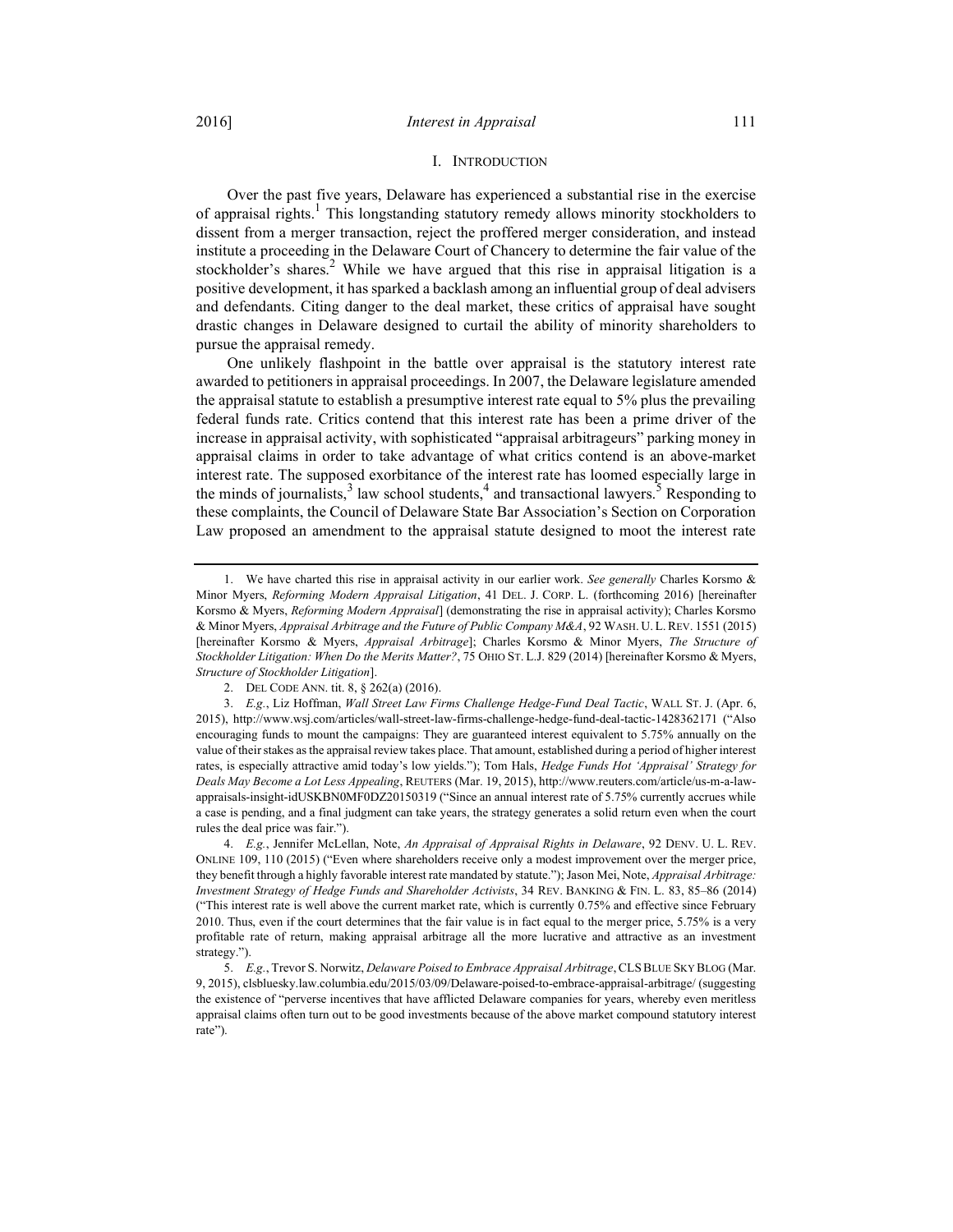## I. Introduction

Over the past five years, Delaware has experienced a substantial rise in the exercise of appraisal rights.[1] This longstanding statutory remedy allows minority stockholders to dissent from a merger transaction, reject the proffered merger consideration, and instead institute a proceeding in the Delaware Court of Chancery to determine the fair value of the stockholder's shares.[2] While we have argued that this rise in appraisal litigation is a positive development, it has sparked a backlash among an influential group of deal advisers and defendants. Citing danger to the deal market, these critics of appraisal have sought drastic changes in Delaware designed to curtail the ability of minority shareholders to pursue the appraisal remedy.

One unlikely flashpoint in the battle over appraisal is the statutory interest rate awarded to petitioners in appraisal proceedings. In 2007, the Delaware legislature amended the appraisal statute to establish a presumptive interest rate equal to 5% plus the prevailing federal funds rate. Critics contend that this interest rate has been a prime driver of the increase in appraisal activity, with sophisticated "appraisal arbitrageurs" parking money in appraisal claims in order to take advantage of what critics contend is an above-market interest rate. The supposed exorbitance of the interest rate has loomed especially large in the minds of journalists,[3] law school students,[4] and transactional lawyers.[5] Responding to these complaints, the Council of Delaware State Bar Association's Section on Corporation Law proposed an amendment to the appraisal statute designed to moot the interest rate

---

1. We have charted this rise in appraisal activity in our earlier work. *See generally* Charles Korsmo & Minor Myers, *Reforming Modern Appraisal Litigation*, 41 DEL. J. CORP. L. (forthcoming 2016) [hereinafter Korsmo & Myers, *Reforming Modern Appraisal*] (demonstrating the rise in appraisal activity); Charles Korsmo & Minor Myers, *Appraisal Arbitrage and the Future of Public Company M&A*, 92 WASH. U. L. REV. 1551 (2015) [hereinafter Korsmo & Myers, *Appraisal Arbitrage*]; Charles Korsmo & Minor Myers, *The Structure of Stockholder Litigation: When Do the Merits Matter?*, 75 OHIO ST. L.J. 829 (2014) [hereinafter Korsmo & Myers, *Structure of Stockholder Litigation*].

2. DEL CODE ANN. tit. 8, § 262(a) (2016).

3. *E.g.*, Liz Hoffman, *Wall Street Law Firms Challenge Hedge-Fund Deal Tactic*, WALL ST. J. (Apr. 6, 2015), http://www.wsj.com/articles/wall-street-law-firms-challenge-hedge-fund-deal-tactic-1428362171 ("Also encouraging funds to mount the campaigns: They are guaranteed interest equivalent to 5.75% annually on the value of their stakes as the appraisal review takes place. That amount, established during a period of higher interest rates, is especially attractive amid today's low yields."); Tom Hals, *Hedge Funds Hot 'Appraisal' Strategy for Deals May Become a Lot Less Appealing*, REUTERS (Mar. 19, 2015), http://www.reuters.com/article/us-m-a-law-appraisals-insight-idUSKBN0MF0DZ20150319 ("Since an annual interest rate of 5.75% currently accrues while a case is pending, and a final judgment can take years, the strategy generates a solid return even when the court rules the deal price was fair.").

4. *E.g.*, Jennifer McLellan, Note, *An Appraisal of Appraisal Rights in Delaware*, 92 DENV. U. L. REV. ONLINE 109, 110 (2015) ("Even where shareholders receive only a modest improvement over the merger price, they benefit through a highly favorable interest rate mandated by statute."); Jason Mei, Note, *Appraisal Arbitrage: Investment Strategy of Hedge Funds and Shareholder Activists*, 34 REV. BANKING & FIN. L. 83, 85–86 (2014) ("This interest rate is well above the current market rate, which is currently 0.75% and effective since February 2010. Thus, even if the court determines that the fair value is in fact equal to the merger price, 5.75% is a very profitable rate of return, making appraisal arbitrage all the more lucrative and attractive as an investment strategy.").

5. *E.g.*, Trevor S. Norwitz, *Delaware Poised to Embrace Appraisal Arbitrage*, CLS BLUE SKY BLOG (Mar. 9, 2015), clsbluesky.law.columbia.edu/2015/03/09/Delaware-poised-to-embrace-appraisal-arbitrage/ (suggesting the existence of "perverse incentives that have afflicted Delaware companies for years, whereby even meritless appraisal claims often turn out to be good investments because of the above market compound statutory interest rate").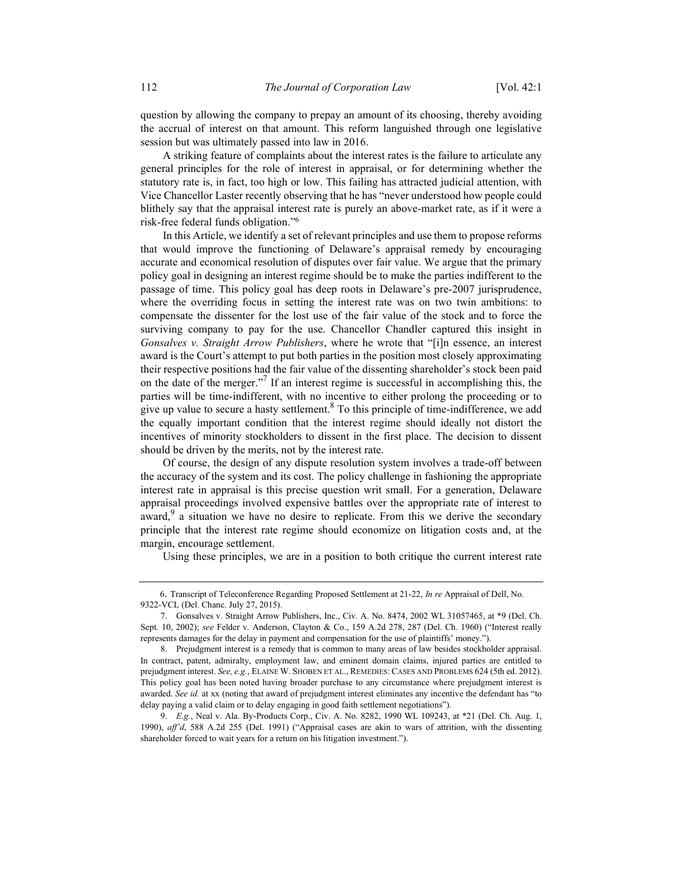question by allowing the company to prepay an amount of its choosing, thereby avoiding the accrual of interest on that amount. This reform languished through one legislative session but was ultimately passed into law in 2016.

A striking feature of complaints about the interest rates is the failure to articulate any general principles for the role of interest in appraisal, or for determining whether the statutory rate is, in fact, too high or low. This failing has attracted judicial attention, with Vice Chancellor Laster recently observing that he has "never understood how people could blithely say that the appraisal interest rate is purely an above-market rate, as if it were a risk-free federal funds obligation."[6]

In this Article, we identify a set of relevant principles and use them to propose reforms that would improve the functioning of Delaware's appraisal remedy by encouraging accurate and economical resolution of disputes over fair value. We argue that the primary policy goal in designing an interest regime should be to make the parties indifferent to the passage of time. This policy goal has deep roots in Delaware's pre-2007 jurisprudence, where the overriding focus in setting the interest rate was on two twin ambitions: to compensate the dissenter for the lost use of the fair value of the stock and to force the surviving company to pay for the use. Chancellor Chandler captured this insight in *Gonsalves v. Straight Arrow Publishers*, where he wrote that "[i]n essence, an interest award is the Court's attempt to put both parties in the position most closely approximating their respective positions had the fair value of the dissenting shareholder's stock been paid on the date of the merger."[7] If an interest regime is successful in accomplishing this, the parties will be time-indifferent, with no incentive to either prolong the proceeding or to give up value to secure a hasty settlement.[8] To this principle of time-indifference, we add the equally important condition that the interest regime should ideally not distort the incentives of minority stockholders to dissent in the first place. The decision to dissent should be driven by the merits, not by the interest rate.

Of course, the design of any dispute resolution system involves a trade-off between the accuracy of the system and its cost. The policy challenge in fashioning the appropriate interest rate in appraisal is this precise question writ small. For a generation, Delaware appraisal proceedings involved expensive battles over the appropriate rate of interest to award,[9] a situation we have no desire to replicate. From this we derive the secondary principle that the interest rate regime should economize on litigation costs and, at the margin, encourage settlement.

Using these principles, we are in a position to both critique the current interest rate

---

6. Transcript of Teleconference Regarding Proposed Settlement at 21-22, *In re* Appraisal of Dell, No. 9322-VCL (Del. Chanc. July 27, 2015).

7. Gonsalves v. Straight Arrow Publishers, Inc., Civ. A. No. 8474, 2002 WL 31057465, at *9 (Del. Ch. Sept. 10, 2002); *see* Felder v. Anderson, Clayton & Co., 159 A.2d 278, 287 (Del. Ch. 1960) ("Interest really represents damages for the delay in payment and compensation for the use of plaintiffs' money.").

8. Prejudgment interest is a remedy that is common to many areas of law besides stockholder appraisal. In contract, patent, admiralty, employment law, and eminent domain claims, injured parties are entitled to prejudgment interest. *See, e.g.*, ELAINE W. SHOBEN ET AL., REMEDIES: CASES AND PROBLEMS 624 (5th ed. 2012). This policy goal has been noted having broader purchase to any circumstance where prejudgment interest is awarded. *See id.* at xx (noting that award of prejudgment interest eliminates any incentive the defendant has "to delay paying a valid claim or to delay engaging in good faith settlement negotiations").

9. *E.g.*, Neal v. Ala. By-Products Corp., Civ. A. No. 8282, 1990 WL 109243, at *21 (Del. Ch. Aug. 1, 1990), *aff'd*, 588 A.2d 255 (Del. 1991) ("Appraisal cases are akin to wars of attrition, with the dissenting shareholder forced to wait years for a return on his litigation investment.").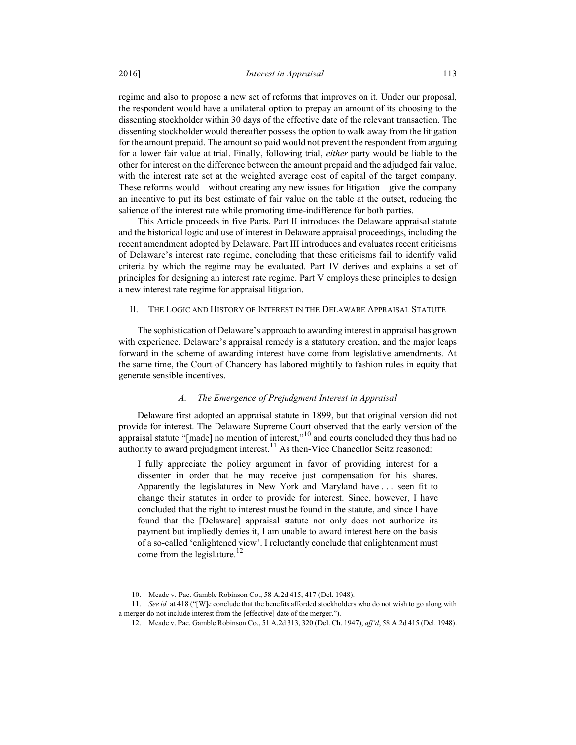regime and also to propose a new set of reforms that improves on it. Under our proposal, the respondent would have a unilateral option to prepay an amount of its choosing to the dissenting stockholder within 30 days of the effective date of the relevant transaction. The dissenting stockholder would thereafter possess the option to walk away from the litigation for the amount prepaid. The amount so paid would not prevent the respondent from arguing for a lower fair value at trial. Finally, following trial, *either* party would be liable to the other for interest on the difference between the amount prepaid and the adjudged fair value, with the interest rate set at the weighted average cost of capital of the target company. These reforms would—without creating any new issues for litigation—give the company an incentive to put its best estimate of fair value on the table at the outset, reducing the salience of the interest rate while promoting time-indifference for both parties.

This Article proceeds in five Parts. Part II introduces the Delaware appraisal statute and the historical logic and use of interest in Delaware appraisal proceedings, including the recent amendment adopted by Delaware. Part III introduces and evaluates recent criticisms of Delaware's interest rate regime, concluding that these criticisms fail to identify valid criteria by which the regime may be evaluated. Part IV derives and explains a set of principles for designing an interest rate regime. Part V employs these principles to design a new interest rate regime for appraisal litigation.

## II. The Logic and History of Interest in the Delaware Appraisal Statute

The sophistication of Delaware's approach to awarding interest in appraisal has grown with experience. Delaware's appraisal remedy is a statutory creation, and the major leaps forward in the scheme of awarding interest have come from legislative amendments. At the same time, the Court of Chancery has labored mightily to fashion rules in equity that generate sensible incentives.

### *A. The Emergence of Prejudgment Interest in Appraisal*

Delaware first adopted an appraisal statute in 1899, but that original version did not provide for interest. The Delaware Supreme Court observed that the early version of the appraisal statute "[made] no mention of interest,"[10] and courts concluded they thus had no authority to award prejudgment interest.[11] As then-Vice Chancellor Seitz reasoned:

> I fully appreciate the policy argument in favor of providing interest for a dissenter in order that he may receive just compensation for his shares. Apparently the legislatures in New York and Maryland have . . . seen fit to change their statutes in order to provide for interest. Since, however, I have concluded that the right to interest must be found in the statute, and since I have found that the [Delaware] appraisal statute not only does not authorize its payment but impliedly denies it, I am unable to award interest here on the basis of a so-called 'enlightened view'. I reluctantly conclude that enlightenment must come from the legislature.[12]

---

10. Meade v. Pac. Gamble Robinson Co., 58 A.2d 415, 417 (Del. 1948).

11. *See id.* at 418 ("[W]e conclude that the benefits afforded stockholders who do not wish to go along with a merger do not include interest from the [effective] date of the merger.").

12. Meade v. Pac. Gamble Robinson Co., 51 A.2d 313, 320 (Del. Ch. 1947), *aff'd*, 58 A.2d 415 (Del. 1948).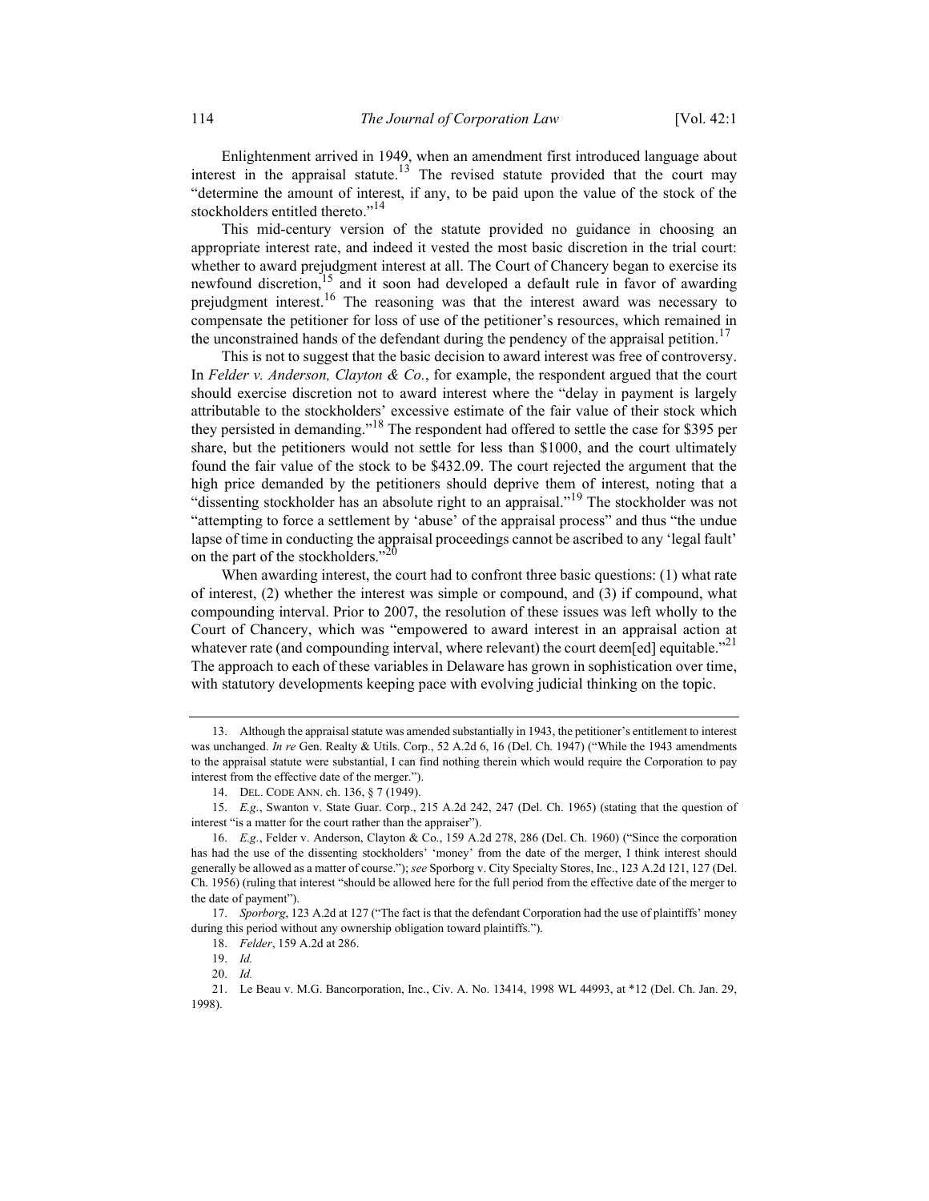Enlightenment arrived in 1949, when an amendment first introduced language about interest in the appraisal statute.[13] The revised statute provided that the court may "determine the amount of interest, if any, to be paid upon the value of the stock of the stockholders entitled thereto."[14]

This mid-century version of the statute provided no guidance in choosing an appropriate interest rate, and indeed it vested the most basic discretion in the trial court: whether to award prejudgment interest at all. The Court of Chancery began to exercise its newfound discretion,[15] and it soon had developed a default rule in favor of awarding prejudgment interest.[16] The reasoning was that the interest award was necessary to compensate the petitioner for loss of use of the petitioner's resources, which remained in the unconstrained hands of the defendant during the pendency of the appraisal petition.[17]

This is not to suggest that the basic decision to award interest was free of controversy. In *Felder v. Anderson, Clayton & Co.*, for example, the respondent argued that the court should exercise discretion not to award interest where the "delay in payment is largely attributable to the stockholders' excessive estimate of the fair value of their stock which they persisted in demanding."[18] The respondent had offered to settle the case for $395 per share, but the petitioners would not settle for less than $1000, and the court ultimately found the fair value of the stock to be $432.09. The court rejected the argument that the high price demanded by the petitioners should deprive them of interest, noting that a "dissenting stockholder has an absolute right to an appraisal."[19] The stockholder was not "attempting to force a settlement by 'abuse' of the appraisal process" and thus "the undue lapse of time in conducting the appraisal proceedings cannot be ascribed to any 'legal fault' on the part of the stockholders."[20]

When awarding interest, the court had to confront three basic questions: (1) what rate of interest, (2) whether the interest was simple or compound, and (3) if compound, what compounding interval. Prior to 2007, the resolution of these issues was left wholly to the Court of Chancery, which was "empowered to award interest in an appraisal action at whatever rate (and compounding interval, where relevant) the court deem[ed] equitable."[21] The approach to each of these variables in Delaware has grown in sophistication over time, with statutory developments keeping pace with evolving judicial thinking on the topic.

---

13. Although the appraisal statute was amended substantially in 1943, the petitioner's entitlement to interest was unchanged. *In re* Gen. Realty & Utils. Corp., 52 A.2d 6, 16 (Del. Ch. 1947) ("While the 1943 amendments to the appraisal statute were substantial, I can find nothing therein which would require the Corporation to pay interest from the effective date of the merger.").

14. DEL. CODE ANN. ch. 136, § 7 (1949).

15. *E.g.*, Swanton v. State Guar. Corp., 215 A.2d 242, 247 (Del. Ch. 1965) (stating that the question of interest "is a matter for the court rather than the appraiser").

16. *E.g.*, Felder v. Anderson, Clayton & Co., 159 A.2d 278, 286 (Del. Ch. 1960) ("Since the corporation has had the use of the dissenting stockholders' 'money' from the date of the merger, I think interest should generally be allowed as a matter of course."); *see* Sporborg v. City Specialty Stores, Inc., 123 A.2d 121, 127 (Del. Ch. 1956) (ruling that interest "should be allowed here for the full period from the effective date of the merger to the date of payment").

17. *Sporborg*, 123 A.2d at 127 ("The fact is that the defendant Corporation had the use of plaintiffs' money during this period without any ownership obligation toward plaintiffs.").

18. *Felder*, 159 A.2d at 286.

19. *Id.*

20. *Id.*

21. Le Beau v. M.G. Bancorporation, Inc., Civ. A. No. 13414, 1998 WL 44993, at *12 (Del. Ch. Jan. 29, 1998).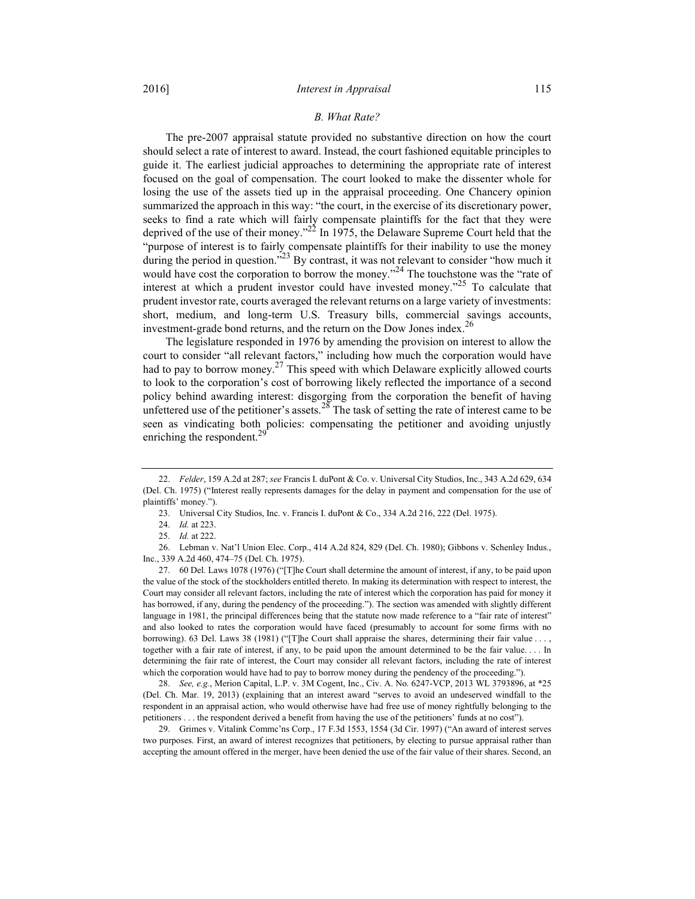### *B. What Rate?*

The pre-2007 appraisal statute provided no substantive direction on how the court should select a rate of interest to award. Instead, the court fashioned equitable principles to guide it. The earliest judicial approaches to determining the appropriate rate of interest focused on the goal of compensation. The court looked to make the dissenter whole for losing the use of the assets tied up in the appraisal proceeding. One Chancery opinion summarized the approach in this way: "the court, in the exercise of its discretionary power, seeks to find a rate which will fairly compensate plaintiffs for the fact that they were deprived of the use of their money."[22] In 1975, the Delaware Supreme Court held that the "purpose of interest is to fairly compensate plaintiffs for their inability to use the money during the period in question."[23] By contrast, it was not relevant to consider "how much it would have cost the corporation to borrow the money."[24] The touchstone was the "rate of interest at which a prudent investor could have invested money."[25] To calculate that prudent investor rate, courts averaged the relevant returns on a large variety of investments: short, medium, and long-term U.S. Treasury bills, commercial savings accounts, investment-grade bond returns, and the return on the Dow Jones index.[26]

The legislature responded in 1976 by amending the provision on interest to allow the court to consider "all relevant factors," including how much the corporation would have had to pay to borrow money.[27] This speed with which Delaware explicitly allowed courts to look to the corporation's cost of borrowing likely reflected the importance of a second policy behind awarding interest: disgorging from the corporation the benefit of having unfettered use of the petitioner's assets.[28] The task of setting the rate of interest came to be seen as vindicating both policies: compensating the petitioner and avoiding unjustly enriching the respondent.[29]

---

22. *Felder*, 159 A.2d at 287; *see* Francis I. duPont & Co. v. Universal City Studios, Inc., 343 A.2d 629, 634 (Del. Ch. 1975) ("Interest really represents damages for the delay in payment and compensation for the use of plaintiffs' money.").

23. Universal City Studios, Inc. v. Francis I. duPont & Co., 334 A.2d 216, 222 (Del. 1975).

24. *Id.* at 223.

25. *Id.* at 222.

26. Lebman v. Nat'l Union Elec. Corp., 414 A.2d 824, 829 (Del. Ch. 1980); Gibbons v. Schenley Indus., Inc., 339 A.2d 460, 474–75 (Del. Ch. 1975).

27. 60 Del. Laws 1078 (1976) ("[T]he Court shall determine the amount of interest, if any, to be paid upon the value of the stock of the stockholders entitled thereto. In making its determination with respect to interest, the Court may consider all relevant factors, including the rate of interest which the corporation has paid for money it has borrowed, if any, during the pendency of the proceeding."). The section was amended with slightly different language in 1981, the principal differences being that the statute now made reference to a "fair rate of interest" and also looked to rates the corporation would have faced (presumably to account for some firms with no borrowing). 63 Del. Laws 38 (1981) ("[T]he Court shall appraise the shares, determining their fair value . . . , together with a fair rate of interest, if any, to be paid upon the amount determined to be the fair value. . . . In determining the fair rate of interest, the Court may consider all relevant factors, including the rate of interest which the corporation would have had to pay to borrow money during the pendency of the proceeding.").

28. *See, e.g.*, Merion Capital, L.P. v. 3M Cogent, Inc., Civ. A. No. 6247-VCP, 2013 WL 3793896, at \*25 (Del. Ch. Mar. 19, 2013) (explaining that an interest award "serves to avoid an undeserved windfall to the respondent in an appraisal action, who would otherwise have had free use of money rightfully belonging to the petitioners . . . the respondent derived a benefit from having the use of the petitioners' funds at no cost").

29. Grimes v. Vitalink Commc'ns Corp., 17 F.3d 1553, 1554 (3d Cir. 1997) ("An award of interest serves two purposes. First, an award of interest recognizes that petitioners, by electing to pursue appraisal rather than accepting the amount offered in the merger, have been denied the use of the fair value of their shares. Second, an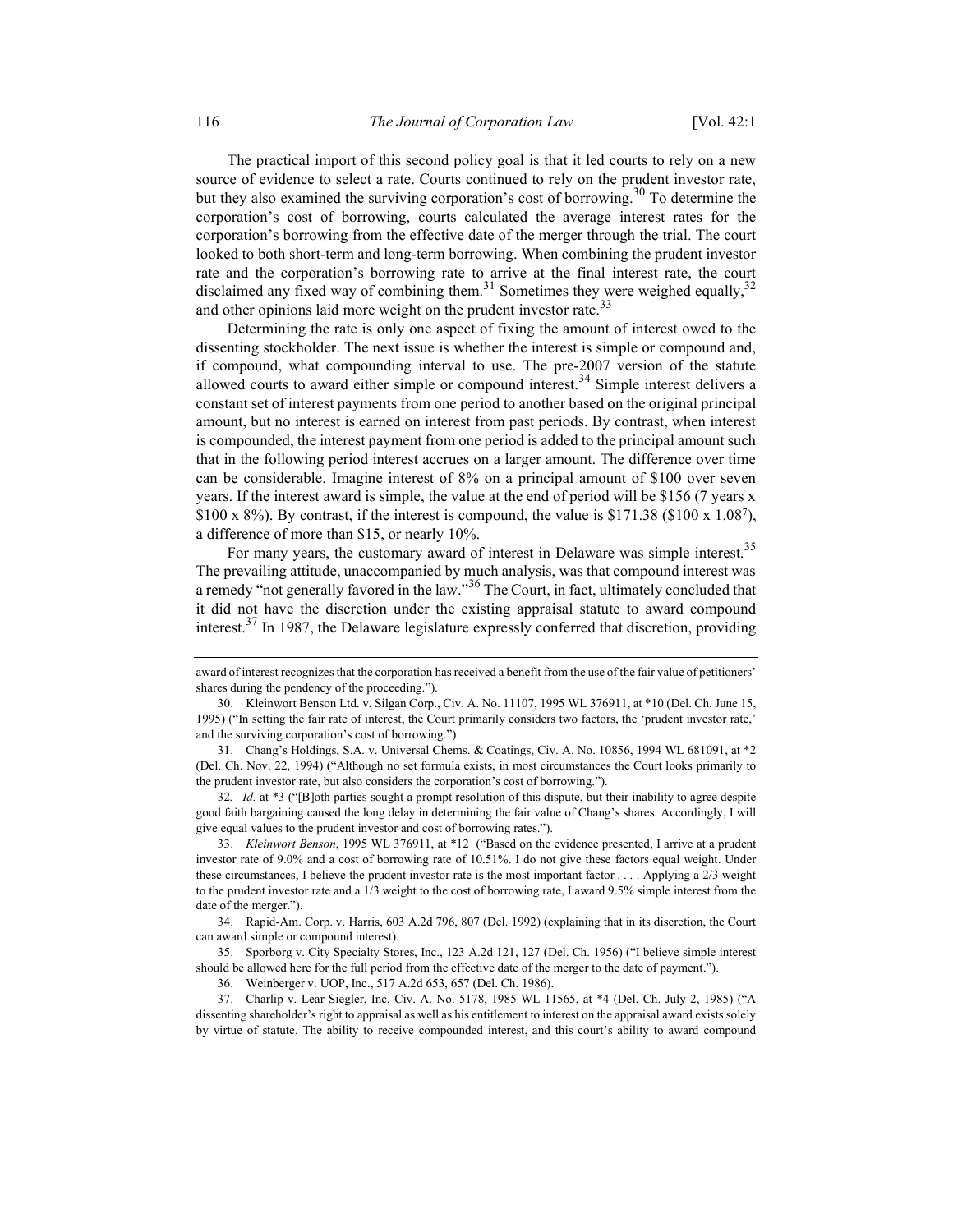The practical import of this second policy goal is that it led courts to rely on a new source of evidence to select a rate. Courts continued to rely on the prudent investor rate, but they also examined the surviving corporation's cost of borrowing.[30] To determine the corporation's cost of borrowing, courts calculated the average interest rates for the corporation's borrowing from the effective date of the merger through the trial. The court looked to both short-term and long-term borrowing. When combining the prudent investor rate and the corporation's borrowing rate to arrive at the final interest rate, the court disclaimed any fixed way of combining them.[31] Sometimes they were weighed equally,[32] and other opinions laid more weight on the prudent investor rate.[33]

Determining the rate is only one aspect of fixing the amount of interest owed to the dissenting stockholder. The next issue is whether the interest is simple or compound and, if compound, what compounding interval to use. The pre-2007 version of the statute allowed courts to award either simple or compound interest.[34] Simple interest delivers a constant set of interest payments from one period to another based on the original principal amount, but no interest is earned on interest from past periods. By contrast, when interest is compounded, the interest payment from one period is added to the principal amount such that in the following period interest accrues on a larger amount. The difference over time can be considerable. Imagine interest of 8% on a principal amount of $100 over seven years. If the interest award is simple, the value at the end of period will be $156 (7 years x $100 x 8%). By contrast, if the interest is compound, the value is $171.38 ($100 x 1.08$^7$), a difference of more than $15, or nearly 10%.

For many years, the customary award of interest in Delaware was simple interest.[35] The prevailing attitude, unaccompanied by much analysis, was that compound interest was a remedy "not generally favored in the law."[36] The Court, in fact, ultimately concluded that it did not have the discretion under the existing appraisal statute to award compound interest.[37] In 1987, the Delaware legislature expressly conferred that discretion, providing

---

award of interest recognizes that the corporation has received a benefit from the use of the fair value of petitioners' shares during the pendency of the proceeding.").

30. Kleinwort Benson Ltd. v. Silgan Corp., Civ. A. No. 11107, 1995 WL 376911, at *10 (Del. Ch. June 15, 1995) ("In setting the fair rate of interest, the Court primarily considers two factors, the 'prudent investor rate,' and the surviving corporation's cost of borrowing.").

31. Chang's Holdings, S.A. v. Universal Chems. & Coatings, Civ. A. No. 10856, 1994 WL 681091, at *2 (Del. Ch. Nov. 22, 1994) ("Although no set formula exists, in most circumstances the Court looks primarily to the prudent investor rate, but also considers the corporation's cost of borrowing.").

32. *Id.* at *3 ("[B]oth parties sought a prompt resolution of this dispute, but their inability to agree despite good faith bargaining caused the long delay in determining the fair value of Chang's shares. Accordingly, I will give equal values to the prudent investor and cost of borrowing rates.").

33. *Kleinwort Benson*, 1995 WL 376911, at *12 ("Based on the evidence presented, I arrive at a prudent investor rate of 9.0% and a cost of borrowing rate of 10.51%. I do not give these factors equal weight. Under these circumstances, I believe the prudent investor rate is the most important factor . . . . Applying a 2/3 weight to the prudent investor rate and a 1/3 weight to the cost of borrowing rate, I award 9.5% simple interest from the date of the merger.").

34. Rapid-Am. Corp. v. Harris, 603 A.2d 796, 807 (Del. 1992) (explaining that in its discretion, the Court can award simple or compound interest).

35. Sporborg v. City Specialty Stores, Inc., 123 A.2d 121, 127 (Del. Ch. 1956) ("I believe simple interest should be allowed here for the full period from the effective date of the merger to the date of payment.").

36. Weinberger v. UOP, Inc., 517 A.2d 653, 657 (Del. Ch. 1986).

37. Charlip v. Lear Siegler, Inc, Civ. A. No. 5178, 1985 WL 11565, at *4 (Del. Ch. July 2, 1985) ("A dissenting shareholder's right to appraisal as well as his entitlement to interest on the appraisal award exists solely by virtue of statute. The ability to receive compounded interest, and this court's ability to award compound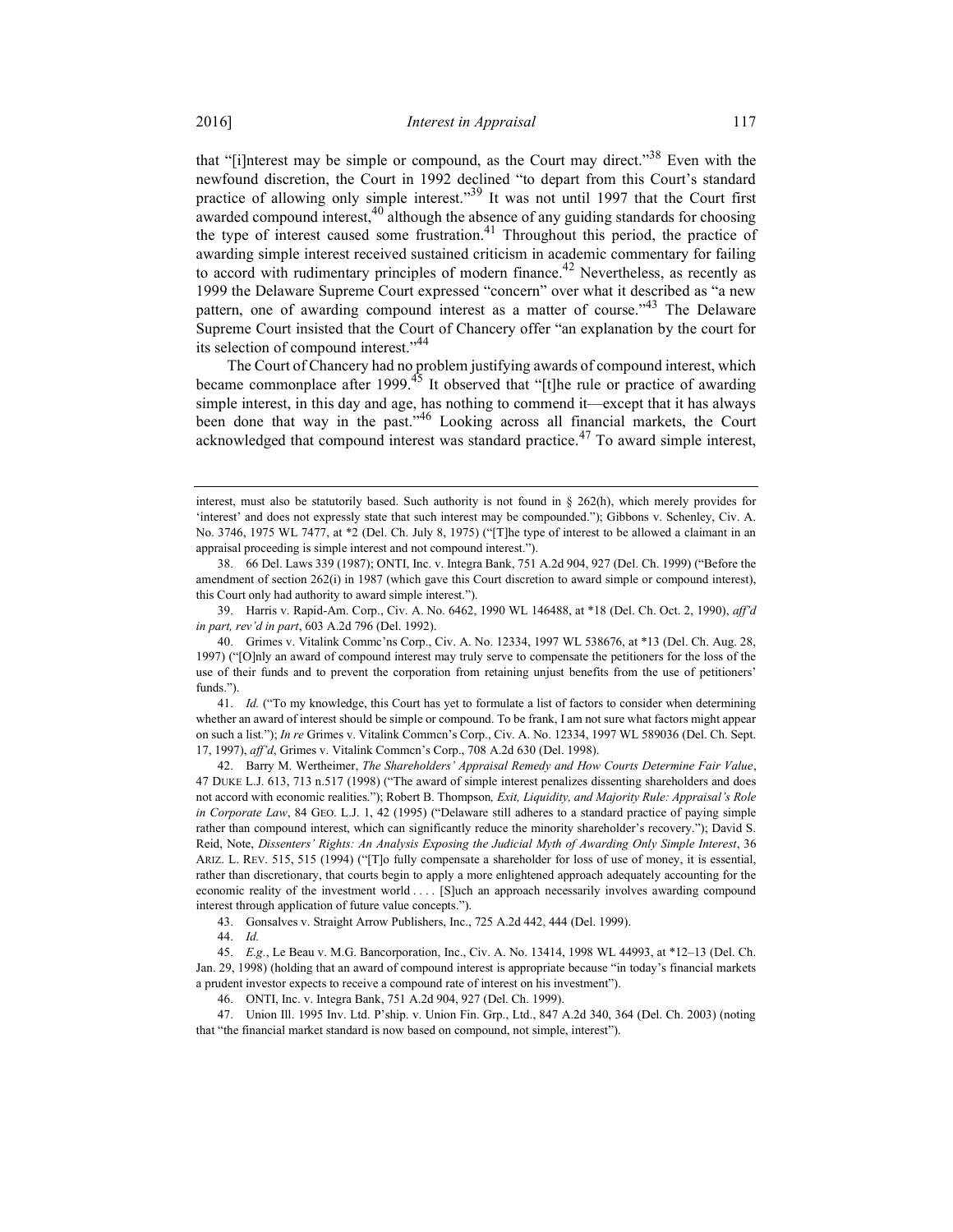that "[i]nterest may be simple or compound, as the Court may direct."[38] Even with the newfound discretion, the Court in 1992 declined "to depart from this Court's standard practice of allowing only simple interest."[39] It was not until 1997 that the Court first awarded compound interest,[40] although the absence of any guiding standards for choosing the type of interest caused some frustration.[41] Throughout this period, the practice of awarding simple interest received sustained criticism in academic commentary for failing to accord with rudimentary principles of modern finance.[42] Nevertheless, as recently as 1999 the Delaware Supreme Court expressed "concern" over what it described as "a new pattern, one of awarding compound interest as a matter of course."[43] The Delaware Supreme Court insisted that the Court of Chancery offer "an explanation by the court for its selection of compound interest."[44]

The Court of Chancery had no problem justifying awards of compound interest, which became commonplace after 1999.[45] It observed that "[t]he rule or practice of awarding simple interest, in this day and age, has nothing to commend it—except that it has always been done that way in the past."[46] Looking across all financial markets, the Court acknowledged that compound interest was standard practice.[47] To award simple interest,

---

interest, must also be statutorily based. Such authority is not found in § 262(h), which merely provides for 'interest' and does not expressly state that such interest may be compounded."); Gibbons v. Schenley, Civ. A. No. 3746, 1975 WL 7477, at *2 (Del. Ch. July 8, 1975) ("[T]he type of interest to be allowed a claimant in an appraisal proceeding is simple interest and not compound interest.").

38. 66 Del. Laws 339 (1987); ONTI, Inc. v. Integra Bank, 751 A.2d 904, 927 (Del. Ch. 1999) ("Before the amendment of section 262(i) in 1987 (which gave this Court discretion to award simple or compound interest), this Court only had authority to award simple interest.").

39. Harris v. Rapid-Am. Corp., Civ. A. No. 6462, 1990 WL 146488, at *18 (Del. Ch. Oct. 2, 1990), *aff'd in part, rev'd in part*, 603 A.2d 796 (Del. 1992).

40. Grimes v. Vitalink Commc'ns Corp., Civ. A. No. 12334, 1997 WL 538676, at *13 (Del. Ch. Aug. 28, 1997) ("[O]nly an award of compound interest may truly serve to compensate the petitioners for the loss of the use of their funds and to prevent the corporation from retaining unjust benefits from the use of petitioners' funds.").

41. *Id.* ("To my knowledge, this Court has yet to formulate a list of factors to consider when determining whether an award of interest should be simple or compound. To be frank, I am not sure what factors might appear on such a list."); *In re* Grimes v. Vitalink Commcn's Corp., Civ. A. No. 12334, 1997 WL 589036 (Del. Ch. Sept. 17, 1997), *aff'd*, Grimes v. Vitalink Commcn's Corp., 708 A.2d 630 (Del. 1998).

42. Barry M. Wertheimer, *The Shareholders' Appraisal Remedy and How Courts Determine Fair Value*, 47 DUKE L.J. 613, 713 n.517 (1998) ("The award of simple interest penalizes dissenting shareholders and does not accord with economic realities."); Robert B. Thompson*, Exit, Liquidity, and Majority Rule: Appraisal's Role in Corporate Law*, 84 GEO. L.J. 1, 42 (1995) ("Delaware still adheres to a standard practice of paying simple rather than compound interest, which can significantly reduce the minority shareholder's recovery."); David S. Reid, Note, *Dissenters' Rights: An Analysis Exposing the Judicial Myth of Awarding Only Simple Interest*, 36 ARIZ. L. REV. 515, 515 (1994) ("[T]o fully compensate a shareholder for loss of use of money, it is essential, rather than discretionary, that courts begin to apply a more enlightened approach adequately accounting for the economic reality of the investment world . . . . [S]uch an approach necessarily involves awarding compound interest through application of future value concepts.").

43. Gonsalves v. Straight Arrow Publishers, Inc., 725 A.2d 442, 444 (Del. 1999).

44. *Id.*

45. *E.g.*, Le Beau v. M.G. Bancorporation, Inc., Civ. A. No. 13414, 1998 WL 44993, at *12–13 (Del. Ch. Jan. 29, 1998) (holding that an award of compound interest is appropriate because "in today's financial markets a prudent investor expects to receive a compound rate of interest on his investment").

46. ONTI, Inc. v. Integra Bank, 751 A.2d 904, 927 (Del. Ch. 1999).

47. Union Ill. 1995 Inv. Ltd. P'ship. v. Union Fin. Grp., Ltd., 847 A.2d 340, 364 (Del. Ch. 2003) (noting that "the financial market standard is now based on compound, not simple, interest").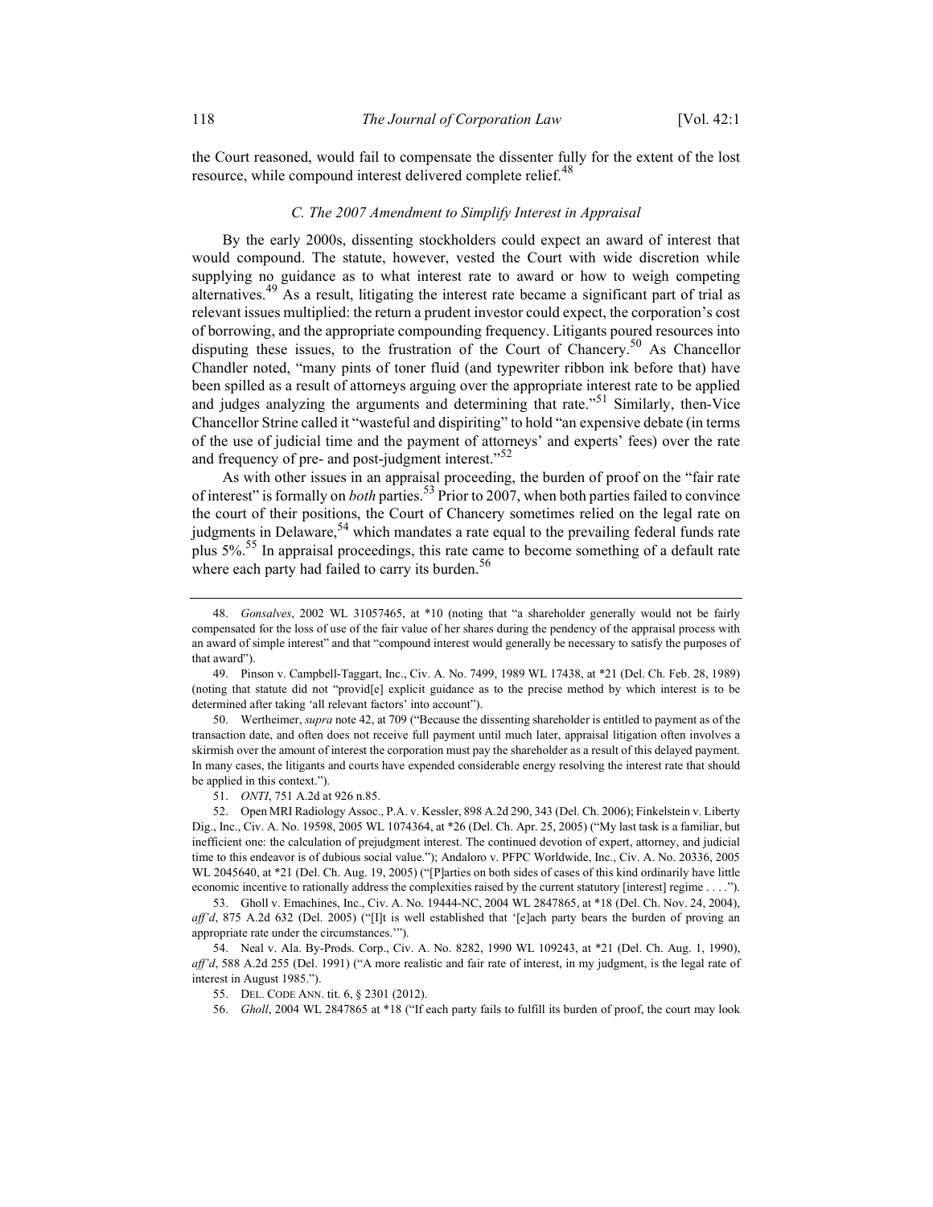the Court reasoned, would fail to compensate the dissenter fully for the extent of the lost resource, while compound interest delivered complete relief.[48]

### *C. The 2007 Amendment to Simplify Interest in Appraisal*

By the early 2000s, dissenting stockholders could expect an award of interest that would compound. The statute, however, vested the Court with wide discretion while supplying no guidance as to what interest rate to award or how to weigh competing alternatives.[49] As a result, litigating the interest rate became a significant part of trial as relevant issues multiplied: the return a prudent investor could expect, the corporation's cost of borrowing, and the appropriate compounding frequency. Litigants poured resources into disputing these issues, to the frustration of the Court of Chancery.[50] As Chancellor Chandler noted, "many pints of toner fluid (and typewriter ribbon ink before that) have been spilled as a result of attorneys arguing over the appropriate interest rate to be applied and judges analyzing the arguments and determining that rate."[51] Similarly, then-Vice Chancellor Strine called it "wasteful and dispiriting" to hold "an expensive debate (in terms of the use of judicial time and the payment of attorneys' and experts' fees) over the rate and frequency of pre- and post-judgment interest."[52]

As with other issues in an appraisal proceeding, the burden of proof on the "fair rate of interest" is formally on *both* parties.[53] Prior to 2007, when both parties failed to convince the court of their positions, the Court of Chancery sometimes relied on the legal rate on judgments in Delaware,[54] which mandates a rate equal to the prevailing federal funds rate plus 5%.[55] In appraisal proceedings, this rate came to become something of a default rate where each party had failed to carry its burden.[56]

---

48. *Gonsalves*, 2002 WL 31057465, at *10 (noting that "a shareholder generally would not be fairly compensated for the loss of use of the fair value of her shares during the pendency of the appraisal process with an award of simple interest" and that "compound interest would generally be necessary to satisfy the purposes of that award").

49. Pinson v. Campbell-Taggart, Inc., Civ. A. No. 7499, 1989 WL 17438, at *21 (Del. Ch. Feb. 28, 1989) (noting that statute did not "provid[e] explicit guidance as to the precise method by which interest is to be determined after taking 'all relevant factors' into account").

50. Wertheimer, *supra* note 42, at 709 ("Because the dissenting shareholder is entitled to payment as of the transaction date, and often does not receive full payment until much later, appraisal litigation often involves a skirmish over the amount of interest the corporation must pay the shareholder as a result of this delayed payment. In many cases, the litigants and courts have expended considerable energy resolving the interest rate that should be applied in this context.").

51. *ONTI*, 751 A.2d at 926 n.85.

52. Open MRI Radiology Assoc., P.A. v. Kessler, 898 A.2d 290, 343 (Del. Ch. 2006); Finkelstein v. Liberty Dig., Inc., Civ. A. No. 19598, 2005 WL 1074364, at *26 (Del. Ch. Apr. 25, 2005) ("My last task is a familiar, but inefficient one: the calculation of prejudgment interest. The continued devotion of expert, attorney, and judicial time to this endeavor is of dubious social value."); Andaloro v. PFPC Worldwide, Inc., Civ. A. No. 20336, 2005 WL 2045640, at *21 (Del. Ch. Aug. 19, 2005) ("[P]arties on both sides of cases of this kind ordinarily have little economic incentive to rationally address the complexities raised by the current statutory [interest] regime . . . .").

53. Gholl v. Emachines, Inc., Civ. A. No. 19444-NC, 2004 WL 2847865, at *18 (Del. Ch. Nov. 24, 2004), *aff'd*, 875 A.2d 632 (Del. 2005) ("[I]t is well established that '[e]ach party bears the burden of proving an appropriate rate under the circumstances.'").

54. Neal v. Ala. By-Prods. Corp., Civ. A. No. 8282, 1990 WL 109243, at *21 (Del. Ch. Aug. 1, 1990), *aff'd*, 588 A.2d 255 (Del. 1991) ("A more realistic and fair rate of interest, in my judgment, is the legal rate of interest in August 1985.").

55. DEL. CODE ANN. tit. 6, § 2301 (2012).

56. *Gholl*, 2004 WL 2847865 at *18 ("If each party fails to fulfill its burden of proof, the court may look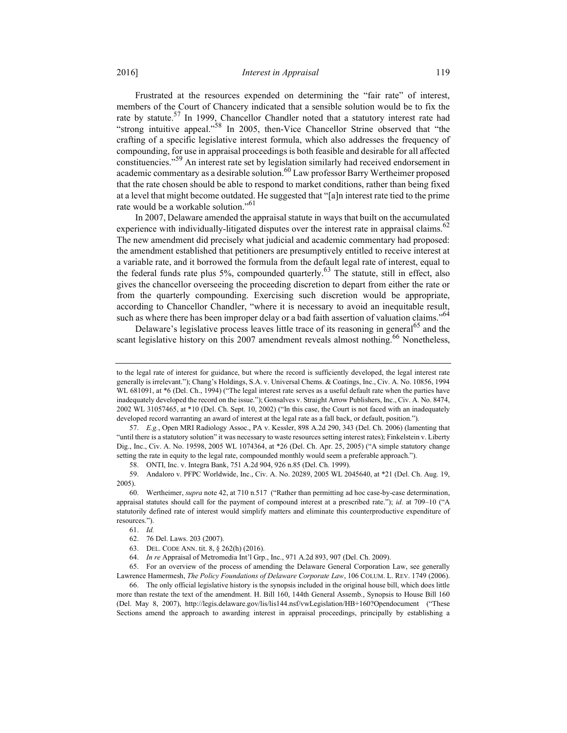Frustrated at the resources expended on determining the "fair rate" of interest, members of the Court of Chancery indicated that a sensible solution would be to fix the rate by statute.[57] In 1999, Chancellor Chandler noted that a statutory interest rate had "strong intuitive appeal."[58] In 2005, then-Vice Chancellor Strine observed that "the crafting of a specific legislative interest formula, which also addresses the frequency of compounding, for use in appraisal proceedings is both feasible and desirable for all affected constituencies."[59] An interest rate set by legislation similarly had received endorsement in academic commentary as a desirable solution.[60] Law professor Barry Wertheimer proposed that the rate chosen should be able to respond to market conditions, rather than being fixed at a level that might become outdated. He suggested that "[a]n interest rate tied to the prime rate would be a workable solution."[61]

In 2007, Delaware amended the appraisal statute in ways that built on the accumulated experience with individually-litigated disputes over the interest rate in appraisal claims.[62] The new amendment did precisely what judicial and academic commentary had proposed: the amendment established that petitioners are presumptively entitled to receive interest at a variable rate, and it borrowed the formula from the default legal rate of interest, equal to the federal funds rate plus 5%, compounded quarterly.[63] The statute, still in effect, also gives the chancellor overseeing the proceeding discretion to depart from either the rate or from the quarterly compounding. Exercising such discretion would be appropriate, according to Chancellor Chandler, "where it is necessary to avoid an inequitable result, such as where there has been improper delay or a bad faith assertion of valuation claims."[64]

Delaware's legislative process leaves little trace of its reasoning in general[65] and the scant legislative history on this 2007 amendment reveals almost nothing.[66] Nonetheless,

---

to the legal rate of interest for guidance, but where the record is sufficiently developed, the legal interest rate generally is irrelevant."); Chang's Holdings, S.A. v. Universal Chems. & Coatings, Inc., Civ. A. No. 10856, 1994 WL 681091, at *6 (Del. Ch., 1994) ("The legal interest rate serves as a useful default rate when the parties have inadequately developed the record on the issue."); Gonsalves v. Straight Arrow Publishers, Inc., Civ. A. No. 8474, 2002 WL 31057465, at *10 (Del. Ch. Sept. 10, 2002) ("In this case, the Court is not faced with an inadequately developed record warranting an award of interest at the legal rate as a fall back, or default, position.").

57. *E.g.*, Open MRI Radiology Assoc., PA v. Kessler, 898 A.2d 290, 343 (Del. Ch. 2006) (lamenting that "until there is a statutory solution" it was necessary to waste resources setting interest rates); Finkelstein v. Liberty Dig., Inc., Civ. A. No. 19598, 2005 WL 1074364, at *26 (Del. Ch. Apr. 25, 2005) ("A simple statutory change setting the rate in equity to the legal rate, compounded monthly would seem a preferable approach.").

58. ONTI, Inc. v. Integra Bank, 751 A.2d 904, 926 n.85 (Del. Ch. 1999).

59. Andaloro v. PFPC Worldwide, Inc., Civ. A. No. 20289, 2005 WL 2045640, at *21 (Del. Ch. Aug. 19, 2005).

60. Wertheimer, *supra* note 42, at 710 n.517 ("Rather than permitting ad hoc case-by-case determination, appraisal statutes should call for the payment of compound interest at a prescribed rate."); *id.* at 709–10 ("A statutorily defined rate of interest would simplify matters and eliminate this counterproductive expenditure of resources.").

61. *Id.*

62. 76 Del. Laws. 203 (2007).

63. DEL. CODE ANN. tit. 8, § 262(h) (2016).

64. *In re* Appraisal of Metromedia Int'l Grp., Inc., 971 A.2d 893, 907 (Del. Ch. 2009).

65. For an overview of the process of amending the Delaware General Corporation Law, see generally Lawrence Hamermesh, *The Policy Foundations of Delaware Corporate Law*, 106 COLUM. L. REV. 1749 (2006).

66. The only official legislative history is the synopsis included in the original house bill, which does little more than restate the text of the amendment. H. Bill 160, 144th General Assemb., Synopsis to House Bill 160 (Del. May 8, 2007), http://legis.delaware.gov/lis/lis144.nsf/vwLegislation/HB+160?Opendocument ("These Sections amend the approach to awarding interest in appraisal proceedings, principally by establishing a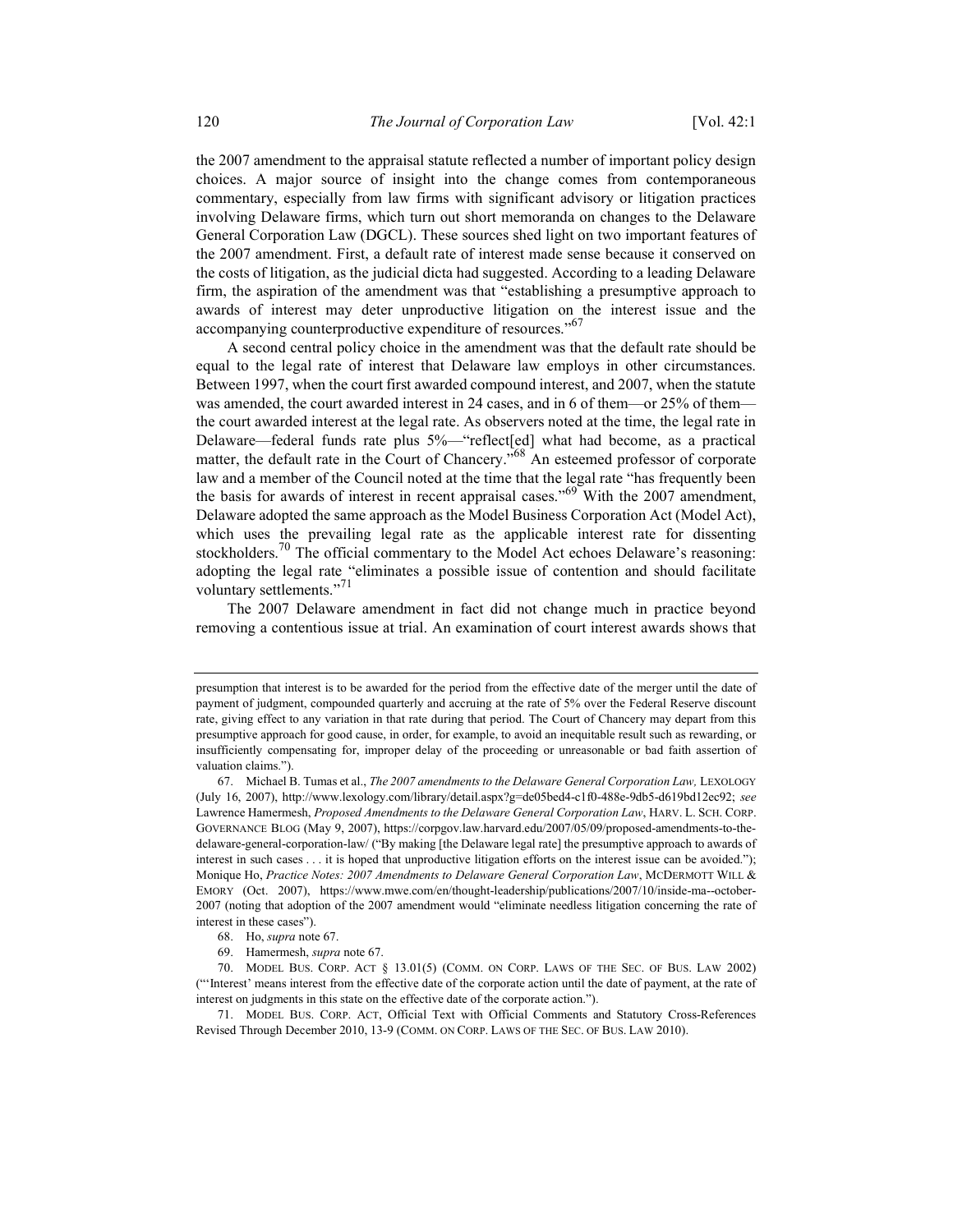the 2007 amendment to the appraisal statute reflected a number of important policy design choices. A major source of insight into the change comes from contemporaneous commentary, especially from law firms with significant advisory or litigation practices involving Delaware firms, which turn out short memoranda on changes to the Delaware General Corporation Law (DGCL). These sources shed light on two important features of the 2007 amendment. First, a default rate of interest made sense because it conserved on the costs of litigation, as the judicial dicta had suggested. According to a leading Delaware firm, the aspiration of the amendment was that "establishing a presumptive approach to awards of interest may deter unproductive litigation on the interest issue and the accompanying counterproductive expenditure of resources."[67]

A second central policy choice in the amendment was that the default rate should be equal to the legal rate of interest that Delaware law employs in other circumstances. Between 1997, when the court first awarded compound interest, and 2007, when the statute was amended, the court awarded interest in 24 cases, and in 6 of them—or 25% of them—the court awarded interest at the legal rate. As observers noted at the time, the legal rate in Delaware—federal funds rate plus 5%—"reflect[ed] what had become, as a practical matter, the default rate in the Court of Chancery."[68] An esteemed professor of corporate law and a member of the Council noted at the time that the legal rate "has frequently been the basis for awards of interest in recent appraisal cases."[69] With the 2007 amendment, Delaware adopted the same approach as the Model Business Corporation Act (Model Act), which uses the prevailing legal rate as the applicable interest rate for dissenting stockholders.[70] The official commentary to the Model Act echoes Delaware's reasoning: adopting the legal rate "eliminates a possible issue of contention and should facilitate voluntary settlements."[71]

The 2007 Delaware amendment in fact did not change much in practice beyond removing a contentious issue at trial. An examination of court interest awards shows that

---

presumption that interest is to be awarded for the period from the effective date of the merger until the date of payment of judgment, compounded quarterly and accruing at the rate of 5% over the Federal Reserve discount rate, giving effect to any variation in that rate during that period. The Court of Chancery may depart from this presumptive approach for good cause, in order, for example, to avoid an inequitable result such as rewarding, or insufficiently compensating for, improper delay of the proceeding or unreasonable or bad faith assertion of valuation claims.").

67. Michael B. Tumas et al., *The 2007 amendments to the Delaware General Corporation Law,* LEXOLOGY (July 16, 2007), http://www.lexology.com/library/detail.aspx?g=de05bed4-c1f0-488e-9db5-d619bd12ec92; *see* Lawrence Hamermesh, *Proposed Amendments to the Delaware General Corporation Law*, HARV. L. SCH. CORP. GOVERNANCE BLOG (May 9, 2007), https://corpgov.law.harvard.edu/2007/05/09/proposed-amendments-to-the-delaware-general-corporation-law/ ("By making [the Delaware legal rate] the presumptive approach to awards of interest in such cases . . . it is hoped that unproductive litigation efforts on the interest issue can be avoided."); Monique Ho, *Practice Notes: 2007 Amendments to Delaware General Corporation Law*, MCDERMOTT WILL & EMORY (Oct. 2007), https://www.mwe.com/en/thought-leadership/publications/2007/10/inside-ma--october-2007 (noting that adoption of the 2007 amendment would "eliminate needless litigation concerning the rate of interest in these cases").

68. Ho, *supra* note 67.

69. Hamermesh, *supra* note 67.

70. MODEL BUS. CORP. ACT § 13.01(5) (COMM. ON CORP. LAWS OF THE SEC. OF BUS. LAW 2002) ("'Interest' means interest from the effective date of the corporate action until the date of payment, at the rate of interest on judgments in this state on the effective date of the corporate action.").

71. MODEL BUS. CORP. ACT, Official Text with Official Comments and Statutory Cross-References Revised Through December 2010, 13-9 (COMM. ON CORP. LAWS OF THE SEC. OF BUS. LAW 2010).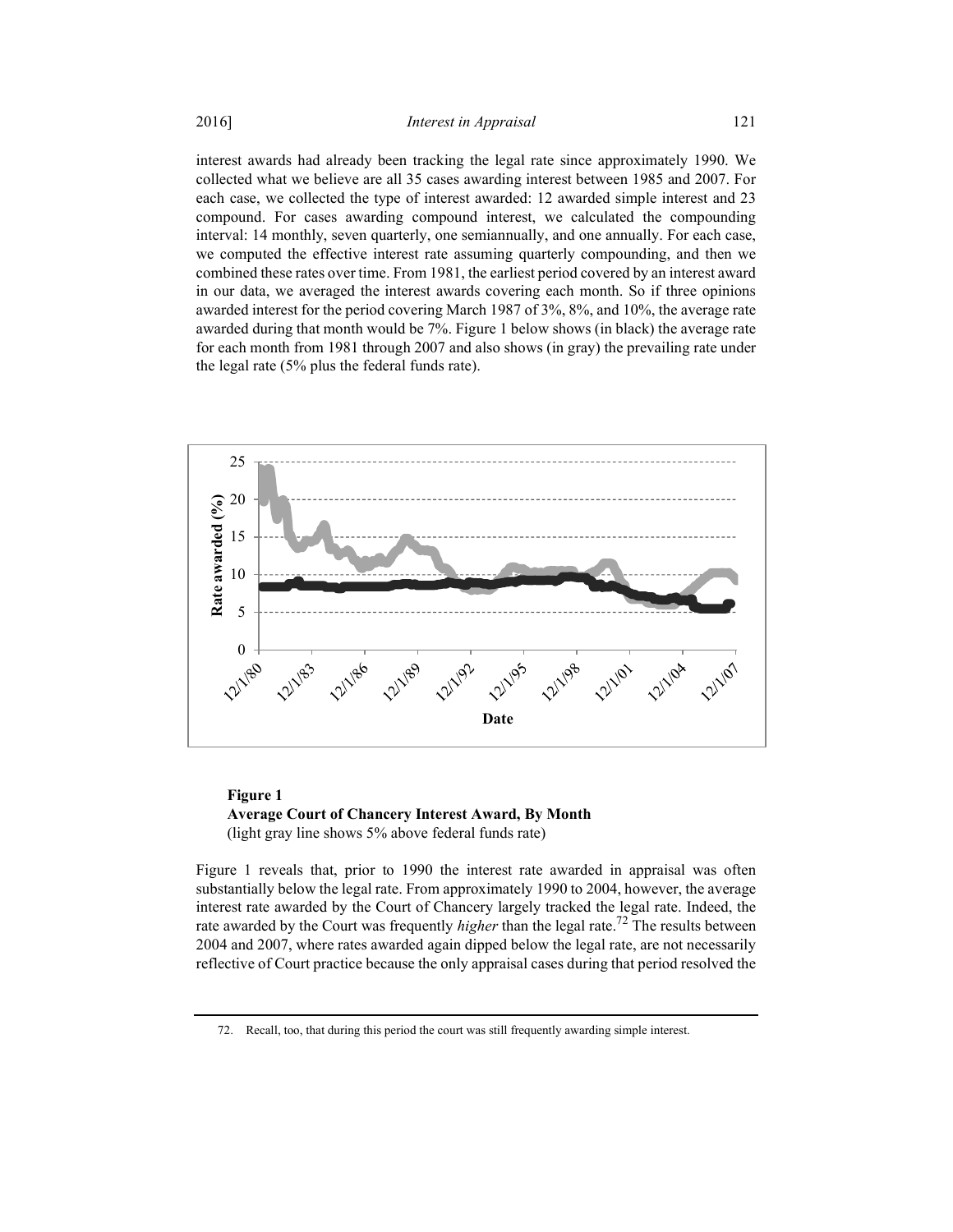interest awards had already been tracking the legal rate since approximately 1990. We collected what we believe are all 35 cases awarding interest between 1985 and 2007. For each case, we collected the type of interest awarded: 12 awarded simple interest and 23 compound. For cases awarding compound interest, we calculated the compounding interval: 14 monthly, seven quarterly, one semiannually, and one annually. For each case, we computed the effective interest rate assuming quarterly compounding, and then we combined these rates over time. From 1981, the earliest period covered by an interest award in our data, we averaged the interest awards covering each month. So if three opinions awarded interest for the period covering March 1987 of 3%, 8%, and 10%, the average rate awarded during that month would be 7%. Figure 1 below shows (in black) the average rate for each month from 1981 through 2007 and also shows (in gray) the prevailing rate under the legal rate (5% plus the federal funds rate).

**Figure 1**
**Average Court of Chancery Interest Award, By Month**
(light gray line shows 5% above federal funds rate)

Figure 1 reveals that, prior to 1990 the interest rate awarded in appraisal was often substantially below the legal rate. From approximately 1990 to 2004, however, the average interest rate awarded by the Court of Chancery largely tracked the legal rate. Indeed, the rate awarded by the Court was frequently *higher* than the legal rate.[72] The results between 2004 and 2007, where rates awarded again dipped below the legal rate, are not necessarily reflective of Court practice because the only appraisal cases during that period resolved the

72. Recall, too, that during this period the court was still frequently awarding simple interest.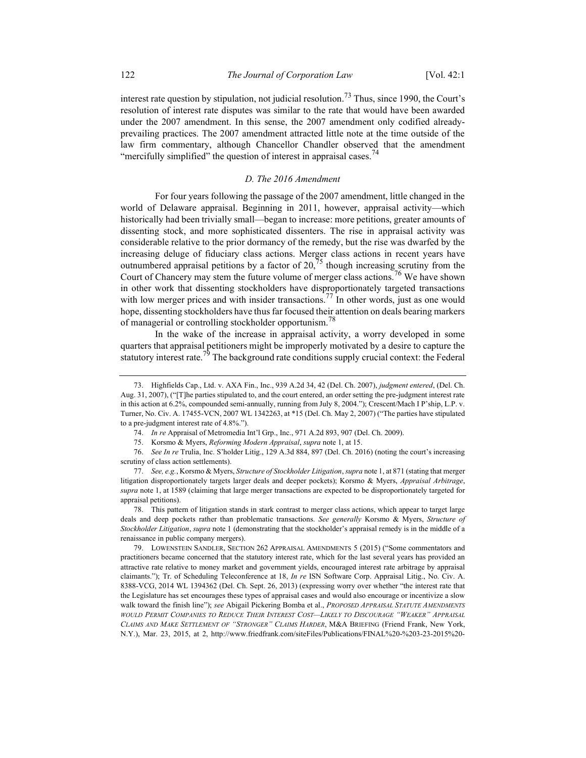interest rate question by stipulation, not judicial resolution.[73] Thus, since 1990, the Court's resolution of interest rate disputes was similar to the rate that would have been awarded under the 2007 amendment. In this sense, the 2007 amendment only codified already-prevailing practices. The 2007 amendment attracted little note at the time outside of the law firm commentary, although Chancellor Chandler observed that the amendment "mercifully simplified" the question of interest in appraisal cases.[74]

### *D. The 2016 Amendment*

For four years following the passage of the 2007 amendment, little changed in the world of Delaware appraisal. Beginning in 2011, however, appraisal activity—which historically had been trivially small—began to increase: more petitions, greater amounts of dissenting stock, and more sophisticated dissenters. The rise in appraisal activity was considerable relative to the prior dormancy of the remedy, but the rise was dwarfed by the increasing deluge of fiduciary class actions. Merger class actions in recent years have outnumbered appraisal petitions by a factor of 20,[75] though increasing scrutiny from the Court of Chancery may stem the future volume of merger class actions.[76] We have shown in other work that dissenting stockholders have disproportionately targeted transactions with low merger prices and with insider transactions.[77] In other words, just as one would hope, dissenting stockholders have thus far focused their attention on deals bearing markers of managerial or controlling stockholder opportunism.[78]

In the wake of the increase in appraisal activity, a worry developed in some quarters that appraisal petitioners might be improperly motivated by a desire to capture the statutory interest rate.[79] The background rate conditions supply crucial context: the Federal

---

73. Highfields Cap., Ltd. v. AXA Fin., Inc., 939 A.2d 34, 42 (Del. Ch. 2007), *judgment entered*, (Del. Ch. Aug. 31, 2007), ("[T]he parties stipulated to, and the court entered, an order setting the pre-judgment interest rate in this action at 6.2%, compounded semi-annually, running from July 8, 2004."); Crescent/Mach I P'ship, L.P. v. Turner, No. Civ. A. 17455-VCN, 2007 WL 1342263, at *15 (Del. Ch. May 2, 2007) ("The parties have stipulated to a pre-judgment interest rate of 4.8%.").

74. *In re* Appraisal of Metromedia Int'l Grp., Inc., 971 A.2d 893, 907 (Del. Ch. 2009).

75. Korsmo & Myers, *Reforming Modern Appraisal*, *supra* note 1, at 15.

76. *See In re* Trulia, Inc. S'holder Litig., 129 A.3d 884, 897 (Del. Ch. 2016) (noting the court's increasing scrutiny of class action settlements).

77. *See, e.g.*, Korsmo & Myers, *Structure of Stockholder Litigation*, *supra* note 1, at 871 (stating that merger litigation disproportionately targets larger deals and deeper pockets); Korsmo & Myers, *Appraisal Arbitrage*, *supra* note 1, at 1589 (claiming that large merger transactions are expected to be disproportionately targeted for appraisal petitions).

78. This pattern of litigation stands in stark contrast to merger class actions, which appear to target large deals and deep pockets rather than problematic transactions. *See generally* Korsmo & Myers, *Structure of Stockholder Litigation*, *supra* note 1 (demonstrating that the stockholder's appraisal remedy is in the middle of a renaissance in public company mergers).

79. LOWENSTEIN SANDLER, SECTION 262 APPRAISAL AMENDMENTS 5 (2015) ("Some commentators and practitioners became concerned that the statutory interest rate, which for the last several years has provided an attractive rate relative to money market and government yields, encouraged interest rate arbitrage by appraisal claimants."); Tr. of Scheduling Teleconference at 18, *In re* ISN Software Corp. Appraisal Litig., No. Civ. A. 8388-VCG, 2014 WL 1394362 (Del. Ch. Sept. 26, 2013) (expressing worry over whether "the interest rate that the Legislature has set encourages these types of appraisal cases and would also encourage or incentivize a slow walk toward the finish line"); *see* Abigail Pickering Bomba et al., *PROPOSED APPRAISAL STATUTE AMENDMENTS WOULD PERMIT COMPANIES TO REDUCE THEIR INTEREST COST—LIKELY TO DISCOURAGE "WEAKER" APPRAISAL CLAIMS AND MAKE SETTLEMENT OF "STRONGER" CLAIMS HARDER*, M&A BRIEFING (Friend Frank, New York, N.Y.), Mar. 23, 2015, at 2, http://www.friedfrank.com/siteFiles/Publications/FINAL%20-%203-23-2015%20-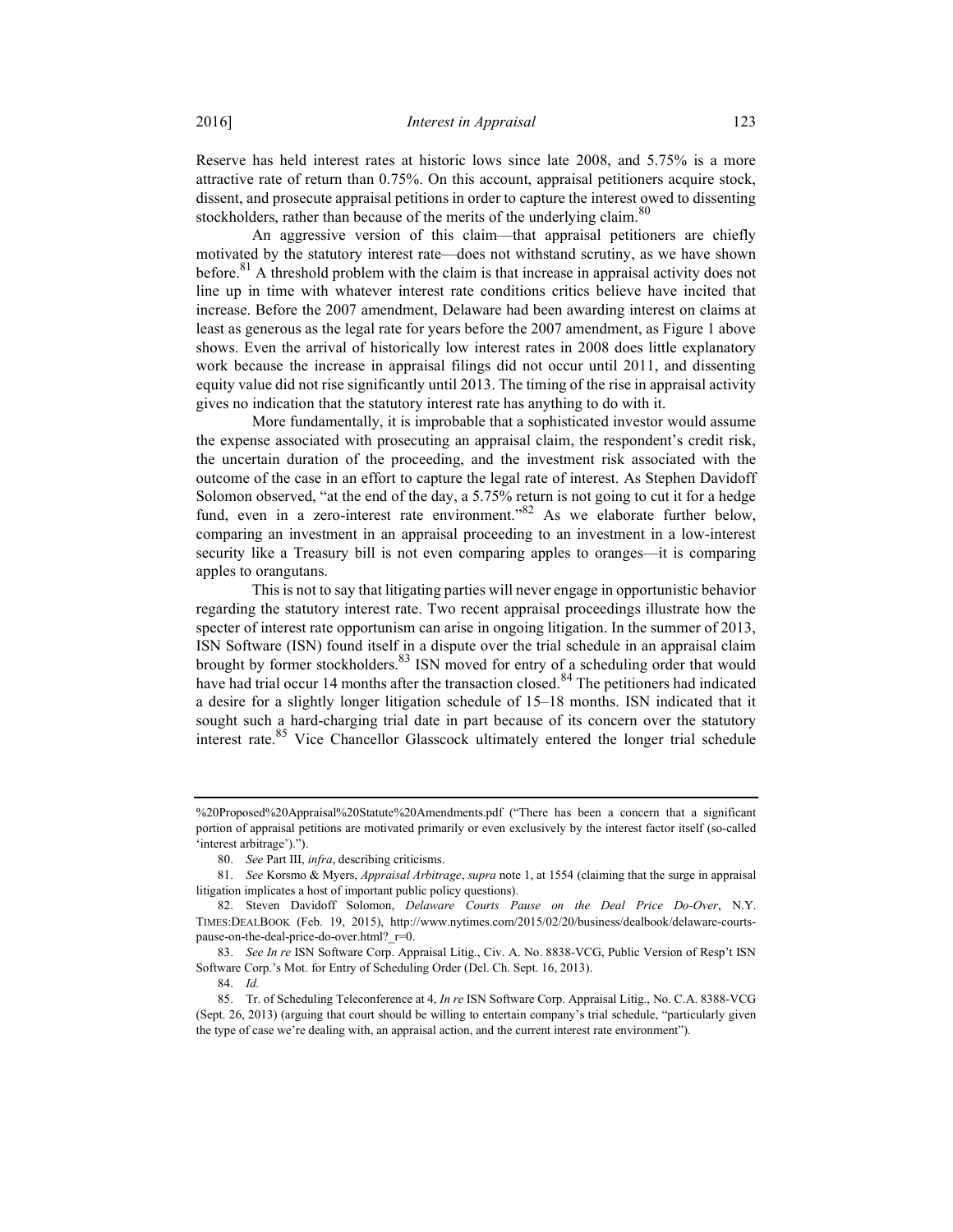Reserve has held interest rates at historic lows since late 2008, and 5.75% is a more attractive rate of return than 0.75%. On this account, appraisal petitioners acquire stock, dissent, and prosecute appraisal petitions in order to capture the interest owed to dissenting stockholders, rather than because of the merits of the underlying claim.[80]

An aggressive version of this claim—that appraisal petitioners are chiefly motivated by the statutory interest rate—does not withstand scrutiny, as we have shown before.[81] A threshold problem with the claim is that increase in appraisal activity does not line up in time with whatever interest rate conditions critics believe have incited that increase. Before the 2007 amendment, Delaware had been awarding interest on claims at least as generous as the legal rate for years before the 2007 amendment, as Figure 1 above shows. Even the arrival of historically low interest rates in 2008 does little explanatory work because the increase in appraisal filings did not occur until 2011, and dissenting equity value did not rise significantly until 2013. The timing of the rise in appraisal activity gives no indication that the statutory interest rate has anything to do with it.

More fundamentally, it is improbable that a sophisticated investor would assume the expense associated with prosecuting an appraisal claim, the respondent's credit risk, the uncertain duration of the proceeding, and the investment risk associated with the outcome of the case in an effort to capture the legal rate of interest. As Stephen Davidoff Solomon observed, "at the end of the day, a 5.75% return is not going to cut it for a hedge fund, even in a zero-interest rate environment."[82] As we elaborate further below, comparing an investment in an appraisal proceeding to an investment in a low-interest security like a Treasury bill is not even comparing apples to oranges—it is comparing apples to orangutans.

This is not to say that litigating parties will never engage in opportunistic behavior regarding the statutory interest rate. Two recent appraisal proceedings illustrate how the specter of interest rate opportunism can arise in ongoing litigation. In the summer of 2013, ISN Software (ISN) found itself in a dispute over the trial schedule in an appraisal claim brought by former stockholders.[83] ISN moved for entry of a scheduling order that would have had trial occur 14 months after the transaction closed.[84] The petitioners had indicated a desire for a slightly longer litigation schedule of 15–18 months. ISN indicated that it sought such a hard-charging trial date in part because of its concern over the statutory interest rate.[85] Vice Chancellor Glasscock ultimately entered the longer trial schedule

---

%20Proposed%20Appraisal%20Statute%20Amendments.pdf ("There has been a concern that a significant portion of appraisal petitions are motivated primarily or even exclusively by the interest factor itself (so-called 'interest arbitrage').").

80. *See* Part III, *infra*, describing criticisms.

81. *See* Korsmo & Myers, *Appraisal Arbitrage*, *supra* note 1, at 1554 (claiming that the surge in appraisal litigation implicates a host of important public policy questions).

82. Steven Davidoff Solomon, *Delaware Courts Pause on the Deal Price Do-Over*, N.Y. TIMES:DEALBOOK (Feb. 19, 2015), http://www.nytimes.com/2015/02/20/business/dealbook/delaware-courts-pause-on-the-deal-price-do-over.html?_r=0.

83. *See In re* ISN Software Corp. Appraisal Litig., Civ. A. No. 8838-VCG, Public Version of Resp't ISN Software Corp.'s Mot. for Entry of Scheduling Order (Del. Ch. Sept. 16, 2013).

84. *Id.*

85. Tr. of Scheduling Teleconference at 4, *In re* ISN Software Corp. Appraisal Litig., No. C.A. 8388-VCG (Sept. 26, 2013) (arguing that court should be willing to entertain company's trial schedule, "particularly given the type of case we're dealing with, an appraisal action, and the current interest rate environment").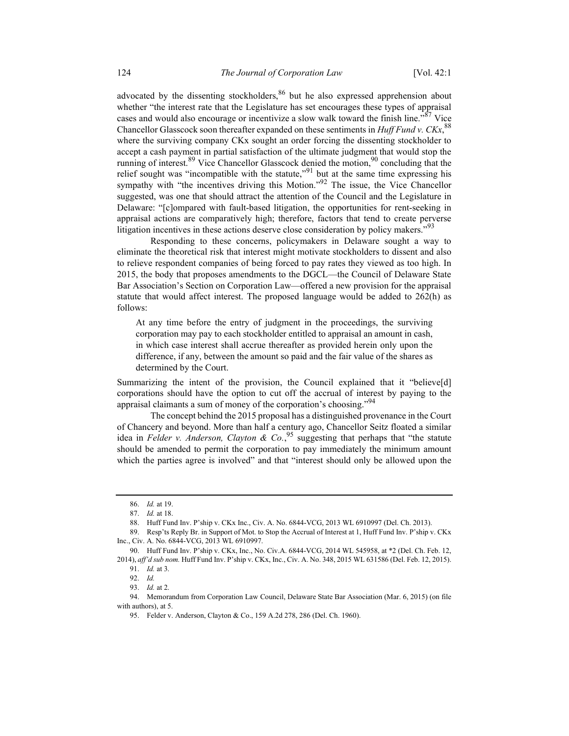advocated by the dissenting stockholders,[86] but he also expressed apprehension about whether "the interest rate that the Legislature has set encourages these types of appraisal cases and would also encourage or incentivize a slow walk toward the finish line."[87] Vice Chancellor Glasscock soon thereafter expanded on these sentiments in *Huff Fund v. CKx*,[88] where the surviving company CKx sought an order forcing the dissenting stockholder to accept a cash payment in partial satisfaction of the ultimate judgment that would stop the running of interest.[89] Vice Chancellor Glasscock denied the motion,[90] concluding that the relief sought was "incompatible with the statute,"[91] but at the same time expressing his sympathy with "the incentives driving this Motion."[92] The issue, the Vice Chancellor suggested, was one that should attract the attention of the Council and the Legislature in Delaware: "[c]ompared with fault-based litigation, the opportunities for rent-seeking in appraisal actions are comparatively high; therefore, factors that tend to create perverse litigation incentives in these actions deserve close consideration by policy makers."[93]

Responding to these concerns, policymakers in Delaware sought a way to eliminate the theoretical risk that interest might motivate stockholders to dissent and also to relieve respondent companies of being forced to pay rates they viewed as too high. In 2015, the body that proposes amendments to the DGCL—the Council of Delaware State Bar Association's Section on Corporation Law—offered a new provision for the appraisal statute that would affect interest. The proposed language would be added to 262(h) as follows:

> At any time before the entry of judgment in the proceedings, the surviving corporation may pay to each stockholder entitled to appraisal an amount in cash, in which case interest shall accrue thereafter as provided herein only upon the difference, if any, between the amount so paid and the fair value of the shares as determined by the Court.

Summarizing the intent of the provision, the Council explained that it "believe[d] corporations should have the option to cut off the accrual of interest by paying to the appraisal claimants a sum of money of the corporation's choosing."[94]

The concept behind the 2015 proposal has a distinguished provenance in the Court of Chancery and beyond. More than half a century ago, Chancellor Seitz floated a similar idea in *Felder v. Anderson, Clayton & Co.*,[95] suggesting that perhaps that "the statute should be amended to permit the corporation to pay immediately the minimum amount which the parties agree is involved" and that "interest should only be allowed upon the

---

86. *Id.* at 19.

87. *Id.* at 18.

88. Huff Fund Inv. P'ship v. CKx Inc., Civ. A. No. 6844-VCG, 2013 WL 6910997 (Del. Ch. 2013).

89. Resp'ts Reply Br. in Support of Mot. to Stop the Accrual of Interest at 1, Huff Fund Inv. P'ship v. CKx Inc., Civ. A. No. 6844-VCG, 2013 WL 6910997.

90. Huff Fund Inv. P'ship v. CKx, Inc., No. Civ.A. 6844-VCG, 2014 WL 545958, at *2 (Del. Ch. Feb. 12, 2014), *aff'd sub nom.* Huff Fund Inv. P'ship v. CKx, Inc., Civ. A. No. 348, 2015 WL 631586 (Del. Feb. 12, 2015).

91. *Id.* at 3.

92. *Id.*

93. *Id.* at 2.

94. Memorandum from Corporation Law Council, Delaware State Bar Association (Mar. 6, 2015) (on file with authors), at 5.

95. Felder v. Anderson, Clayton & Co., 159 A.2d 278, 286 (Del. Ch. 1960).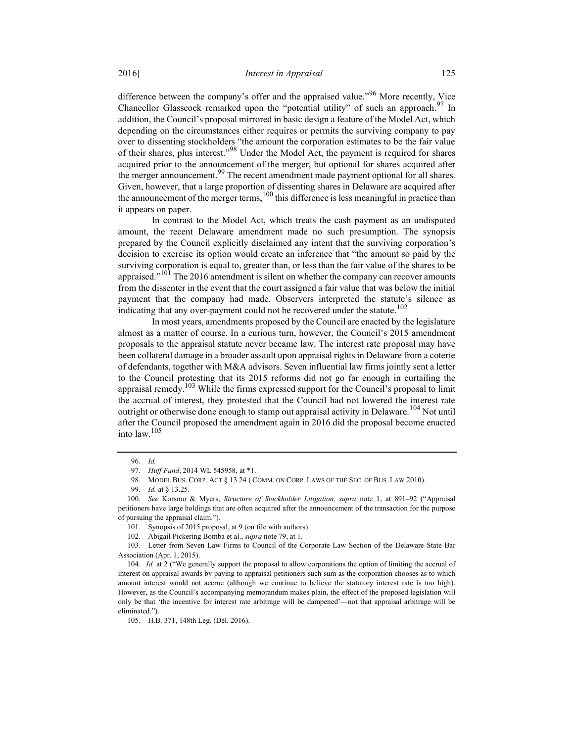difference between the company's offer and the appraised value."[96] More recently, Vice Chancellor Glasscock remarked upon the "potential utility" of such an approach.[97] In addition, the Council's proposal mirrored in basic design a feature of the Model Act, which depending on the circumstances either requires or permits the surviving company to pay over to dissenting stockholders "the amount the corporation estimates to be the fair value of their shares, plus interest."[98] Under the Model Act, the payment is required for shares acquired prior to the announcement of the merger, but optional for shares acquired after the merger announcement.[99] The recent amendment made payment optional for all shares. Given, however, that a large proportion of dissenting shares in Delaware are acquired after the announcement of the merger terms,[100] this difference is less meaningful in practice than it appears on paper.

In contrast to the Model Act, which treats the cash payment as an undisputed amount, the recent Delaware amendment made no such presumption. The synopsis prepared by the Council explicitly disclaimed any intent that the surviving corporation's decision to exercise its option would create an inference that "the amount so paid by the surviving corporation is equal to, greater than, or less than the fair value of the shares to be appraised."[101] The 2016 amendment is silent on whether the company can recover amounts from the dissenter in the event that the court assigned a fair value that was below the initial payment that the company had made. Observers interpreted the statute's silence as indicating that any over-payment could not be recovered under the statute.[102]

In most years, amendments proposed by the Council are enacted by the legislature almost as a matter of course. In a curious turn, however, the Council's 2015 amendment proposals to the appraisal statute never became law. The interest rate proposal may have been collateral damage in a broader assault upon appraisal rights in Delaware from a coterie of defendants, together with M&A advisors. Seven influential law firms jointly sent a letter to the Council protesting that its 2015 reforms did not go far enough in curtailing the appraisal remedy.[103] While the firms expressed support for the Council's proposal to limit the accrual of interest, they protested that the Council had not lowered the interest rate outright or otherwise done enough to stamp out appraisal activity in Delaware.[104] Not until after the Council proposed the amendment again in 2016 did the proposal become enacted into law.[105]

---

96. *Id.*

97. *Huff Fund*, 2014 WL 545958, at \*1.

98. MODEL BUS. CORP. ACT § 13.24 ( COMM. ON CORP. LAWS OF THE SEC. OF BUS. LAW 2010).

99. *Id.* at § 13.25.

100. *See* Korsmo & Myers, *Structure of Stockholder Litigation*, *supra* note 1, at 891–92 ("Appraisal petitioners have large holdings that are often acquired after the announcement of the transaction for the purpose of pursuing the appraisal claim.").

101. Synopsis of 2015 proposal, at 9 (on file with authors).

102. Abigail Pickering Bomba et al., *supra* note 79, at 1.

103. Letter from Seven Law Firms to Council of the Corporate Law Section of the Delaware State Bar Association (Apr. 1, 2015).

104. *Id.* at 2 ("We generally support the proposal to allow corporations the option of limiting the accrual of interest on appraisal awards by paying to appraisal petitioners such sum as the corporation chooses as to which amount interest would not accrue (although we continue to believe the statutory interest rate is too high). However, as the Council's accompanying memorandum makes plain, the effect of the proposed legislation will only be that 'the incentive for interest rate arbitrage will be dampened'—not that appraisal arbitrage will be eliminated.").

105. H.B. 371, 148th Leg. (Del. 2016).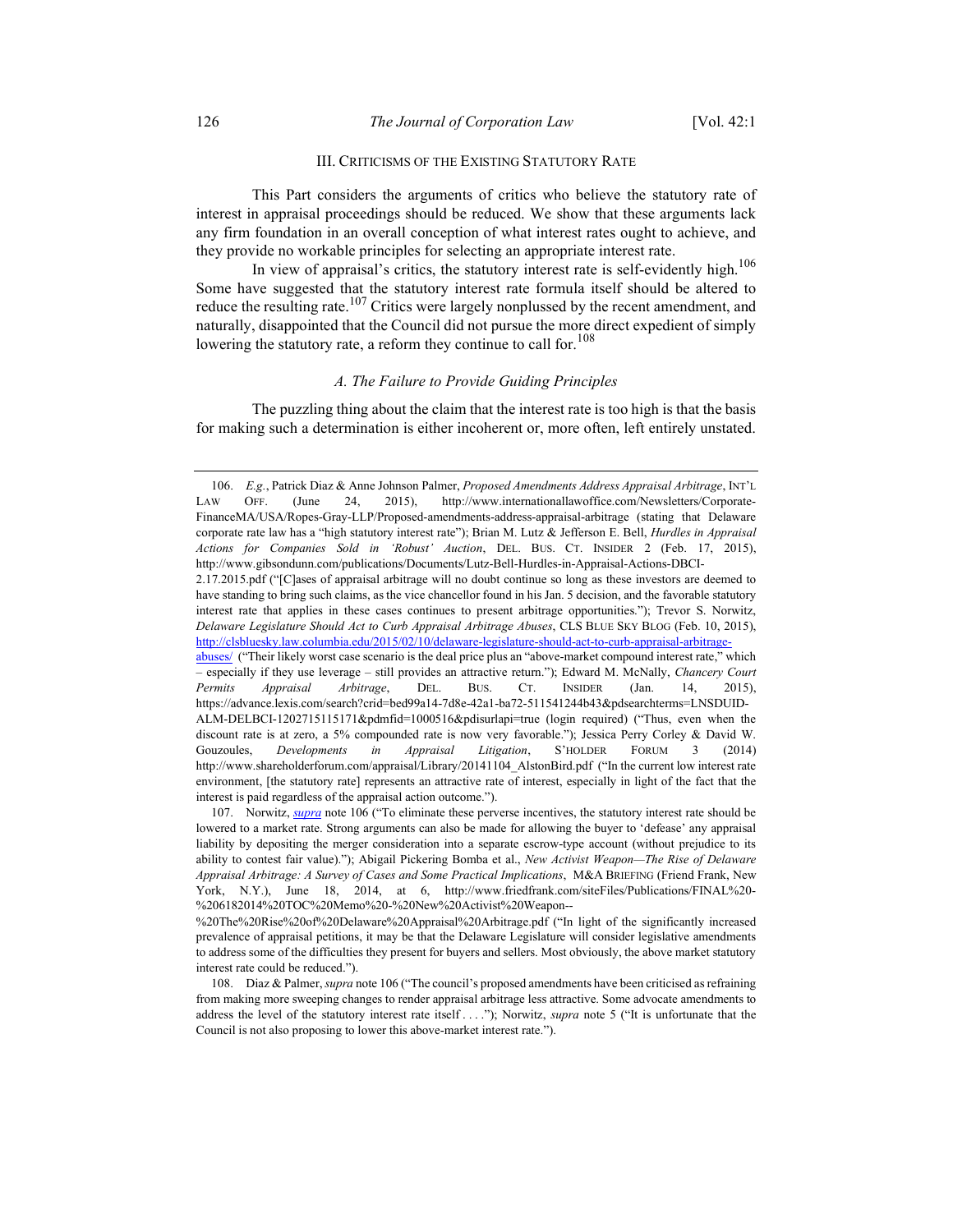## III. CRITICISMS OF THE EXISTING STATUTORY RATE

This Part considers the arguments of critics who believe the statutory rate of interest in appraisal proceedings should be reduced. We show that these arguments lack any firm foundation in an overall conception of what interest rates ought to achieve, and they provide no workable principles for selecting an appropriate interest rate.

In view of appraisal's critics, the statutory interest rate is self-evidently high.[106] Some have suggested that the statutory interest rate formula itself should be altered to reduce the resulting rate.[107] Critics were largely nonplussed by the recent amendment, and naturally, disappointed that the Council did not pursue the more direct expedient of simply lowering the statutory rate, a reform they continue to call for.[108]

### *A. The Failure to Provide Guiding Principles*

The puzzling thing about the claim that the interest rate is too high is that the basis for making such a determination is either incoherent or, more often, left entirely unstated.

---

106. *E.g.*, Patrick Diaz & Anne Johnson Palmer, *Proposed Amendments Address Appraisal Arbitrage*, INT'L LAW OFF. (June 24, 2015), http://www.internationallawoffice.com/Newsletters/Corporate-FinanceMA/USA/Ropes-Gray-LLP/Proposed-amendments-address-appraisal-arbitrage (stating that Delaware corporate rate law has a "high statutory interest rate"); Brian M. Lutz & Jefferson E. Bell, *Hurdles in Appraisal Actions for Companies Sold in 'Robust' Auction*, DEL. BUS. CT. INSIDER 2 (Feb. 17, 2015), http://www.gibsondunn.com/publications/Documents/Lutz-Bell-Hurdles-in-Appraisal-Actions-DBCI-2.17.2015.pdf ("[C]ases of appraisal arbitrage will no doubt continue so long as these investors are deemed to have standing to bring such claims, as the vice chancellor found in his Jan. 5 decision, and the favorable statutory interest rate that applies in these cases continues to present arbitrage opportunities."); Trevor S. Norwitz, *Delaware Legislature Should Act to Curb Appraisal Arbitrage Abuses*, CLS BLUE SKY BLOG (Feb. 10, 2015), http://clsbluesky.law.columbia.edu/2015/02/10/delaware-legislature-should-act-to-curb-appraisal-arbitrage-abuses/ ("Their likely worst case scenario is the deal price plus an "above-market compound interest rate," which – especially if they use leverage – still provides an attractive return."); Edward M. McNally, *Chancery Court Permits Appraisal Arbitrage*, DEL. BUS. CT. INSIDER (Jan. 14, 2015), https://advance.lexis.com/search?crid=bed99a14-7d8e-42a1-ba72-511541244b43&pdsearchterms=LNSDUID-ALM-DELBCI-1202715115171&pdmfid=1000516&pdisurlapi=true (login required) ("Thus, even when the discount rate is at zero, a 5% compounded rate is now very favorable."); Jessica Perry Corley & David W. Gouzoules, *Developments in Appraisal Litigation*, S'HOLDER FORUM 3 (2014) http://www.shareholderforum.com/appraisal/Library/20141104_AlstonBird.pdf ("In the current low interest rate environment, [the statutory rate] represents an attractive rate of interest, especially in light of the fact that the interest is paid regardless of the appraisal action outcome.").

107. Norwitz, *supra* note 106 ("To eliminate these perverse incentives, the statutory interest rate should be lowered to a market rate. Strong arguments can also be made for allowing the buyer to 'defease' any appraisal liability by depositing the merger consideration into a separate escrow-type account (without prejudice to its ability to contest fair value)."); Abigail Pickering Bomba et al., *New Activist Weapon—The Rise of Delaware Appraisal Arbitrage: A Survey of Cases and Some Practical Implications*, M&A BRIEFING (Friend Frank, New York, N.Y.), June 18, 2014, at 6, http://www.friedfrank.com/siteFiles/Publications/FINAL%20-%206182014%20TOC%20Memo%20-%20New%20Activist%20Weapon--%20The%20Rise%20of%20Delaware%20Appraisal%20Arbitrage.pdf ("In light of the significantly increased prevalence of appraisal petitions, it may be that the Delaware Legislature will consider legislative amendments to address some of the difficulties they present for buyers and sellers. Most obviously, the above market statutory interest rate could be reduced.").

108. Diaz & Palmer, *supra* note 106 ("The council's proposed amendments have been criticised as refraining from making more sweeping changes to render appraisal arbitrage less attractive. Some advocate amendments to address the level of the statutory interest rate itself . . . ."); Norwitz, *supra* note 5 ("It is unfortunate that the Council is not also proposing to lower this above-market interest rate.").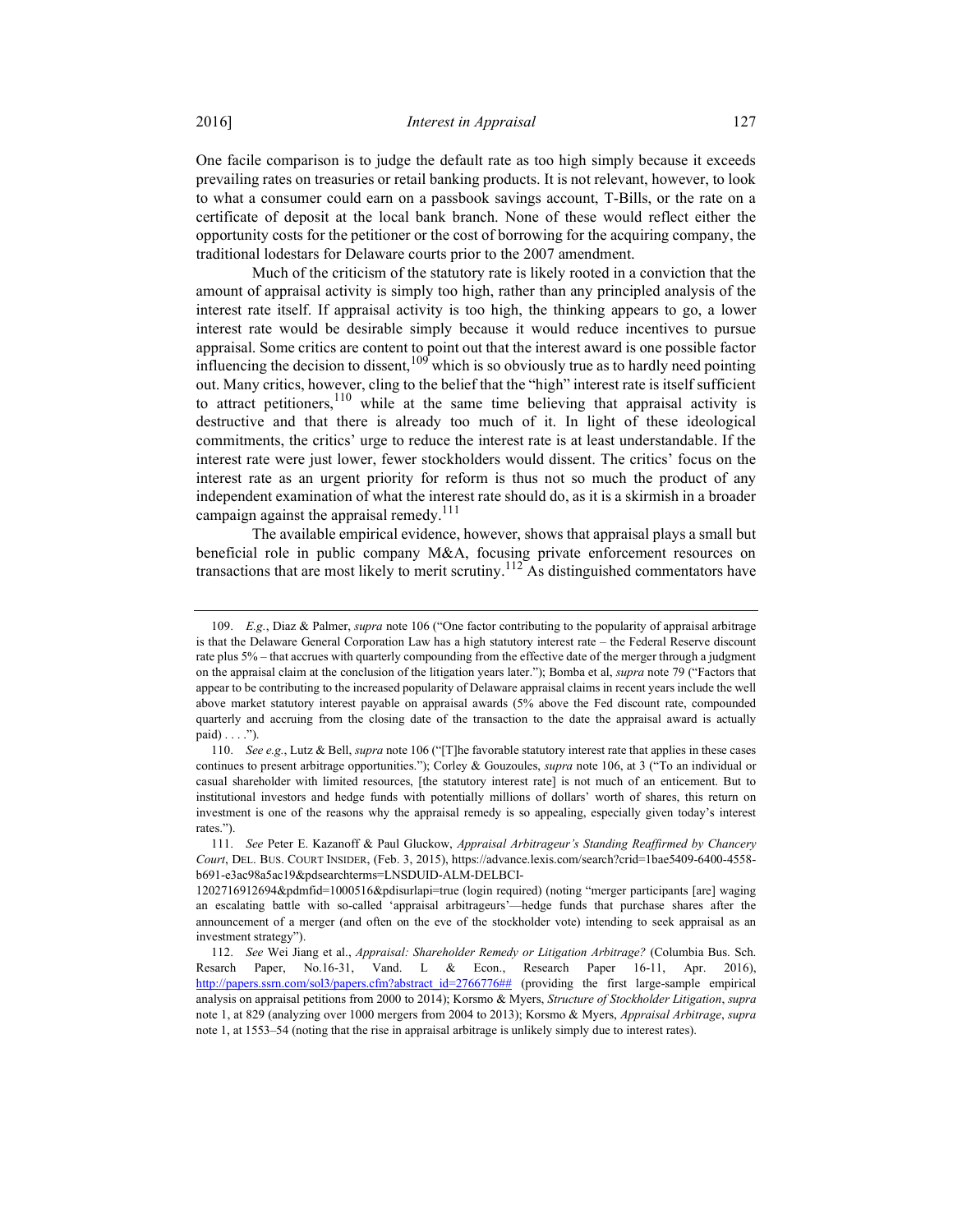One facile comparison is to judge the default rate as too high simply because it exceeds prevailing rates on treasuries or retail banking products. It is not relevant, however, to look to what a consumer could earn on a passbook savings account, T-Bills, or the rate on a certificate of deposit at the local bank branch. None of these would reflect either the opportunity costs for the petitioner or the cost of borrowing for the acquiring company, the traditional lodestars for Delaware courts prior to the 2007 amendment.

Much of the criticism of the statutory rate is likely rooted in a conviction that the amount of appraisal activity is simply too high, rather than any principled analysis of the interest rate itself. If appraisal activity is too high, the thinking appears to go, a lower interest rate would be desirable simply because it would reduce incentives to pursue appraisal. Some critics are content to point out that the interest award is one possible factor influencing the decision to dissent,[109] which is so obviously true as to hardly need pointing out. Many critics, however, cling to the belief that the "high" interest rate is itself sufficient to attract petitioners,[110] while at the same time believing that appraisal activity is destructive and that there is already too much of it. In light of these ideological commitments, the critics' urge to reduce the interest rate is at least understandable. If the interest rate were just lower, fewer stockholders would dissent. The critics' focus on the interest rate as an urgent priority for reform is thus not so much the product of any independent examination of what the interest rate should do, as it is a skirmish in a broader campaign against the appraisal remedy.[111]

The available empirical evidence, however, shows that appraisal plays a small but beneficial role in public company M&A, focusing private enforcement resources on transactions that are most likely to merit scrutiny.[112] As distinguished commentators have

---

109. *E.g.*, Diaz & Palmer, *supra* note 106 ("One factor contributing to the popularity of appraisal arbitrage is that the Delaware General Corporation Law has a high statutory interest rate – the Federal Reserve discount rate plus 5% – that accrues with quarterly compounding from the effective date of the merger through a judgment on the appraisal claim at the conclusion of the litigation years later."); Bomba et al, *supra* note 79 ("Factors that appear to be contributing to the increased popularity of Delaware appraisal claims in recent years include the well above market statutory interest payable on appraisal awards (5% above the Fed discount rate, compounded quarterly and accruing from the closing date of the transaction to the date the appraisal award is actually paid) . . . .").

110. *See e.g.*, Lutz & Bell, *supra* note 106 ("[T]he favorable statutory interest rate that applies in these cases continues to present arbitrage opportunities."); Corley & Gouzoules, *supra* note 106, at 3 ("To an individual or casual shareholder with limited resources, [the statutory interest rate] is not much of an enticement. But to institutional investors and hedge funds with potentially millions of dollars' worth of shares, this return on investment is one of the reasons why the appraisal remedy is so appealing, especially given today's interest rates.").

111. *See* Peter E. Kazanoff & Paul Gluckow, *Appraisal Arbitrageur's Standing Reaffirmed by Chancery Court*, DEL. BUS. COURT INSIDER, (Feb. 3, 2015), https://advance.lexis.com/search?crid=1bae5409-6400-4558-b691-e3ac98a5ac19&pdsearchterms=LNSDUID-ALM-DELBCI-1202716912694&pdmfid=1000516&pdisurlapi=true (login required) (noting "merger participants [are] waging an escalating battle with so-called 'appraisal arbitrageurs'—hedge funds that purchase shares after the announcement of a merger (and often on the eve of the stockholder vote) intending to seek appraisal as an investment strategy").

112. *See* Wei Jiang et al., *Appraisal: Shareholder Remedy or Litigation Arbitrage?* (Columbia Bus. Sch. Resarch Paper, No.16-31, Vand. L & Econ., Research Paper 16-11, Apr. 2016), http://papers.ssrn.com/sol3/papers.cfm?abstract_id=2766776## (providing the first large-sample empirical analysis on appraisal petitions from 2000 to 2014); Korsmo & Myers, *Structure of Stockholder Litigation*, *supra* note 1, at 829 (analyzing over 1000 mergers from 2004 to 2013); Korsmo & Myers, *Appraisal Arbitrage*, *supra* note 1, at 1553–54 (noting that the rise in appraisal arbitrage is unlikely simply due to interest rates).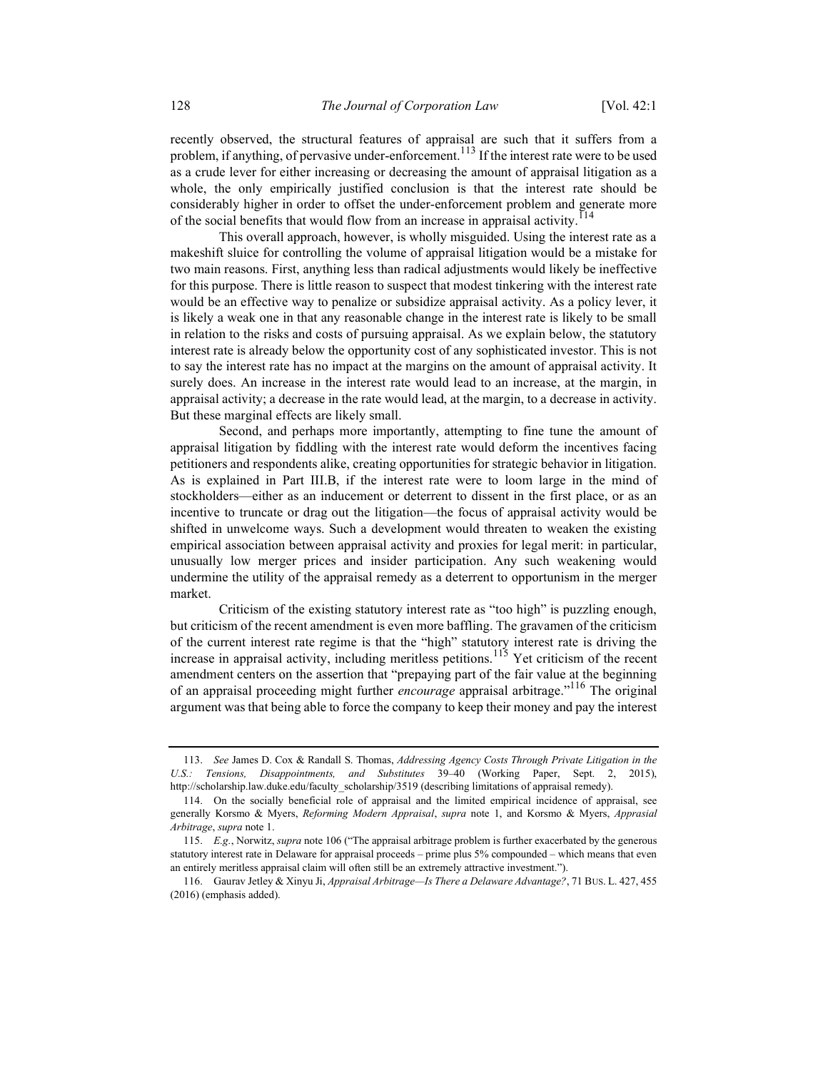recently observed, the structural features of appraisal are such that it suffers from a problem, if anything, of pervasive under-enforcement.[113] If the interest rate were to be used as a crude lever for either increasing or decreasing the amount of appraisal litigation as a whole, the only empirically justified conclusion is that the interest rate should be considerably higher in order to offset the under-enforcement problem and generate more of the social benefits that would flow from an increase in appraisal activity.[114]

This overall approach, however, is wholly misguided. Using the interest rate as a makeshift sluice for controlling the volume of appraisal litigation would be a mistake for two main reasons. First, anything less than radical adjustments would likely be ineffective for this purpose. There is little reason to suspect that modest tinkering with the interest rate would be an effective way to penalize or subsidize appraisal activity. As a policy lever, it is likely a weak one in that any reasonable change in the interest rate is likely to be small in relation to the risks and costs of pursuing appraisal. As we explain below, the statutory interest rate is already below the opportunity cost of any sophisticated investor. This is not to say the interest rate has no impact at the margins on the amount of appraisal activity. It surely does. An increase in the interest rate would lead to an increase, at the margin, in appraisal activity; a decrease in the rate would lead, at the margin, to a decrease in activity. But these marginal effects are likely small.

Second, and perhaps more importantly, attempting to fine tune the amount of appraisal litigation by fiddling with the interest rate would deform the incentives facing petitioners and respondents alike, creating opportunities for strategic behavior in litigation. As is explained in Part III.B, if the interest rate were to loom large in the mind of stockholders—either as an inducement or deterrent to dissent in the first place, or as an incentive to truncate or drag out the litigation—the focus of appraisal activity would be shifted in unwelcome ways. Such a development would threaten to weaken the existing empirical association between appraisal activity and proxies for legal merit: in particular, unusually low merger prices and insider participation. Any such weakening would undermine the utility of the appraisal remedy as a deterrent to opportunism in the merger market.

Criticism of the existing statutory interest rate as "too high" is puzzling enough, but criticism of the recent amendment is even more baffling. The gravamen of the criticism of the current interest rate regime is that the "high" statutory interest rate is driving the increase in appraisal activity, including meritless petitions.[115] Yet criticism of the recent amendment centers on the assertion that "prepaying part of the fair value at the beginning of an appraisal proceeding might further *encourage* appraisal arbitrage."[116] The original argument was that being able to force the company to keep their money and pay the interest

---

113. *See* James D. Cox & Randall S. Thomas, *Addressing Agency Costs Through Private Litigation in the U.S.: Tensions, Disappointments, and Substitutes* 39–40 (Working Paper, Sept. 2, 2015), http://scholarship.law.duke.edu/faculty_scholarship/3519 (describing limitations of appraisal remedy).

114. On the socially beneficial role of appraisal and the limited empirical incidence of appraisal, see generally Korsmo & Myers, *Reforming Modern Appraisal*, *supra* note 1, and Korsmo & Myers, *Aprasial Arbitrage*, *supra* note 1.

115. *E.g.*, Norwitz, *supra* note 106 ("The appraisal arbitrage problem is further exacerbated by the generous statutory interest rate in Delaware for appraisal proceeds – prime plus 5% compounded – which means that even an entirely meritless appraisal claim will often still be an extremely attractive investment.").

116. Gaurav Jetley & Xinyu Ji, *Appraisal Arbitrage—Is There a Delaware Advantage?*, 71 BUS. L. 427, 455 (2016) (emphasis added).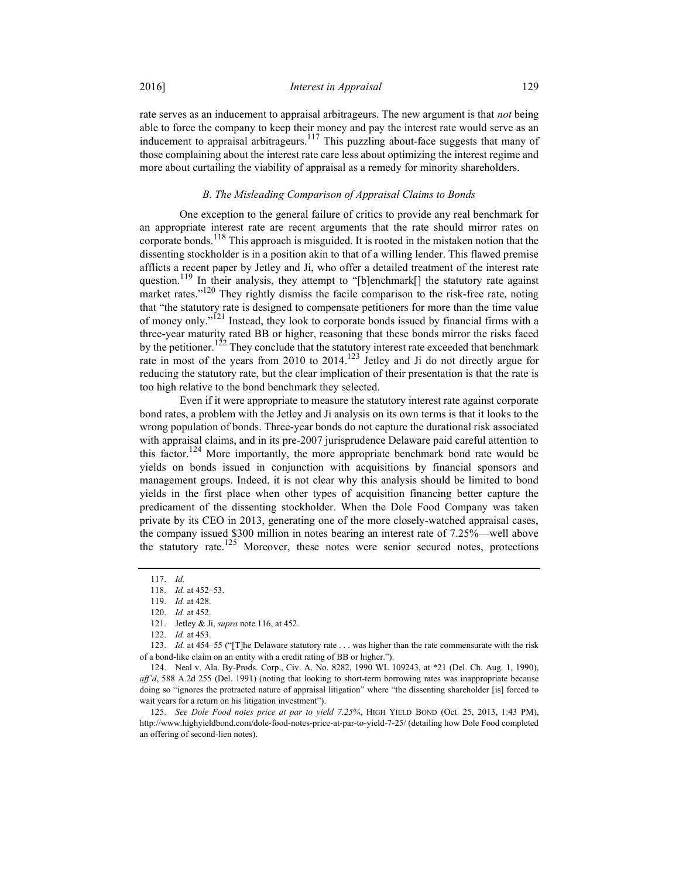rate serves as an inducement to appraisal arbitrageurs. The new argument is that *not* being able to force the company to keep their money and pay the interest rate would serve as an inducement to appraisal arbitrageurs.[117] This puzzling about-face suggests that many of those complaining about the interest rate care less about optimizing the interest regime and more about curtailing the viability of appraisal as a remedy for minority shareholders.

### *B. The Misleading Comparison of Appraisal Claims to Bonds*

One exception to the general failure of critics to provide any real benchmark for an appropriate interest rate are recent arguments that the rate should mirror rates on corporate bonds.[118] This approach is misguided. It is rooted in the mistaken notion that the dissenting stockholder is in a position akin to that of a willing lender. This flawed premise afflicts a recent paper by Jetley and Ji, who offer a detailed treatment of the interest rate question.[119] In their analysis, they attempt to "[b]enchmark[] the statutory rate against market rates."[120] They rightly dismiss the facile comparison to the risk-free rate, noting that "the statutory rate is designed to compensate petitioners for more than the time value of money only."[121] Instead, they look to corporate bonds issued by financial firms with a three-year maturity rated BB or higher, reasoning that these bonds mirror the risks faced by the petitioner.[122] They conclude that the statutory interest rate exceeded that benchmark rate in most of the years from 2010 to 2014.[123] Jetley and Ji do not directly argue for reducing the statutory rate, but the clear implication of their presentation is that the rate is too high relative to the bond benchmark they selected.

Even if it were appropriate to measure the statutory interest rate against corporate bond rates, a problem with the Jetley and Ji analysis on its own terms is that it looks to the wrong population of bonds. Three-year bonds do not capture the durational risk associated with appraisal claims, and in its pre-2007 jurisprudence Delaware paid careful attention to this factor.[124] More importantly, the more appropriate benchmark bond rate would be yields on bonds issued in conjunction with acquisitions by financial sponsors and management groups. Indeed, it is not clear why this analysis should be limited to bond yields in the first place when other types of acquisition financing better capture the predicament of the dissenting stockholder. When the Dole Food Company was taken private by its CEO in 2013, generating one of the more closely-watched appraisal cases, the company issued $300 million in notes bearing an interest rate of 7.25%—well above the statutory rate.[125] Moreover, these notes were senior secured notes, protections

---

117. *Id.*

118. *Id.* at 452–53.

119. *Id.* at 428.

120. *Id.* at 452.

121. Jetley & Ji, *supra* note 116, at 452.

122. *Id.* at 453.

123. *Id.* at 454–55 ("[T]he Delaware statutory rate . . . was higher than the rate commensurate with the risk of a bond-like claim on an entity with a credit rating of BB or higher.").

124. Neal v. Ala. By-Prods. Corp., Civ. A. No. 8282, 1990 WL 109243, at *21 (Del. Ch. Aug. 1, 1990), *aff'd*, 588 A.2d 255 (Del. 1991) (noting that looking to short-term borrowing rates was inappropriate because doing so "ignores the protracted nature of appraisal litigation" where "the dissenting shareholder [is] forced to wait years for a return on his litigation investment").

125. *See Dole Food notes price at par to yield 7.25%*, HIGH YIELD BOND (Oct. 25, 2013, 1:43 PM), http://www.highyieldbond.com/dole-food-notes-price-at-par-to-yield-7-25/ (detailing how Dole Food completed an offering of second-lien notes).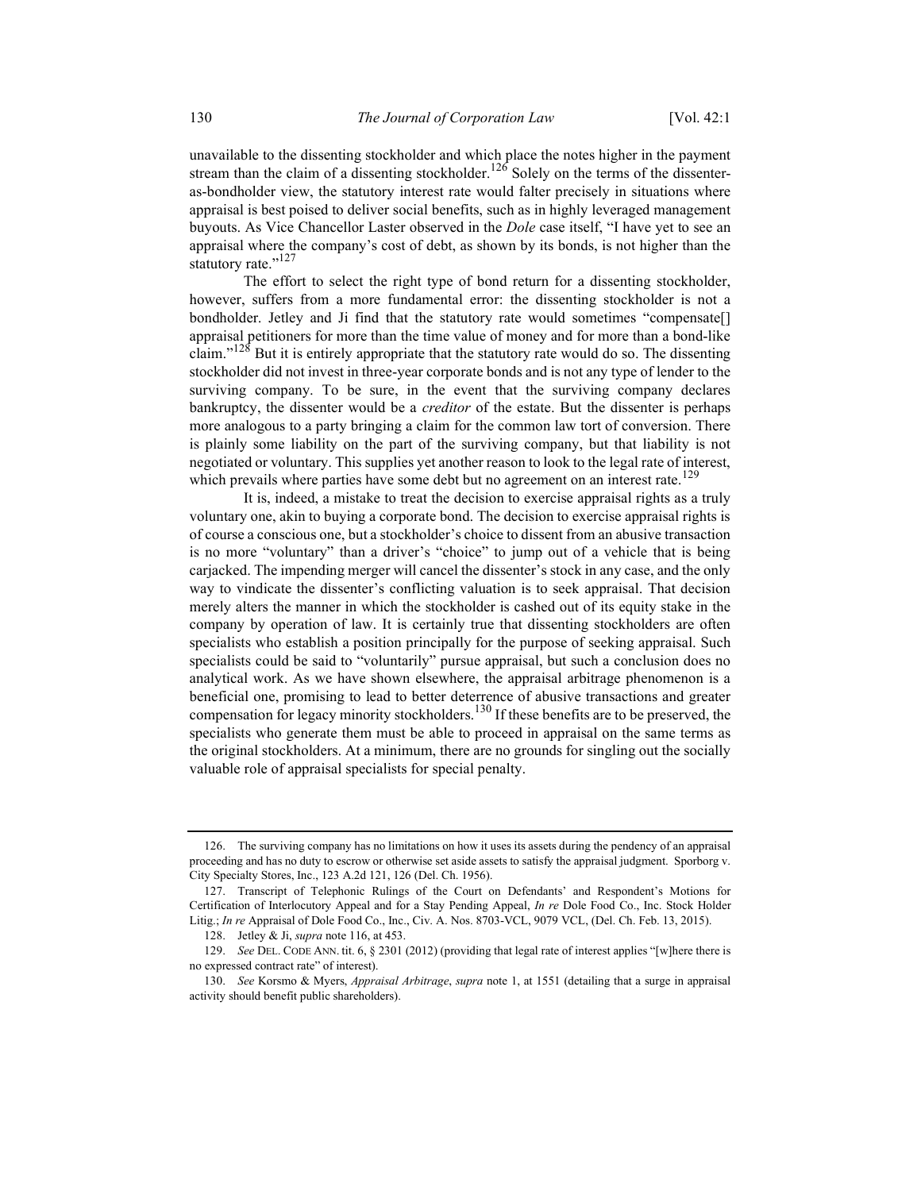unavailable to the dissenting stockholder and which place the notes higher in the payment stream than the claim of a dissenting stockholder.[126] Solely on the terms of the dissenter-as-bondholder view, the statutory interest rate would falter precisely in situations where appraisal is best poised to deliver social benefits, such as in highly leveraged management buyouts. As Vice Chancellor Laster observed in the *Dole* case itself, "I have yet to see an appraisal where the company's cost of debt, as shown by its bonds, is not higher than the statutory rate."[127]

The effort to select the right type of bond return for a dissenting stockholder, however, suffers from a more fundamental error: the dissenting stockholder is not a bondholder. Jetley and Ji find that the statutory rate would sometimes "compensate[] appraisal petitioners for more than the time value of money and for more than a bond-like claim."[128] But it is entirely appropriate that the statutory rate would do so. The dissenting stockholder did not invest in three-year corporate bonds and is not any type of lender to the surviving company. To be sure, in the event that the surviving company declares bankruptcy, the dissenter would be a *creditor* of the estate. But the dissenter is perhaps more analogous to a party bringing a claim for the common law tort of conversion. There is plainly some liability on the part of the surviving company, but that liability is not negotiated or voluntary. This supplies yet another reason to look to the legal rate of interest, which prevails where parties have some debt but no agreement on an interest rate.[129]

It is, indeed, a mistake to treat the decision to exercise appraisal rights as a truly voluntary one, akin to buying a corporate bond. The decision to exercise appraisal rights is of course a conscious one, but a stockholder's choice to dissent from an abusive transaction is no more "voluntary" than a driver's "choice" to jump out of a vehicle that is being carjacked. The impending merger will cancel the dissenter's stock in any case, and the only way to vindicate the dissenter's conflicting valuation is to seek appraisal. That decision merely alters the manner in which the stockholder is cashed out of its equity stake in the company by operation of law. It is certainly true that dissenting stockholders are often specialists who establish a position principally for the purpose of seeking appraisal. Such specialists could be said to "voluntarily" pursue appraisal, but such a conclusion does no analytical work. As we have shown elsewhere, the appraisal arbitrage phenomenon is a beneficial one, promising to lead to better deterrence of abusive transactions and greater compensation for legacy minority stockholders.[130] If these benefits are to be preserved, the specialists who generate them must be able to proceed in appraisal on the same terms as the original stockholders. At a minimum, there are no grounds for singling out the socially valuable role of appraisal specialists for special penalty.

---

126. The surviving company has no limitations on how it uses its assets during the pendency of an appraisal proceeding and has no duty to escrow or otherwise set aside assets to satisfy the appraisal judgment. Sporborg v. City Specialty Stores, Inc., 123 A.2d 121, 126 (Del. Ch. 1956).

127. Transcript of Telephonic Rulings of the Court on Defendants' and Respondent's Motions for Certification of Interlocutory Appeal and for a Stay Pending Appeal, *In re* Dole Food Co., Inc. Stock Holder Litig.; *In re* Appraisal of Dole Food Co., Inc., Civ. A. Nos. 8703-VCL, 9079 VCL, (Del. Ch. Feb. 13, 2015).

128. Jetley & Ji, *supra* note 116, at 453.

129. *See* DEL. CODE ANN. tit. 6, § 2301 (2012) (providing that legal rate of interest applies "[w]here there is no expressed contract rate" of interest).

130. *See* Korsmo & Myers, *Appraisal Arbitrage*, *supra* note 1, at 1551 (detailing that a surge in appraisal activity should benefit public shareholders).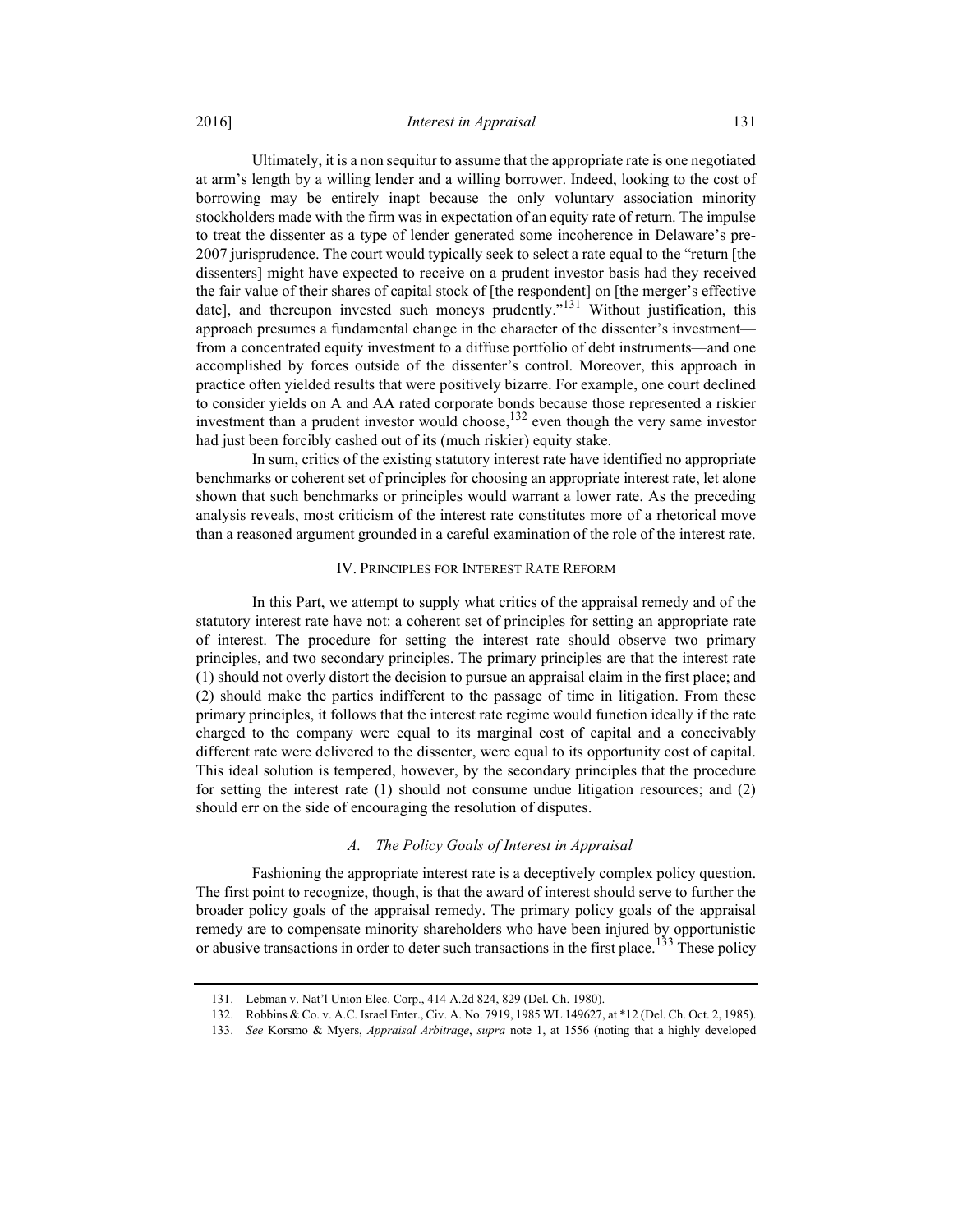Ultimately, it is a non sequitur to assume that the appropriate rate is one negotiated at arm's length by a willing lender and a willing borrower. Indeed, looking to the cost of borrowing may be entirely inapt because the only voluntary association minority stockholders made with the firm was in expectation of an equity rate of return. The impulse to treat the dissenter as a type of lender generated some incoherence in Delaware's pre-2007 jurisprudence. The court would typically seek to select a rate equal to the "return [the dissenters] might have expected to receive on a prudent investor basis had they received the fair value of their shares of capital stock of [the respondent] on [the merger's effective date], and thereupon invested such moneys prudently."[131] Without justification, this approach presumes a fundamental change in the character of the dissenter's investment—from a concentrated equity investment to a diffuse portfolio of debt instruments—and one accomplished by forces outside of the dissenter's control. Moreover, this approach in practice often yielded results that were positively bizarre. For example, one court declined to consider yields on A and AA rated corporate bonds because those represented a riskier investment than a prudent investor would choose,[132] even though the very same investor had just been forcibly cashed out of its (much riskier) equity stake.

In sum, critics of the existing statutory interest rate have identified no appropriate benchmarks or coherent set of principles for choosing an appropriate interest rate, let alone shown that such benchmarks or principles would warrant a lower rate. As the preceding analysis reveals, most criticism of the interest rate constitutes more of a rhetorical move than a reasoned argument grounded in a careful examination of the role of the interest rate.

## IV. Principles for Interest Rate Reform

In this Part, we attempt to supply what critics of the appraisal remedy and of the statutory interest rate have not: a coherent set of principles for setting an appropriate rate of interest. The procedure for setting the interest rate should observe two primary principles, and two secondary principles. The primary principles are that the interest rate (1) should not overly distort the decision to pursue an appraisal claim in the first place; and (2) should make the parties indifferent to the passage of time in litigation. From these primary principles, it follows that the interest rate regime would function ideally if the rate charged to the company were equal to its marginal cost of capital and a conceivably different rate were delivered to the dissenter, were equal to its opportunity cost of capital. This ideal solution is tempered, however, by the secondary principles that the procedure for setting the interest rate (1) should not consume undue litigation resources; and (2) should err on the side of encouraging the resolution of disputes.

### *A. The Policy Goals of Interest in Appraisal*

Fashioning the appropriate interest rate is a deceptively complex policy question. The first point to recognize, though, is that the award of interest should serve to further the broader policy goals of the appraisal remedy. The primary policy goals of the appraisal remedy are to compensate minority shareholders who have been injured by opportunistic or abusive transactions in order to deter such transactions in the first place.[133] These policy

131. Lebman v. Nat'l Union Elec. Corp., 414 A.2d 824, 829 (Del. Ch. 1980).

132. Robbins & Co. v. A.C. Israel Enter., Civ. A. No. 7919, 1985 WL 149627, at *12 (Del. Ch. Oct. 2, 1985).

133. *See* Korsmo & Myers, *Appraisal Arbitrage*, *supra* note 1, at 1556 (noting that a highly developed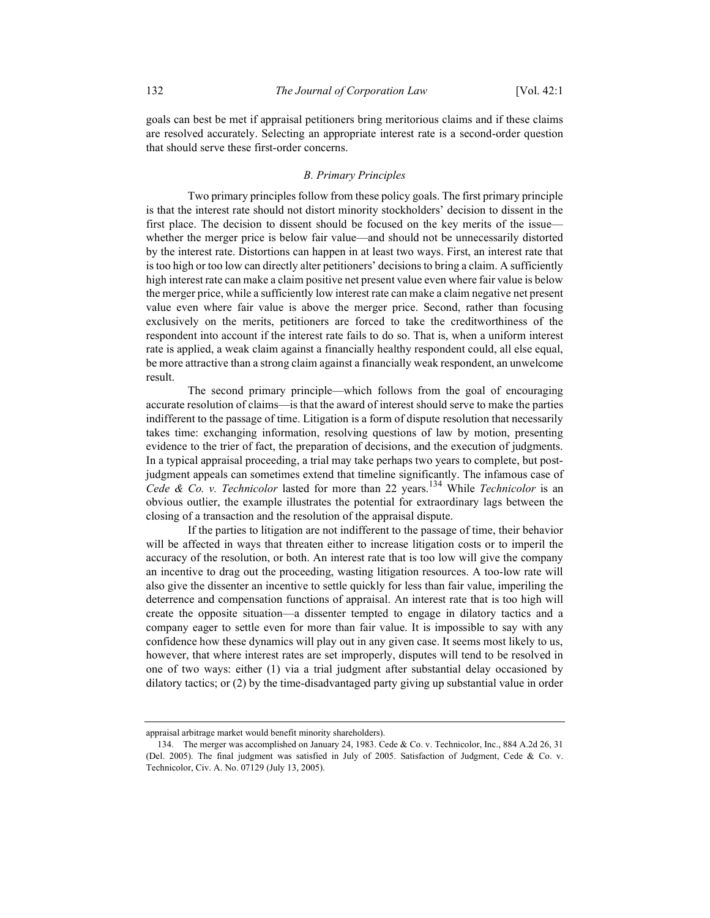goals can best be met if appraisal petitioners bring meritorious claims and if these claims are resolved accurately. Selecting an appropriate interest rate is a second-order question that should serve these first-order concerns.

### *B. Primary Principles*

Two primary principles follow from these policy goals. The first primary principle is that the interest rate should not distort minority stockholders' decision to dissent in the first place. The decision to dissent should be focused on the key merits of the issue—whether the merger price is below fair value—and should not be unnecessarily distorted by the interest rate. Distortions can happen in at least two ways. First, an interest rate that is too high or too low can directly alter petitioners' decisions to bring a claim. A sufficiently high interest rate can make a claim positive net present value even where fair value is below the merger price, while a sufficiently low interest rate can make a claim negative net present value even where fair value is above the merger price. Second, rather than focusing exclusively on the merits, petitioners are forced to take the creditworthiness of the respondent into account if the interest rate fails to do so. That is, when a uniform interest rate is applied, a weak claim against a financially healthy respondent could, all else equal, be more attractive than a strong claim against a financially weak respondent, an unwelcome result.

The second primary principle—which follows from the goal of encouraging accurate resolution of claims—is that the award of interest should serve to make the parties indifferent to the passage of time. Litigation is a form of dispute resolution that necessarily takes time: exchanging information, resolving questions of law by motion, presenting evidence to the trier of fact, the preparation of decisions, and the execution of judgments. In a typical appraisal proceeding, a trial may take perhaps two years to complete, but post-judgment appeals can sometimes extend that timeline significantly. The infamous case of *Cede & Co. v. Technicolor* lasted for more than 22 years.[134] While *Technicolor* is an obvious outlier, the example illustrates the potential for extraordinary lags between the closing of a transaction and the resolution of the appraisal dispute.

If the parties to litigation are not indifferent to the passage of time, their behavior will be affected in ways that threaten either to increase litigation costs or to imperil the accuracy of the resolution, or both. An interest rate that is too low will give the company an incentive to drag out the proceeding, wasting litigation resources. A too-low rate will also give the dissenter an incentive to settle quickly for less than fair value, imperiling the deterrence and compensation functions of appraisal. An interest rate that is too high will create the opposite situation—a dissenter tempted to engage in dilatory tactics and a company eager to settle even for more than fair value. It is impossible to say with any confidence how these dynamics will play out in any given case. It seems most likely to us, however, that where interest rates are set improperly, disputes will tend to be resolved in one of two ways: either (1) via a trial judgment after substantial delay occasioned by dilatory tactics; or (2) by the time-disadvantaged party giving up substantial value in order

---

appraisal arbitrage market would benefit minority shareholders).

134. The merger was accomplished on January 24, 1983. Cede & Co. v. Technicolor, Inc., 884 A.2d 26, 31 (Del. 2005). The final judgment was satisfied in July of 2005. Satisfaction of Judgment, Cede & Co. v. Technicolor, Civ. A. No. 07129 (July 13, 2005).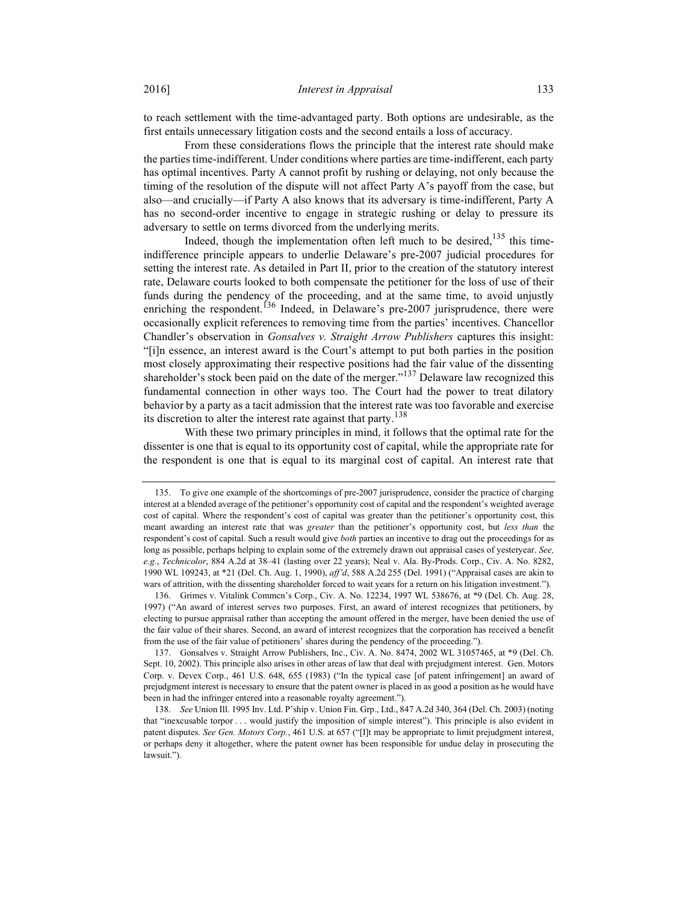to reach settlement with the time-advantaged party. Both options are undesirable, as the first entails unnecessary litigation costs and the second entails a loss of accuracy.

From these considerations flows the principle that the interest rate should make the parties time-indifferent. Under conditions where parties are time-indifferent, each party has optimal incentives. Party A cannot profit by rushing or delaying, not only because the timing of the resolution of the dispute will not affect Party A's payoff from the case, but also—and crucially—if Party A also knows that its adversary is time-indifferent, Party A has no second-order incentive to engage in strategic rushing or delay to pressure its adversary to settle on terms divorced from the underlying merits.

Indeed, though the implementation often left much to be desired,[135] this time-indifference principle appears to underlie Delaware's pre-2007 judicial procedures for setting the interest rate. As detailed in Part II, prior to the creation of the statutory interest rate, Delaware courts looked to both compensate the petitioner for the loss of use of their funds during the pendency of the proceeding, and at the same time, to avoid unjustly enriching the respondent.[136] Indeed, in Delaware's pre-2007 jurisprudence, there were occasionally explicit references to removing time from the parties' incentives. Chancellor Chandler's observation in *Gonsalves v. Straight Arrow Publishers* captures this insight: "[i]n essence, an interest award is the Court's attempt to put both parties in the position most closely approximating their respective positions had the fair value of the dissenting shareholder's stock been paid on the date of the merger."[137] Delaware law recognized this fundamental connection in other ways too. The Court had the power to treat dilatory behavior by a party as a tacit admission that the interest rate was too favorable and exercise its discretion to alter the interest rate against that party.[138]

With these two primary principles in mind, it follows that the optimal rate for the dissenter is one that is equal to its opportunity cost of capital, while the appropriate rate for the respondent is one that is equal to its marginal cost of capital. An interest rate that

---

135. To give one example of the shortcomings of pre-2007 jurisprudence, consider the practice of charging interest at a blended average of the petitioner's opportunity cost of capital and the respondent's weighted average cost of capital. Where the respondent's cost of capital was greater than the petitioner's opportunity cost, this meant awarding an interest rate that was *greater* than the petitioner's opportunity cost, but *less than* the respondent's cost of capital. Such a result would give *both* parties an incentive to drag out the proceedings for as long as possible, perhaps helping to explain some of the extremely drawn out appraisal cases of yesteryear. *See, e.g.*, *Technicolor*, 884 A.2d at 38–41 (lasting over 22 years); Neal v. Ala. By-Prods. Corp., Civ. A. No. 8282, 1990 WL 109243, at *21 (Del. Ch. Aug. 1, 1990), *aff'd*, 588 A.2d 255 (Del. 1991) ("Appraisal cases are akin to wars of attrition, with the dissenting shareholder forced to wait years for a return on his litigation investment.").

136. Grimes v. Vitalink Commcn's Corp., Civ. A. No. 12234, 1997 WL 538676, at *9 (Del. Ch. Aug. 28, 1997) ("An award of interest serves two purposes. First, an award of interest recognizes that petitioners, by electing to pursue appraisal rather than accepting the amount offered in the merger, have been denied the use of the fair value of their shares. Second, an award of interest recognizes that the corporation has received a benefit from the use of the fair value of petitioners' shares during the pendency of the proceeding.").

137. Gonsalves v. Straight Arrow Publishers, Inc., Civ. A. No. 8474, 2002 WL 31057465, at *9 (Del. Ch. Sept. 10, 2002). This principle also arises in other areas of law that deal with prejudgment interest. Gen. Motors Corp. v. Devex Corp., 461 U.S. 648, 655 (1983) ("In the typical case [of patent infringement] an award of prejudgment interest is necessary to ensure that the patent owner is placed in as good a position as he would have been in had the infringer entered into a reasonable royalty agreement.").

138. *See* Union Ill. 1995 Inv. Ltd. P'ship v. Union Fin. Grp., Ltd., 847 A.2d 340, 364 (Del. Ch. 2003) (noting that "inexcusable torpor . . . would justify the imposition of simple interest"). This principle is also evident in patent disputes. *See Gen. Motors Corp.*, 461 U.S. at 657 ("[I]t may be appropriate to limit prejudgment interest, or perhaps deny it altogether, where the patent owner has been responsible for undue delay in prosecuting the lawsuit.").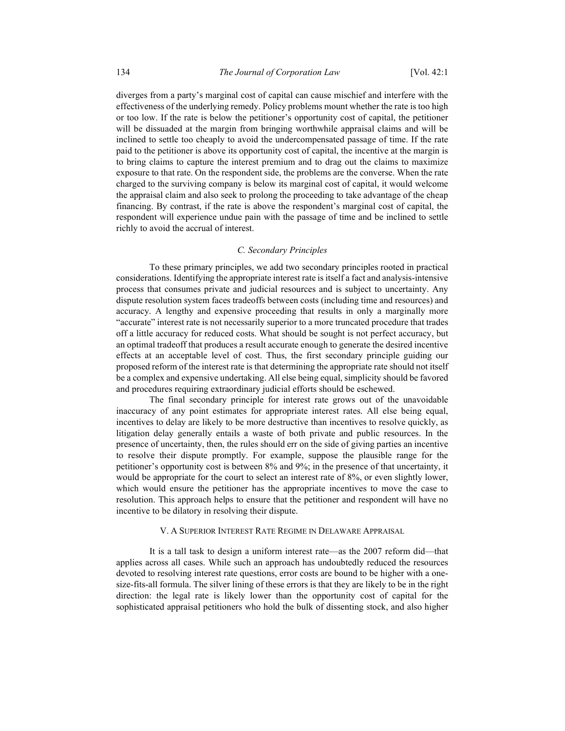diverges from a party's marginal cost of capital can cause mischief and interfere with the effectiveness of the underlying remedy. Policy problems mount whether the rate is too high or too low. If the rate is below the petitioner's opportunity cost of capital, the petitioner will be dissuaded at the margin from bringing worthwhile appraisal claims and will be inclined to settle too cheaply to avoid the undercompensated passage of time. If the rate paid to the petitioner is above its opportunity cost of capital, the incentive at the margin is to bring claims to capture the interest premium and to drag out the claims to maximize exposure to that rate. On the respondent side, the problems are the converse. When the rate charged to the surviving company is below its marginal cost of capital, it would welcome the appraisal claim and also seek to prolong the proceeding to take advantage of the cheap financing. By contrast, if the rate is above the respondent's marginal cost of capital, the respondent will experience undue pain with the passage of time and be inclined to settle richly to avoid the accrual of interest.

### *C. Secondary Principles*

To these primary principles, we add two secondary principles rooted in practical considerations. Identifying the appropriate interest rate is itself a fact and analysis-intensive process that consumes private and judicial resources and is subject to uncertainty. Any dispute resolution system faces tradeoffs between costs (including time and resources) and accuracy. A lengthy and expensive proceeding that results in only a marginally more "accurate" interest rate is not necessarily superior to a more truncated procedure that trades off a little accuracy for reduced costs. What should be sought is not perfect accuracy, but an optimal tradeoff that produces a result accurate enough to generate the desired incentive effects at an acceptable level of cost. Thus, the first secondary principle guiding our proposed reform of the interest rate is that determining the appropriate rate should not itself be a complex and expensive undertaking. All else being equal, simplicity should be favored and procedures requiring extraordinary judicial efforts should be eschewed.

The final secondary principle for interest rate grows out of the unavoidable inaccuracy of any point estimates for appropriate interest rates. All else being equal, incentives to delay are likely to be more destructive than incentives to resolve quickly, as litigation delay generally entails a waste of both private and public resources. In the presence of uncertainty, then, the rules should err on the side of giving parties an incentive to resolve their dispute promptly. For example, suppose the plausible range for the petitioner's opportunity cost is between 8% and 9%; in the presence of that uncertainty, it would be appropriate for the court to select an interest rate of 8%, or even slightly lower, which would ensure the petitioner has the appropriate incentives to move the case to resolution. This approach helps to ensure that the petitioner and respondent will have no incentive to be dilatory in resolving their dispute.

## V. A Superior Interest Rate Regime in Delaware Appraisal

It is a tall task to design a uniform interest rate—as the 2007 reform did—that applies across all cases. While such an approach has undoubtedly reduced the resources devoted to resolving interest rate questions, error costs are bound to be higher with a one-size-fits-all formula. The silver lining of these errors is that they are likely to be in the right direction: the legal rate is likely lower than the opportunity cost of capital for the sophisticated appraisal petitioners who hold the bulk of dissenting stock, and also higher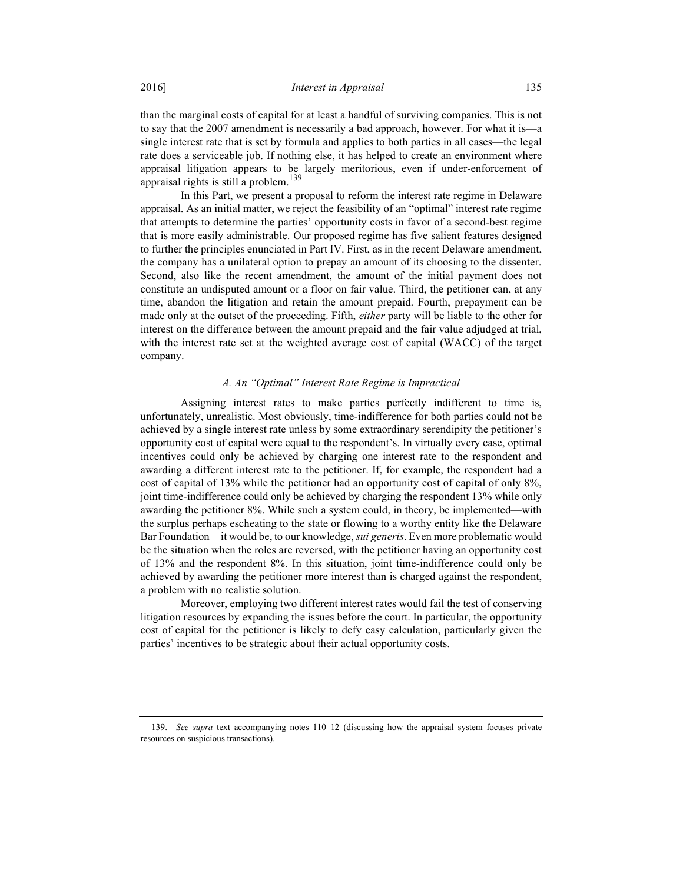than the marginal costs of capital for at least a handful of surviving companies. This is not to say that the 2007 amendment is necessarily a bad approach, however. For what it is—a single interest rate that is set by formula and applies to both parties in all cases—the legal rate does a serviceable job. If nothing else, it has helped to create an environment where appraisal litigation appears to be largely meritorious, even if under-enforcement of appraisal rights is still a problem.[139]

In this Part, we present a proposal to reform the interest rate regime in Delaware appraisal. As an initial matter, we reject the feasibility of an "optimal" interest rate regime that attempts to determine the parties' opportunity costs in favor of a second-best regime that is more easily administrable. Our proposed regime has five salient features designed to further the principles enunciated in Part IV. First, as in the recent Delaware amendment, the company has a unilateral option to prepay an amount of its choosing to the dissenter. Second, also like the recent amendment, the amount of the initial payment does not constitute an undisputed amount or a floor on fair value. Third, the petitioner can, at any time, abandon the litigation and retain the amount prepaid. Fourth, prepayment can be made only at the outset of the proceeding. Fifth, *either* party will be liable to the other for interest on the difference between the amount prepaid and the fair value adjudged at trial, with the interest rate set at the weighted average cost of capital (WACC) of the target company.

### *A. An "Optimal" Interest Rate Regime is Impractical*

Assigning interest rates to make parties perfectly indifferent to time is, unfortunately, unrealistic. Most obviously, time-indifference for both parties could not be achieved by a single interest rate unless by some extraordinary serendipity the petitioner's opportunity cost of capital were equal to the respondent's. In virtually every case, optimal incentives could only be achieved by charging one interest rate to the respondent and awarding a different interest rate to the petitioner. If, for example, the respondent had a cost of capital of 13% while the petitioner had an opportunity cost of capital of only 8%, joint time-indifference could only be achieved by charging the respondent 13% while only awarding the petitioner 8%. While such a system could, in theory, be implemented—with the surplus perhaps escheating to the state or flowing to a worthy entity like the Delaware Bar Foundation—it would be, to our knowledge, *sui generis*. Even more problematic would be the situation when the roles are reversed, with the petitioner having an opportunity cost of 13% and the respondent 8%. In this situation, joint time-indifference could only be achieved by awarding the petitioner more interest than is charged against the respondent, a problem with no realistic solution.

Moreover, employing two different interest rates would fail the test of conserving litigation resources by expanding the issues before the court. In particular, the opportunity cost of capital for the petitioner is likely to defy easy calculation, particularly given the parties' incentives to be strategic about their actual opportunity costs.

---

139. *See supra* text accompanying notes 110–12 (discussing how the appraisal system focuses private resources on suspicious transactions).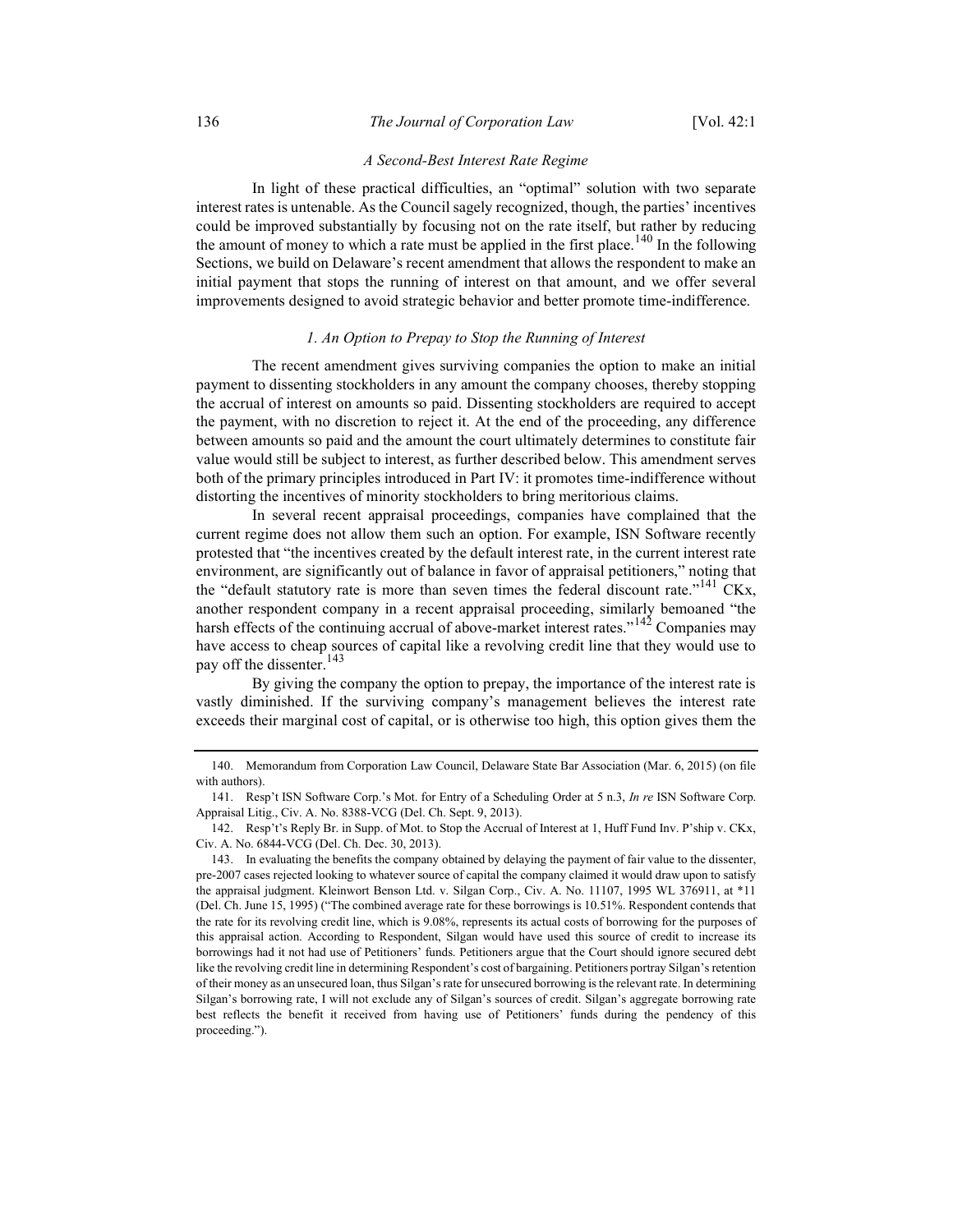### *A Second-Best Interest Rate Regime*

In light of these practical difficulties, an "optimal" solution with two separate interest rates is untenable. As the Council sagely recognized, though, the parties' incentives could be improved substantially by focusing not on the rate itself, but rather by reducing the amount of money to which a rate must be applied in the first place.[140] In the following Sections, we build on Delaware's recent amendment that allows the respondent to make an initial payment that stops the running of interest on that amount, and we offer several improvements designed to avoid strategic behavior and better promote time-indifference.

#### *1. An Option to Prepay to Stop the Running of Interest*

The recent amendment gives surviving companies the option to make an initial payment to dissenting stockholders in any amount the company chooses, thereby stopping the accrual of interest on amounts so paid. Dissenting stockholders are required to accept the payment, with no discretion to reject it. At the end of the proceeding, any difference between amounts so paid and the amount the court ultimately determines to constitute fair value would still be subject to interest, as further described below. This amendment serves both of the primary principles introduced in Part IV: it promotes time-indifference without distorting the incentives of minority stockholders to bring meritorious claims.

In several recent appraisal proceedings, companies have complained that the current regime does not allow them such an option. For example, ISN Software recently protested that "the incentives created by the default interest rate, in the current interest rate environment, are significantly out of balance in favor of appraisal petitioners," noting that the "default statutory rate is more than seven times the federal discount rate."[141] CKx, another respondent company in a recent appraisal proceeding, similarly bemoaned "the harsh effects of the continuing accrual of above-market interest rates."[142] Companies may have access to cheap sources of capital like a revolving credit line that they would use to pay off the dissenter.[143]

By giving the company the option to prepay, the importance of the interest rate is vastly diminished. If the surviving company's management believes the interest rate exceeds their marginal cost of capital, or is otherwise too high, this option gives them the

---

140. Memorandum from Corporation Law Council, Delaware State Bar Association (Mar. 6, 2015) (on file with authors).

141. Resp't ISN Software Corp.'s Mot. for Entry of a Scheduling Order at 5 n.3, *In re* ISN Software Corp. Appraisal Litig., Civ. A. No. 8388-VCG (Del. Ch. Sept. 9, 2013).

142. Resp't's Reply Br. in Supp. of Mot. to Stop the Accrual of Interest at 1, Huff Fund Inv. P'ship v. CKx, Civ. A. No. 6844-VCG (Del. Ch. Dec. 30, 2013).

143. In evaluating the benefits the company obtained by delaying the payment of fair value to the dissenter, pre-2007 cases rejected looking to whatever source of capital the company claimed it would draw upon to satisfy the appraisal judgment. Kleinwort Benson Ltd. v. Silgan Corp., Civ. A. No. 11107, 1995 WL 376911, at *11 (Del. Ch. June 15, 1995) ("The combined average rate for these borrowings is 10.51%. Respondent contends that the rate for its revolving credit line, which is 9.08%, represents its actual costs of borrowing for the purposes of this appraisal action. According to Respondent, Silgan would have used this source of credit to increase its borrowings had it not had use of Petitioners' funds. Petitioners argue that the Court should ignore secured debt like the revolving credit line in determining Respondent's cost of bargaining. Petitioners portray Silgan's retention of their money as an unsecured loan, thus Silgan's rate for unsecured borrowing is the relevant rate. In determining Silgan's borrowing rate, I will not exclude any of Silgan's sources of credit. Silgan's aggregate borrowing rate best reflects the benefit it received from having use of Petitioners' funds during the pendency of this proceeding.").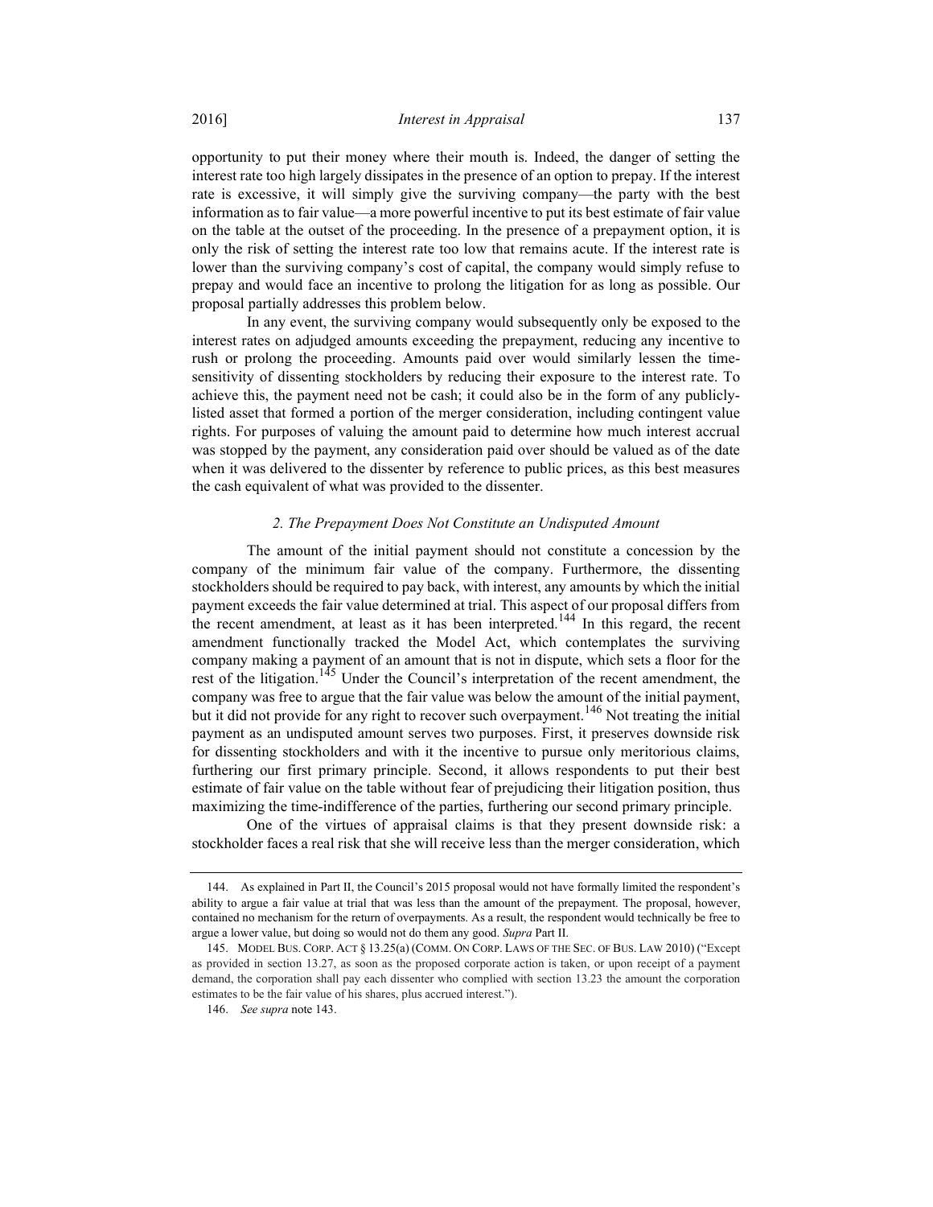opportunity to put their money where their mouth is. Indeed, the danger of setting the interest rate too high largely dissipates in the presence of an option to prepay. If the interest rate is excessive, it will simply give the surviving company—the party with the best information as to fair value—a more powerful incentive to put its best estimate of fair value on the table at the outset of the proceeding. In the presence of a prepayment option, it is only the risk of setting the interest rate too low that remains acute. If the interest rate is lower than the surviving company's cost of capital, the company would simply refuse to prepay and would face an incentive to prolong the litigation for as long as possible. Our proposal partially addresses this problem below.

In any event, the surviving company would subsequently only be exposed to the interest rates on adjudged amounts exceeding the prepayment, reducing any incentive to rush or prolong the proceeding. Amounts paid over would similarly lessen the time-sensitivity of dissenting stockholders by reducing their exposure to the interest rate. To achieve this, the payment need not be cash; it could also be in the form of any publicly-listed asset that formed a portion of the merger consideration, including contingent value rights. For purposes of valuing the amount paid to determine how much interest accrual was stopped by the payment, any consideration paid over should be valued as of the date when it was delivered to the dissenter by reference to public prices, as this best measures the cash equivalent of what was provided to the dissenter.

### *2. The Prepayment Does Not Constitute an Undisputed Amount*

The amount of the initial payment should not constitute a concession by the company of the minimum fair value of the company. Furthermore, the dissenting stockholders should be required to pay back, with interest, any amounts by which the initial payment exceeds the fair value determined at trial. This aspect of our proposal differs from the recent amendment, at least as it has been interpreted.[144] In this regard, the recent amendment functionally tracked the Model Act, which contemplates the surviving company making a payment of an amount that is not in dispute, which sets a floor for the rest of the litigation.[145] Under the Council's interpretation of the recent amendment, the company was free to argue that the fair value was below the amount of the initial payment, but it did not provide for any right to recover such overpayment.[146] Not treating the initial payment as an undisputed amount serves two purposes. First, it preserves downside risk for dissenting stockholders and with it the incentive to pursue only meritorious claims, furthering our first primary principle. Second, it allows respondents to put their best estimate of fair value on the table without fear of prejudicing their litigation position, thus maximizing the time-indifference of the parties, furthering our second primary principle.

One of the virtues of appraisal claims is that they present downside risk: a stockholder faces a real risk that she will receive less than the merger consideration, which

---

144. As explained in Part II, the Council's 2015 proposal would not have formally limited the respondent's ability to argue a fair value at trial that was less than the amount of the prepayment. The proposal, however, contained no mechanism for the return of overpayments. As a result, the respondent would technically be free to argue a lower value, but doing so would not do them any good. *Supra* Part II.

145. MODEL BUS. CORP. ACT § 13.25(a) (COMM. ON CORP. LAWS OF THE SEC. OF BUS. LAW 2010) ("Except as provided in section 13.27, as soon as the proposed corporate action is taken, or upon receipt of a payment demand, the corporation shall pay each dissenter who complied with section 13.23 the amount the corporation estimates to be the fair value of his shares, plus accrued interest.").

146. *See supra* note 143.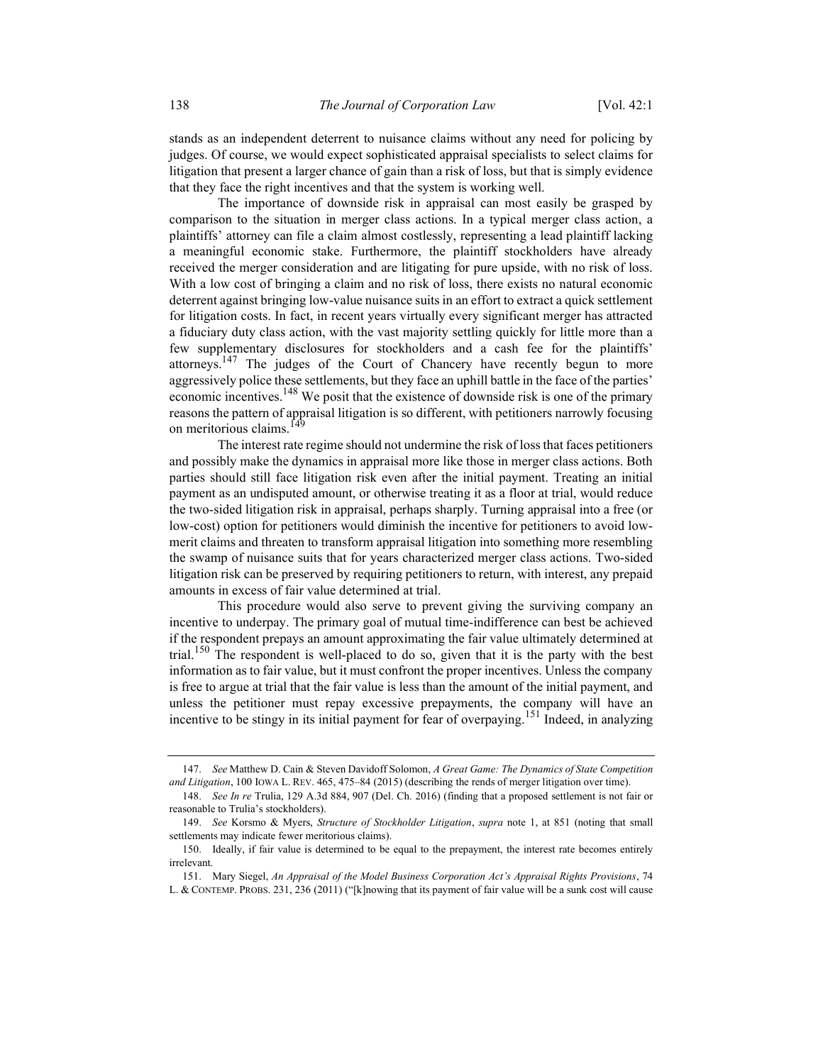stands as an independent deterrent to nuisance claims without any need for policing by judges. Of course, we would expect sophisticated appraisal specialists to select claims for litigation that present a larger chance of gain than a risk of loss, but that is simply evidence that they face the right incentives and that the system is working well.

The importance of downside risk in appraisal can most easily be grasped by comparison to the situation in merger class actions. In a typical merger class action, a plaintiffs' attorney can file a claim almost costlessly, representing a lead plaintiff lacking a meaningful economic stake. Furthermore, the plaintiff stockholders have already received the merger consideration and are litigating for pure upside, with no risk of loss. With a low cost of bringing a claim and no risk of loss, there exists no natural economic deterrent against bringing low-value nuisance suits in an effort to extract a quick settlement for litigation costs. In fact, in recent years virtually every significant merger has attracted a fiduciary duty class action, with the vast majority settling quickly for little more than a few supplementary disclosures for stockholders and a cash fee for the plaintiffs' attorneys.[147] The judges of the Court of Chancery have recently begun to more aggressively police these settlements, but they face an uphill battle in the face of the parties' economic incentives.[148] We posit that the existence of downside risk is one of the primary reasons the pattern of appraisal litigation is so different, with petitioners narrowly focusing on meritorious claims.[149]

The interest rate regime should not undermine the risk of loss that faces petitioners and possibly make the dynamics in appraisal more like those in merger class actions. Both parties should still face litigation risk even after the initial payment. Treating an initial payment as an undisputed amount, or otherwise treating it as a floor at trial, would reduce the two-sided litigation risk in appraisal, perhaps sharply. Turning appraisal into a free (or low-cost) option for petitioners would diminish the incentive for petitioners to avoid low-merit claims and threaten to transform appraisal litigation into something more resembling the swamp of nuisance suits that for years characterized merger class actions. Two-sided litigation risk can be preserved by requiring petitioners to return, with interest, any prepaid amounts in excess of fair value determined at trial.

This procedure would also serve to prevent giving the surviving company an incentive to underpay. The primary goal of mutual time-indifference can best be achieved if the respondent prepays an amount approximating the fair value ultimately determined at trial.[150] The respondent is well-placed to do so, given that it is the party with the best information as to fair value, but it must confront the proper incentives. Unless the company is free to argue at trial that the fair value is less than the amount of the initial payment, and unless the petitioner must repay excessive prepayments, the company will have an incentive to be stingy in its initial payment for fear of overpaying.[151] Indeed, in analyzing

---

147. *See* Matthew D. Cain & Steven Davidoff Solomon, *A Great Game: The Dynamics of State Competition and Litigation*, 100 IOWA L. REV. 465, 475–84 (2015) (describing the rends of merger litigation over time).

148. *See In re* Trulia, 129 A.3d 884, 907 (Del. Ch. 2016) (finding that a proposed settlement is not fair or reasonable to Trulia's stockholders).

149. *See* Korsmo & Myers, *Structure of Stockholder Litigation*, *supra* note 1, at 851 (noting that small settlements may indicate fewer meritorious claims).

150. Ideally, if fair value is determined to be equal to the prepayment, the interest rate becomes entirely irrelevant.

151. Mary Siegel, *An Appraisal of the Model Business Corporation Act's Appraisal Rights Provisions*, 74 L. & CONTEMP. PROBS. 231, 236 (2011) ("[k]nowing that its payment of fair value will be a sunk cost will cause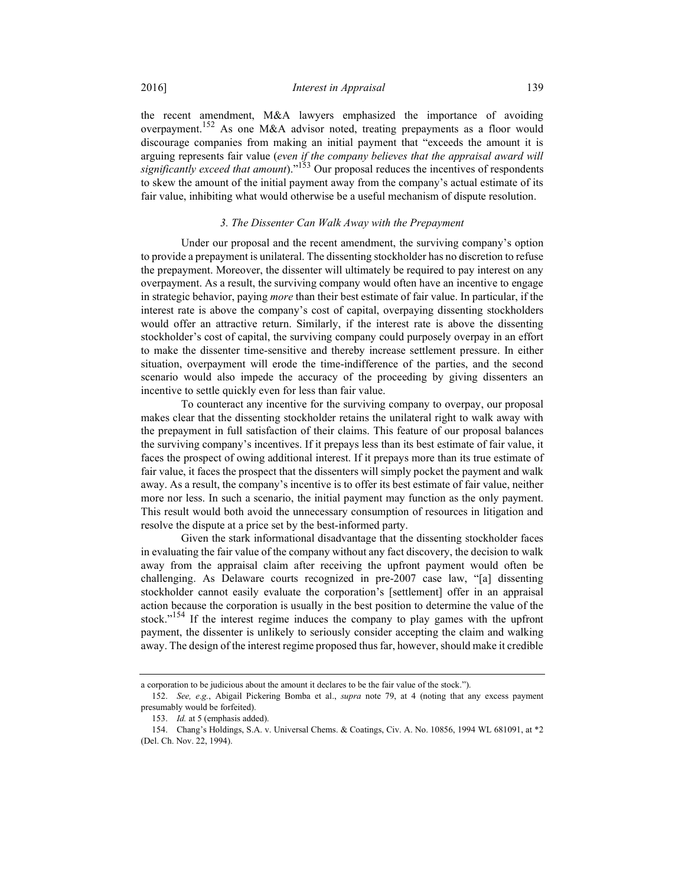the recent amendment, M&A lawyers emphasized the importance of avoiding overpayment.[152] As one M&A advisor noted, treating prepayments as a floor would discourage companies from making an initial payment that "exceeds the amount it is arguing represents fair value (*even if the company believes that the appraisal award will significantly exceed that amount*)."[153] Our proposal reduces the incentives of respondents to skew the amount of the initial payment away from the company's actual estimate of its fair value, inhibiting what would otherwise be a useful mechanism of dispute resolution.

### *3. The Dissenter Can Walk Away with the Prepayment*

Under our proposal and the recent amendment, the surviving company's option to provide a prepayment is unilateral. The dissenting stockholder has no discretion to refuse the prepayment. Moreover, the dissenter will ultimately be required to pay interest on any overpayment. As a result, the surviving company would often have an incentive to engage in strategic behavior, paying *more* than their best estimate of fair value. In particular, if the interest rate is above the company's cost of capital, overpaying dissenting stockholders would offer an attractive return. Similarly, if the interest rate is above the dissenting stockholder's cost of capital, the surviving company could purposely overpay in an effort to make the dissenter time-sensitive and thereby increase settlement pressure. In either situation, overpayment will erode the time-indifference of the parties, and the second scenario would also impede the accuracy of the proceeding by giving dissenters an incentive to settle quickly even for less than fair value.

To counteract any incentive for the surviving company to overpay, our proposal makes clear that the dissenting stockholder retains the unilateral right to walk away with the prepayment in full satisfaction of their claims. This feature of our proposal balances the surviving company's incentives. If it prepays less than its best estimate of fair value, it faces the prospect of owing additional interest. If it prepays more than its true estimate of fair value, it faces the prospect that the dissenters will simply pocket the payment and walk away. As a result, the company's incentive is to offer its best estimate of fair value, neither more nor less. In such a scenario, the initial payment may function as the only payment. This result would both avoid the unnecessary consumption of resources in litigation and resolve the dispute at a price set by the best-informed party.

Given the stark informational disadvantage that the dissenting stockholder faces in evaluating the fair value of the company without any fact discovery, the decision to walk away from the appraisal claim after receiving the upfront payment would often be challenging. As Delaware courts recognized in pre-2007 case law, "[a] dissenting stockholder cannot easily evaluate the corporation's [settlement] offer in an appraisal action because the corporation is usually in the best position to determine the value of the stock."[154] If the interest regime induces the company to play games with the upfront payment, the dissenter is unlikely to seriously consider accepting the claim and walking away. The design of the interest regime proposed thus far, however, should make it credible

---

a corporation to be judicious about the amount it declares to be the fair value of the stock.").

152. *See, e.g.*, Abigail Pickering Bomba et al., *supra* note 79, at 4 (noting that any excess payment presumably would be forfeited).

153. *Id.* at 5 (emphasis added).

154. Chang's Holdings, S.A. v. Universal Chems. & Coatings, Civ. A. No. 10856, 1994 WL 681091, at *2 (Del. Ch. Nov. 22, 1994).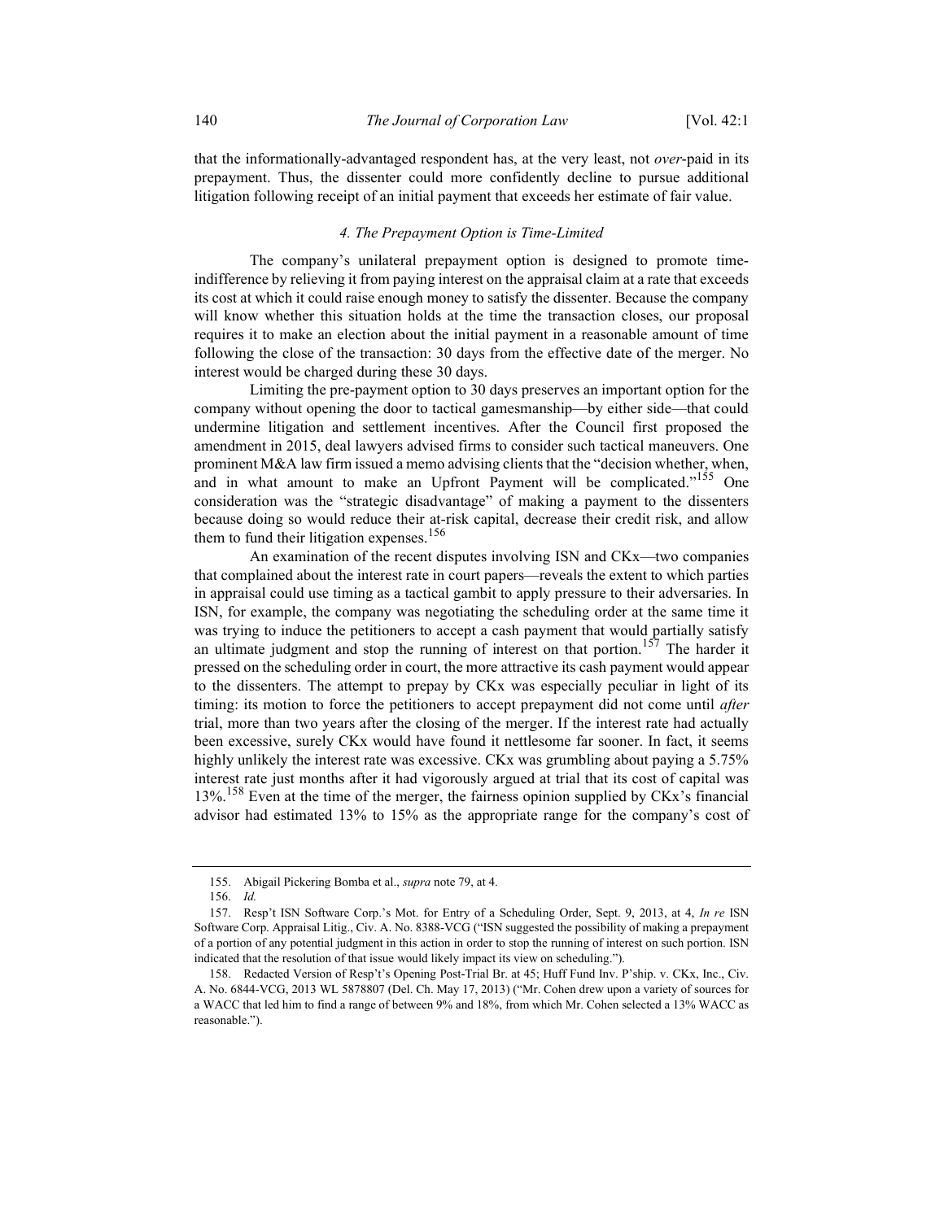that the informationally-advantaged respondent has, at the very least, not *over*-paid in its prepayment. Thus, the dissenter could more confidently decline to pursue additional litigation following receipt of an initial payment that exceeds her estimate of fair value.

#### *4. The Prepayment Option is Time-Limited*

The company's unilateral prepayment option is designed to promote time-indifference by relieving it from paying interest on the appraisal claim at a rate that exceeds its cost at which it could raise enough money to satisfy the dissenter. Because the company will know whether this situation holds at the time the transaction closes, our proposal requires it to make an election about the initial payment in a reasonable amount of time following the close of the transaction: 30 days from the effective date of the merger. No interest would be charged during these 30 days.

Limiting the pre-payment option to 30 days preserves an important option for the company without opening the door to tactical gamesmanship—by either side—that could undermine litigation and settlement incentives. After the Council first proposed the amendment in 2015, deal lawyers advised firms to consider such tactical maneuvers. One prominent M&A law firm issued a memo advising clients that the "decision whether, when, and in what amount to make an Upfront Payment will be complicated."[155] One consideration was the "strategic disadvantage" of making a payment to the dissenters because doing so would reduce their at-risk capital, decrease their credit risk, and allow them to fund their litigation expenses.[156]

An examination of the recent disputes involving ISN and CKx—two companies that complained about the interest rate in court papers—reveals the extent to which parties in appraisal could use timing as a tactical gambit to apply pressure to their adversaries. In ISN, for example, the company was negotiating the scheduling order at the same time it was trying to induce the petitioners to accept a cash payment that would partially satisfy an ultimate judgment and stop the running of interest on that portion.[157] The harder it pressed on the scheduling order in court, the more attractive its cash payment would appear to the dissenters. The attempt to prepay by CKx was especially peculiar in light of its timing: its motion to force the petitioners to accept prepayment did not come until *after* trial, more than two years after the closing of the merger. If the interest rate had actually been excessive, surely CKx would have found it nettlesome far sooner. In fact, it seems highly unlikely the interest rate was excessive. CKx was grumbling about paying a 5.75% interest rate just months after it had vigorously argued at trial that its cost of capital was 13%.[158] Even at the time of the merger, the fairness opinion supplied by CKx's financial advisor had estimated 13% to 15% as the appropriate range for the company's cost of

---

155. Abigail Pickering Bomba et al., *supra* note 79, at 4.

156. *Id.*

157. Resp't ISN Software Corp.'s Mot. for Entry of a Scheduling Order, Sept. 9, 2013, at 4, *In re* ISN Software Corp. Appraisal Litig., Civ. A. No. 8388-VCG ("ISN suggested the possibility of making a prepayment of a portion of any potential judgment in this action in order to stop the running of interest on such portion. ISN indicated that the resolution of that issue would likely impact its view on scheduling.").

158. Redacted Version of Resp't's Opening Post-Trial Br. at 45; Huff Fund Inv. P'ship. v. CKx, Inc., Civ. A. No. 6844-VCG, 2013 WL 5878807 (Del. Ch. May 17, 2013) ("Mr. Cohen drew upon a variety of sources for a WACC that led him to find a range of between 9% and 18%, from which Mr. Cohen selected a 13% WACC as reasonable.").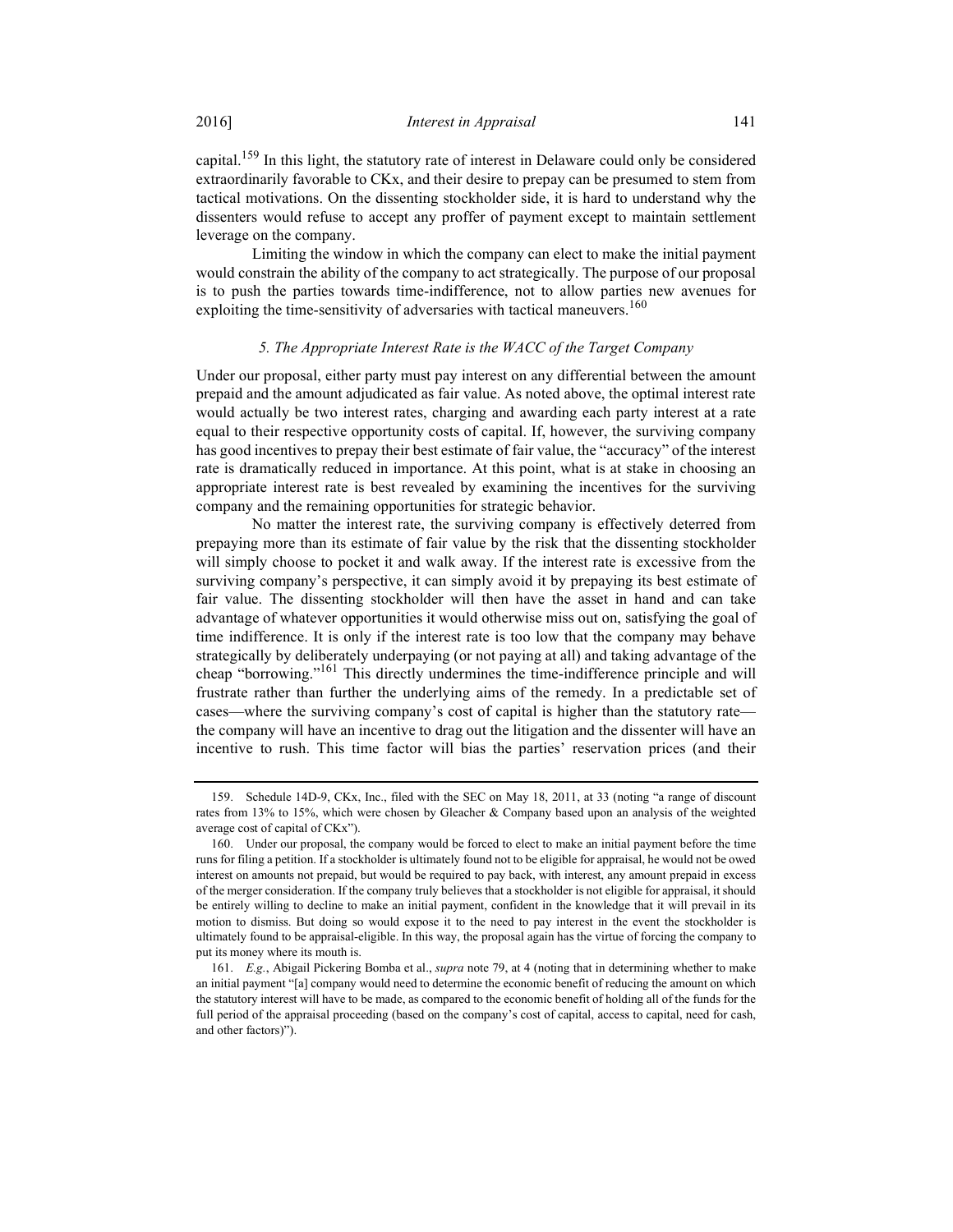capital.[159] In this light, the statutory rate of interest in Delaware could only be considered extraordinarily favorable to CKx, and their desire to prepay can be presumed to stem from tactical motivations. On the dissenting stockholder side, it is hard to understand why the dissenters would refuse to accept any proffer of payment except to maintain settlement leverage on the company.

Limiting the window in which the company can elect to make the initial payment would constrain the ability of the company to act strategically. The purpose of our proposal is to push the parties towards time-indifference, not to allow parties new avenues for exploiting the time-sensitivity of adversaries with tactical maneuvers.[160]

### *5. The Appropriate Interest Rate is the WACC of the Target Company*

Under our proposal, either party must pay interest on any differential between the amount prepaid and the amount adjudicated as fair value. As noted above, the optimal interest rate would actually be two interest rates, charging and awarding each party interest at a rate equal to their respective opportunity costs of capital. If, however, the surviving company has good incentives to prepay their best estimate of fair value, the "accuracy" of the interest rate is dramatically reduced in importance. At this point, what is at stake in choosing an appropriate interest rate is best revealed by examining the incentives for the surviving company and the remaining opportunities for strategic behavior.

No matter the interest rate, the surviving company is effectively deterred from prepaying more than its estimate of fair value by the risk that the dissenting stockholder will simply choose to pocket it and walk away. If the interest rate is excessive from the surviving company's perspective, it can simply avoid it by prepaying its best estimate of fair value. The dissenting stockholder will then have the asset in hand and can take advantage of whatever opportunities it would otherwise miss out on, satisfying the goal of time indifference. It is only if the interest rate is too low that the company may behave strategically by deliberately underpaying (or not paying at all) and taking advantage of the cheap "borrowing."[161] This directly undermines the time-indifference principle and will frustrate rather than further the underlying aims of the remedy. In a predictable set of cases—where the surviving company's cost of capital is higher than the statutory rate—the company will have an incentive to drag out the litigation and the dissenter will have an incentive to rush. This time factor will bias the parties' reservation prices (and their

---

159. Schedule 14D-9, CKx, Inc., filed with the SEC on May 18, 2011, at 33 (noting "a range of discount rates from 13% to 15%, which were chosen by Gleacher & Company based upon an analysis of the weighted average cost of capital of CKx").

160. Under our proposal, the company would be forced to elect to make an initial payment before the time runs for filing a petition. If a stockholder is ultimately found not to be eligible for appraisal, he would not be owed interest on amounts not prepaid, but would be required to pay back, with interest, any amount prepaid in excess of the merger consideration. If the company truly believes that a stockholder is not eligible for appraisal, it should be entirely willing to decline to make an initial payment, confident in the knowledge that it will prevail in its motion to dismiss. But doing so would expose it to the need to pay interest in the event the stockholder is ultimately found to be appraisal-eligible. In this way, the proposal again has the virtue of forcing the company to put its money where its mouth is.

161. *E.g.*, Abigail Pickering Bomba et al., *supra* note 79, at 4 (noting that in determining whether to make an initial payment "[a] company would need to determine the economic benefit of reducing the amount on which the statutory interest will have to be made, as compared to the economic benefit of holding all of the funds for the full period of the appraisal proceeding (based on the company's cost of capital, access to capital, need for cash, and other factors)").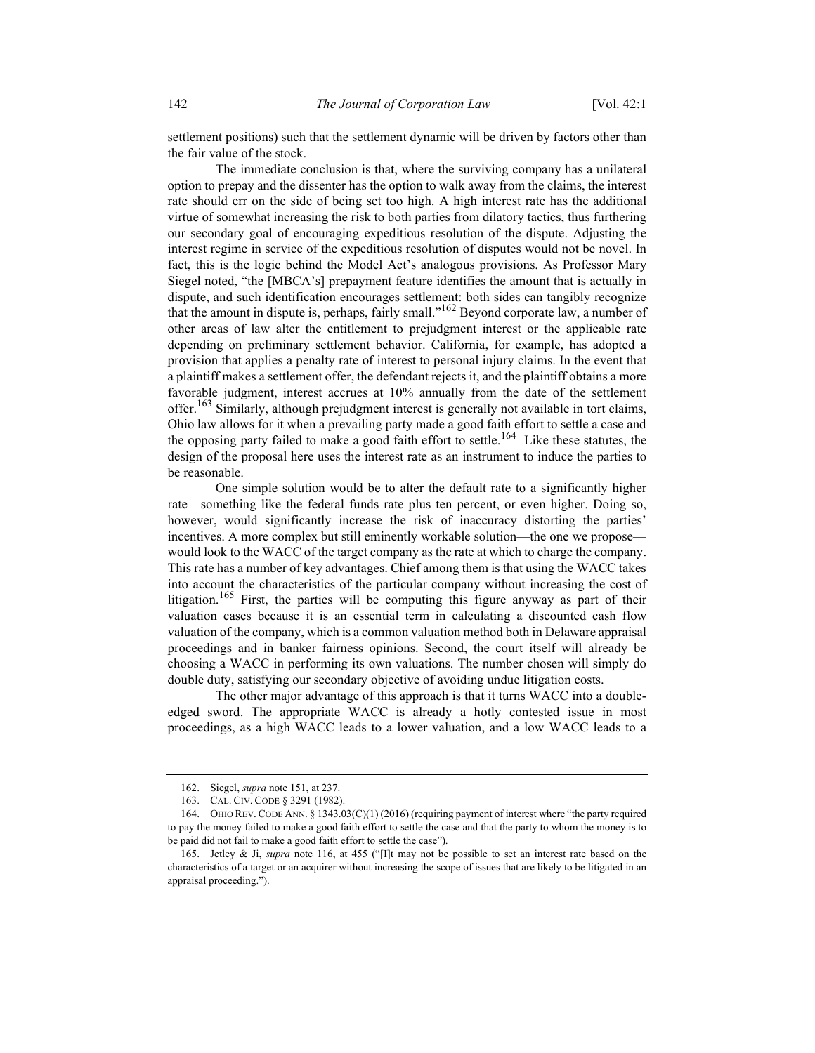settlement positions) such that the settlement dynamic will be driven by factors other than the fair value of the stock.

The immediate conclusion is that, where the surviving company has a unilateral option to prepay and the dissenter has the option to walk away from the claims, the interest rate should err on the side of being set too high. A high interest rate has the additional virtue of somewhat increasing the risk to both parties from dilatory tactics, thus furthering our secondary goal of encouraging expeditious resolution of the dispute. Adjusting the interest regime in service of the expeditious resolution of disputes would not be novel. In fact, this is the logic behind the Model Act's analogous provisions. As Professor Mary Siegel noted, "the [MBCA's] prepayment feature identifies the amount that is actually in dispute, and such identification encourages settlement: both sides can tangibly recognize that the amount in dispute is, perhaps, fairly small."[162] Beyond corporate law, a number of other areas of law alter the entitlement to prejudgment interest or the applicable rate depending on preliminary settlement behavior. California, for example, has adopted a provision that applies a penalty rate of interest to personal injury claims. In the event that a plaintiff makes a settlement offer, the defendant rejects it, and the plaintiff obtains a more favorable judgment, interest accrues at 10% annually from the date of the settlement offer.[163] Similarly, although prejudgment interest is generally not available in tort claims, Ohio law allows for it when a prevailing party made a good faith effort to settle a case and the opposing party failed to make a good faith effort to settle.[164] Like these statutes, the design of the proposal here uses the interest rate as an instrument to induce the parties to be reasonable.

One simple solution would be to alter the default rate to a significantly higher rate—something like the federal funds rate plus ten percent, or even higher. Doing so, however, would significantly increase the risk of inaccuracy distorting the parties' incentives. A more complex but still eminently workable solution—the one we propose—would look to the WACC of the target company as the rate at which to charge the company. This rate has a number of key advantages. Chief among them is that using the WACC takes into account the characteristics of the particular company without increasing the cost of litigation.[165] First, the parties will be computing this figure anyway as part of their valuation cases because it is an essential term in calculating a discounted cash flow valuation of the company, which is a common valuation method both in Delaware appraisal proceedings and in banker fairness opinions. Second, the court itself will already be choosing a WACC in performing its own valuations. The number chosen will simply do double duty, satisfying our secondary objective of avoiding undue litigation costs.

The other major advantage of this approach is that it turns WACC into a double-edged sword. The appropriate WACC is already a hotly contested issue in most proceedings, as a high WACC leads to a lower valuation, and a low WACC leads to a

---

162. Siegel, *supra* note 151, at 237.

163. CAL. CIV. CODE § 3291 (1982).

164. OHIO REV. CODE ANN. § 1343.03(C)(1) (2016) (requiring payment of interest where "the party required to pay the money failed to make a good faith effort to settle the case and that the party to whom the money is to be paid did not fail to make a good faith effort to settle the case").

165. Jetley & Ji, *supra* note 116, at 455 ("[I]t may not be possible to set an interest rate based on the characteristics of a target or an acquirer without increasing the scope of issues that are likely to be litigated in an appraisal proceeding.").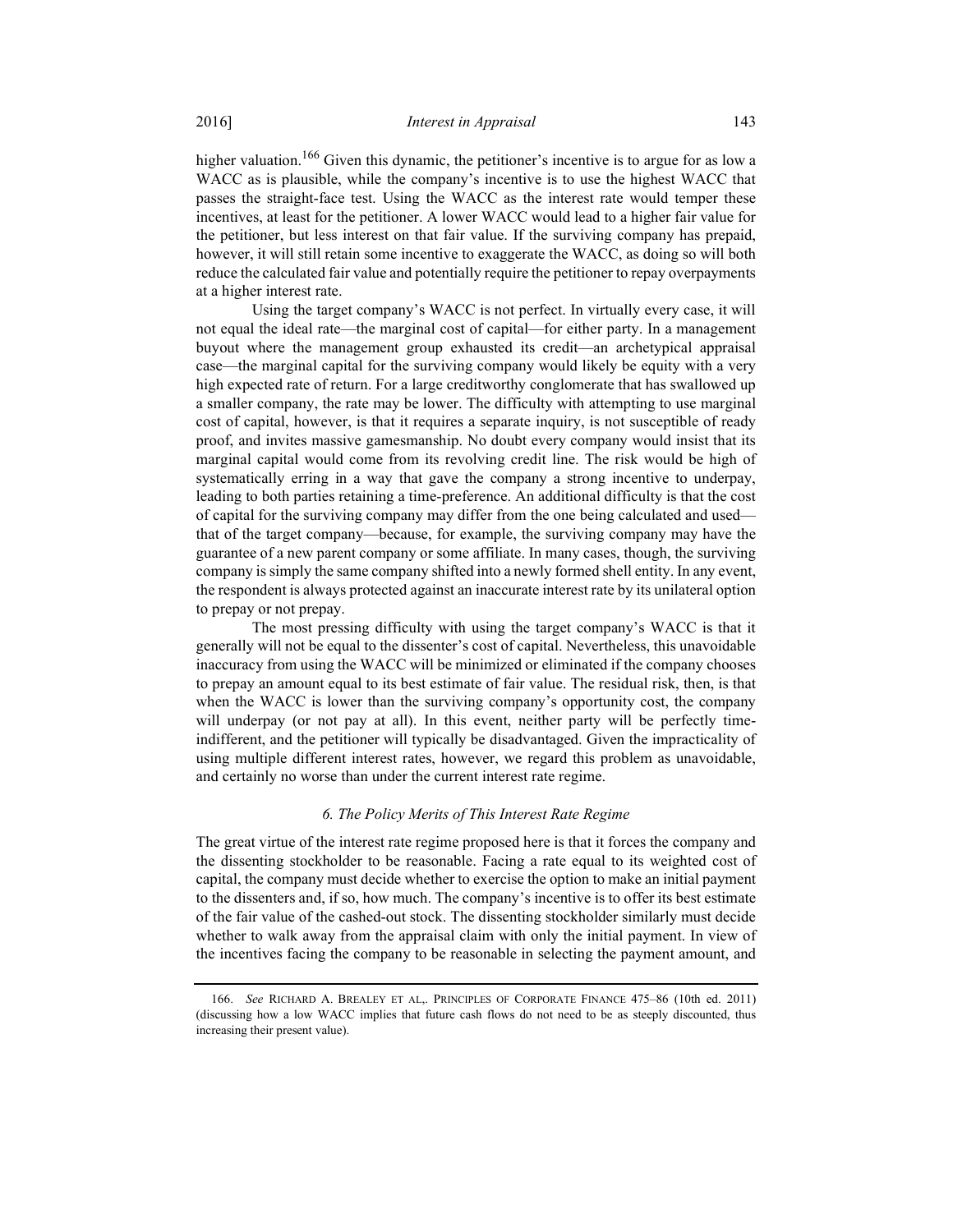higher valuation.[166] Given this dynamic, the petitioner's incentive is to argue for as low a WACC as is plausible, while the company's incentive is to use the highest WACC that passes the straight-face test. Using the WACC as the interest rate would temper these incentives, at least for the petitioner. A lower WACC would lead to a higher fair value for the petitioner, but less interest on that fair value. If the surviving company has prepaid, however, it will still retain some incentive to exaggerate the WACC, as doing so will both reduce the calculated fair value and potentially require the petitioner to repay overpayments at a higher interest rate.

Using the target company's WACC is not perfect. In virtually every case, it will not equal the ideal rate—the marginal cost of capital—for either party. In a management buyout where the management group exhausted its credit—an archetypical appraisal case—the marginal capital for the surviving company would likely be equity with a very high expected rate of return. For a large creditworthy conglomerate that has swallowed up a smaller company, the rate may be lower. The difficulty with attempting to use marginal cost of capital, however, is that it requires a separate inquiry, is not susceptible of ready proof, and invites massive gamesmanship. No doubt every company would insist that its marginal capital would come from its revolving credit line. The risk would be high of systematically erring in a way that gave the company a strong incentive to underpay, leading to both parties retaining a time-preference. An additional difficulty is that the cost of capital for the surviving company may differ from the one being calculated and used—that of the target company—because, for example, the surviving company may have the guarantee of a new parent company or some affiliate. In many cases, though, the surviving company is simply the same company shifted into a newly formed shell entity. In any event, the respondent is always protected against an inaccurate interest rate by its unilateral option to prepay or not prepay.

The most pressing difficulty with using the target company's WACC is that it generally will not be equal to the dissenter's cost of capital. Nevertheless, this unavoidable inaccuracy from using the WACC will be minimized or eliminated if the company chooses to prepay an amount equal to its best estimate of fair value. The residual risk, then, is that when the WACC is lower than the surviving company's opportunity cost, the company will underpay (or not pay at all). In this event, neither party will be perfectly time-indifferent, and the petitioner will typically be disadvantaged. Given the impracticality of using multiple different interest rates, however, we regard this problem as unavoidable, and certainly no worse than under the current interest rate regime.

### *6. The Policy Merits of This Interest Rate Regime*

The great virtue of the interest rate regime proposed here is that it forces the company and the dissenting stockholder to be reasonable. Facing a rate equal to its weighted cost of capital, the company must decide whether to exercise the option to make an initial payment to the dissenters and, if so, how much. The company's incentive is to offer its best estimate of the fair value of the cashed-out stock. The dissenting stockholder similarly must decide whether to walk away from the appraisal claim with only the initial payment. In view of the incentives facing the company to be reasonable in selecting the payment amount, and

---

166. *See* RICHARD A. BREALEY ET AL,. PRINCIPLES OF CORPORATE FINANCE 475–86 (10th ed. 2011) (discussing how a low WACC implies that future cash flows do not need to be as steeply discounted, thus increasing their present value).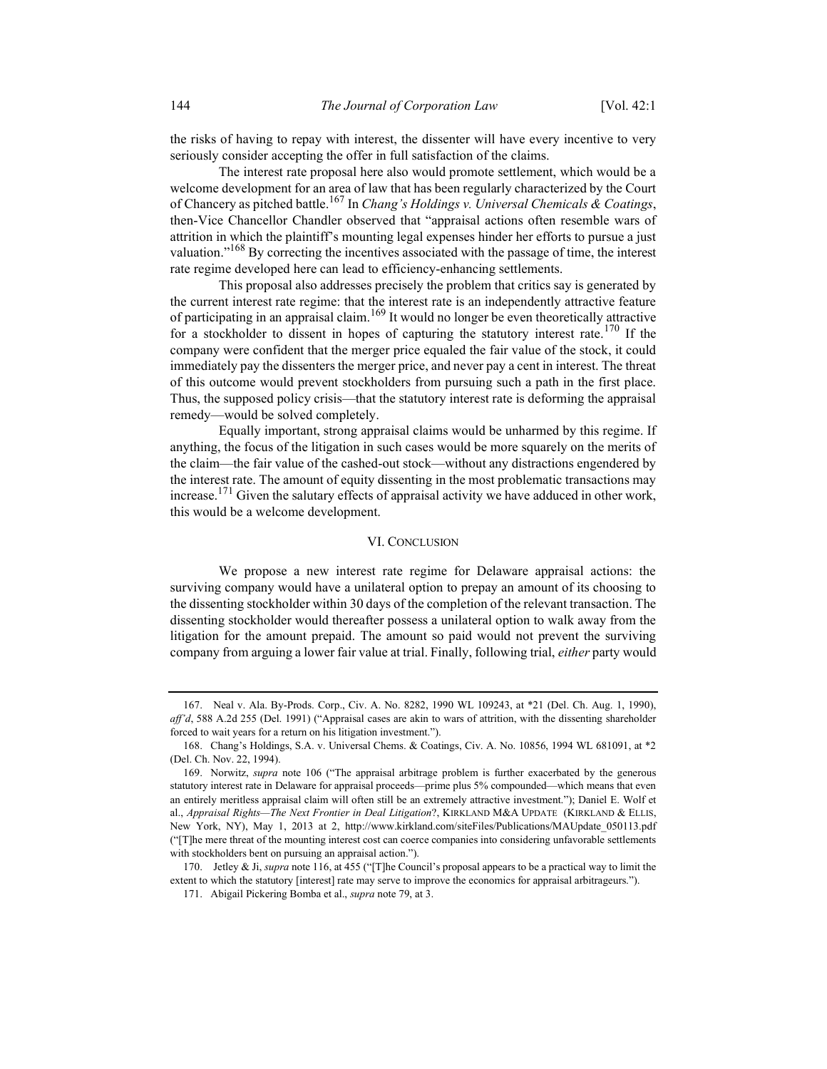the risks of having to repay with interest, the dissenter will have every incentive to very seriously consider accepting the offer in full satisfaction of the claims.

The interest rate proposal here also would promote settlement, which would be a welcome development for an area of law that has been regularly characterized by the Court of Chancery as pitched battle.[167] In *Chang's Holdings v. Universal Chemicals & Coatings*, then-Vice Chancellor Chandler observed that "appraisal actions often resemble wars of attrition in which the plaintiff's mounting legal expenses hinder her efforts to pursue a just valuation."[168] By correcting the incentives associated with the passage of time, the interest rate regime developed here can lead to efficiency-enhancing settlements.

This proposal also addresses precisely the problem that critics say is generated by the current interest rate regime: that the interest rate is an independently attractive feature of participating in an appraisal claim.[169] It would no longer be even theoretically attractive for a stockholder to dissent in hopes of capturing the statutory interest rate.[170] If the company were confident that the merger price equaled the fair value of the stock, it could immediately pay the dissenters the merger price, and never pay a cent in interest. The threat of this outcome would prevent stockholders from pursuing such a path in the first place. Thus, the supposed policy crisis—that the statutory interest rate is deforming the appraisal remedy—would be solved completely.

Equally important, strong appraisal claims would be unharmed by this regime. If anything, the focus of the litigation in such cases would be more squarely on the merits of the claim—the fair value of the cashed-out stock—without any distractions engendered by the interest rate. The amount of equity dissenting in the most problematic transactions may increase.[171] Given the salutary effects of appraisal activity we have adduced in other work, this would be a welcome development.

## VI. CONCLUSION

We propose a new interest rate regime for Delaware appraisal actions: the surviving company would have a unilateral option to prepay an amount of its choosing to the dissenting stockholder within 30 days of the completion of the relevant transaction. The dissenting stockholder would thereafter possess a unilateral option to walk away from the litigation for the amount prepaid. The amount so paid would not prevent the surviving company from arguing a lower fair value at trial. Finally, following trial, *either* party would

---

167. Neal v. Ala. By-Prods. Corp., Civ. A. No. 8282, 1990 WL 109243, at *21 (Del. Ch. Aug. 1, 1990), *aff'd*, 588 A.2d 255 (Del. 1991) ("Appraisal cases are akin to wars of attrition, with the dissenting shareholder forced to wait years for a return on his litigation investment.").

168. Chang's Holdings, S.A. v. Universal Chems. & Coatings, Civ. A. No. 10856, 1994 WL 681091, at *2 (Del. Ch. Nov. 22, 1994).

169. Norwitz, *supra* note 106 ("The appraisal arbitrage problem is further exacerbated by the generous statutory interest rate in Delaware for appraisal proceeds—prime plus 5% compounded—which means that even an entirely meritless appraisal claim will often still be an extremely attractive investment."); Daniel E. Wolf et al., *Appraisal Rights—The Next Frontier in Deal Litigation*?, KIRKLAND M&A UPDATE (KIRKLAND & ELLIS, New York, NY), May 1, 2013 at 2, http://www.kirkland.com/siteFiles/Publications/MAUpdate_050113.pdf ("[T]he mere threat of the mounting interest cost can coerce companies into considering unfavorable settlements with stockholders bent on pursuing an appraisal action.").

170. Jetley & Ji, *supra* note 116, at 455 ("[T]he Council's proposal appears to be a practical way to limit the extent to which the statutory [interest] rate may serve to improve the economics for appraisal arbitrageurs.").

171. Abigail Pickering Bomba et al., *supra* note 79, at 3.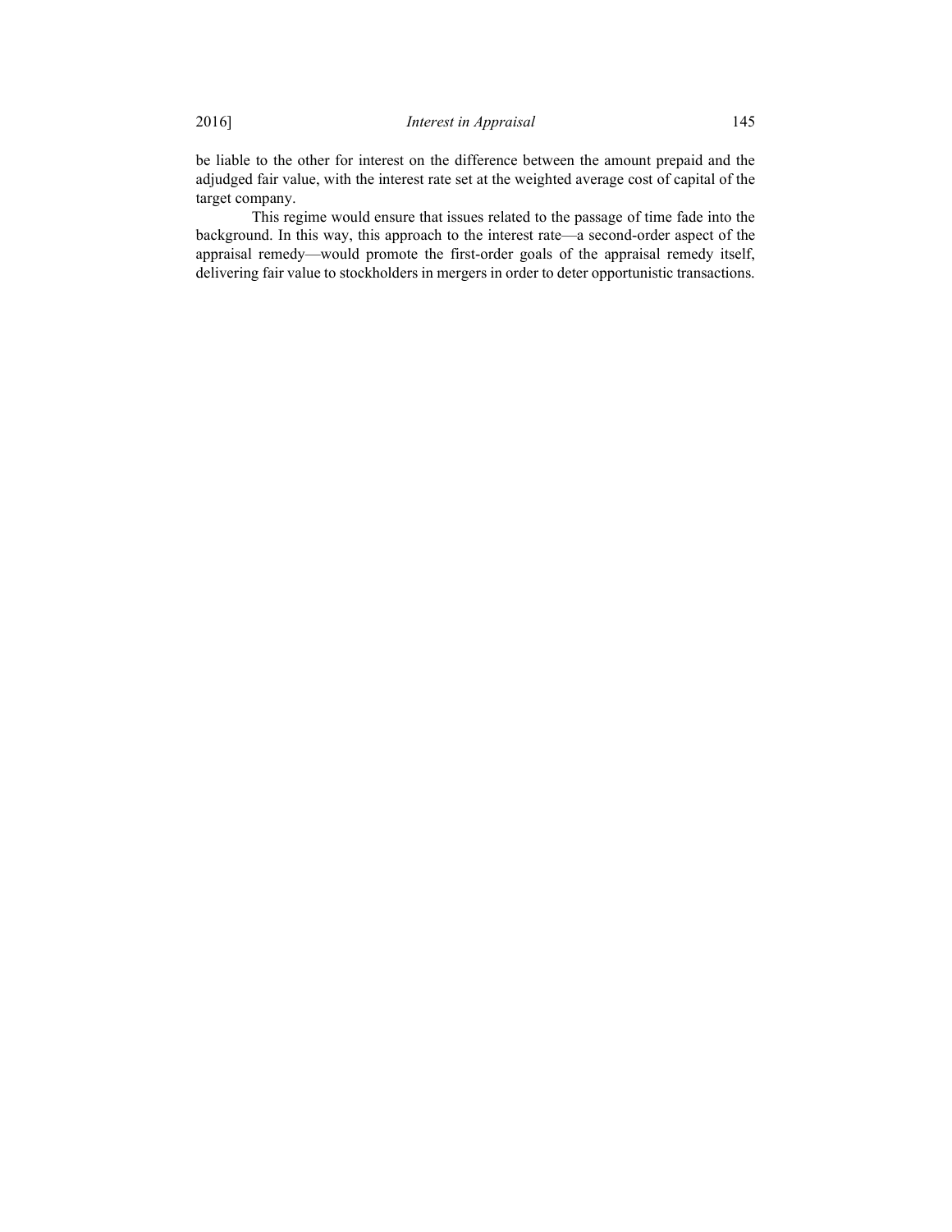be liable to the other for interest on the difference between the amount prepaid and the adjudged fair value, with the interest rate set at the weighted average cost of capital of the target company.

This regime would ensure that issues related to the passage of time fade into the background. In this way, this approach to the interest rate—a second-order aspect of the appraisal remedy—would promote the first-order goals of the appraisal remedy itself, delivering fair value to stockholders in mergers in order to deter opportunistic transactions.